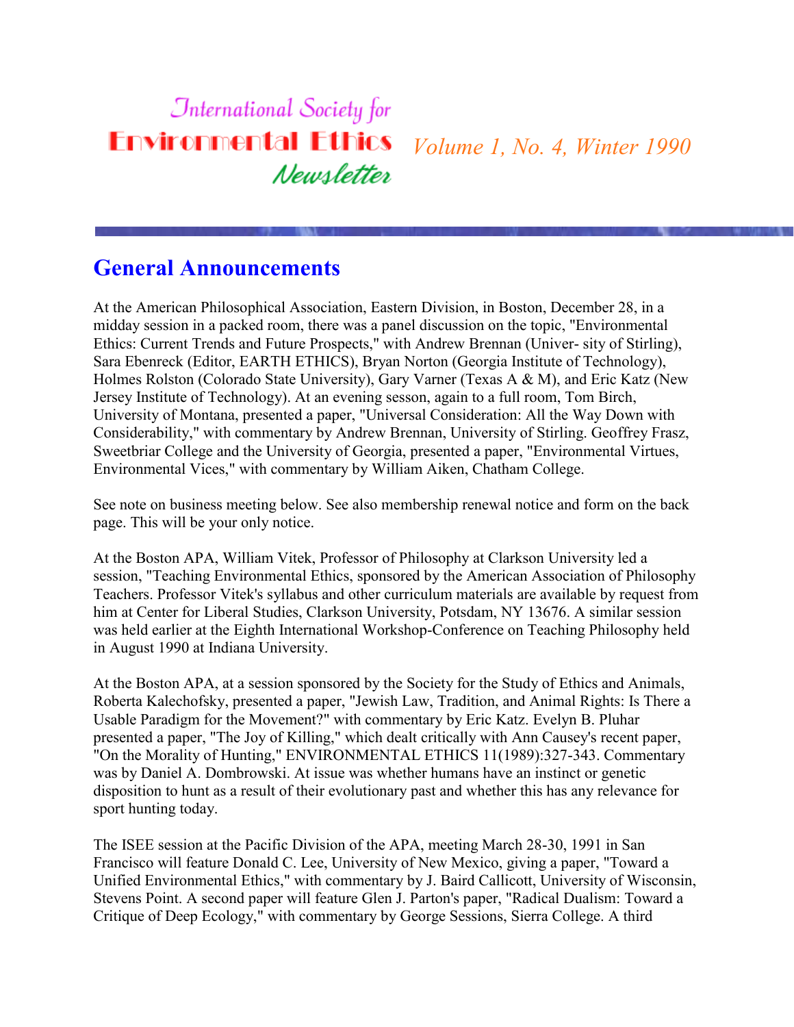# International Society for Environmental Ethics Newsletter

*Volume 1, No. 4, Winter 1990*

## General Announcements

At the American Philosophical Association, Eastern Division, in Boston, December 28, in a midday session in a packed room, there was a panel discussion on the topic, "Environmental Ethics: Current Trends and Future Prospects," with Andrew Brennan (Univer- sity of Stirling), Sara Ebenreck (Editor, EARTH ETHICS), Bryan Norton (Georgia Institute of Technology), Holmes Rolston (Colorado State University), Gary Varner (Texas A & M), and Eric Katz (New Jersey Institute of Technology). At an evening sesson, again to a full room, Tom Birch, University of Montana, presented a paper, "Universal Consideration: All the Way Down with Considerability," with commentary by Andrew Brennan, University of Stirling. Geoffrey Frasz, Sweetbriar College and the University of Georgia, presented a paper, "Environmental Virtues, Environmental Vices," with commentary by William Aiken, Chatham College.

See note on business meeting below. See also membership renewal notice and form on the back page. This will be your only notice.

At the Boston APA, William Vitek, Professor of Philosophy at Clarkson University led a session, "Teaching Environmental Ethics, sponsored by the American Association of Philosophy Teachers. Professor Vitek's syllabus and other curriculum materials are available by request from him at Center for Liberal Studies, Clarkson University, Potsdam, NY 13676. A similar session was held earlier at the Eighth International Workshop-Conference on Teaching Philosophy held in August 1990 at Indiana University.

At the Boston APA, at a session sponsored by the Society for the Study of Ethics and Animals, Roberta Kalechofsky, presented a paper, "Jewish Law, Tradition, and Animal Rights: Is There a Usable Paradigm for the Movement?" with commentary by Eric Katz. Evelyn B. Pluhar presented a paper, "The Joy of Killing," which dealt critically with Ann Causey's recent paper, "On the Morality of Hunting," ENVIRONMENTAL ETHICS 11(1989):327-343. Commentary was by Daniel A. Dombrowski. At issue was whether humans have an instinct or genetic disposition to hunt as a result of their evolutionary past and whether this has any relevance for sport hunting today.

The ISEE session at the Pacific Division of the APA, meeting March 28-30, 1991 in San Francisco will feature Donald C. Lee, University of New Mexico, giving a paper, "Toward a Unified Environmental Ethics," with commentary by J. Baird Callicott, University of Wisconsin, Stevens Point. A second paper will feature Glen J. Parton's paper, "Radical Dualism: Toward a Critique of Deep Ecology," with commentary by George Sessions, Sierra College. A third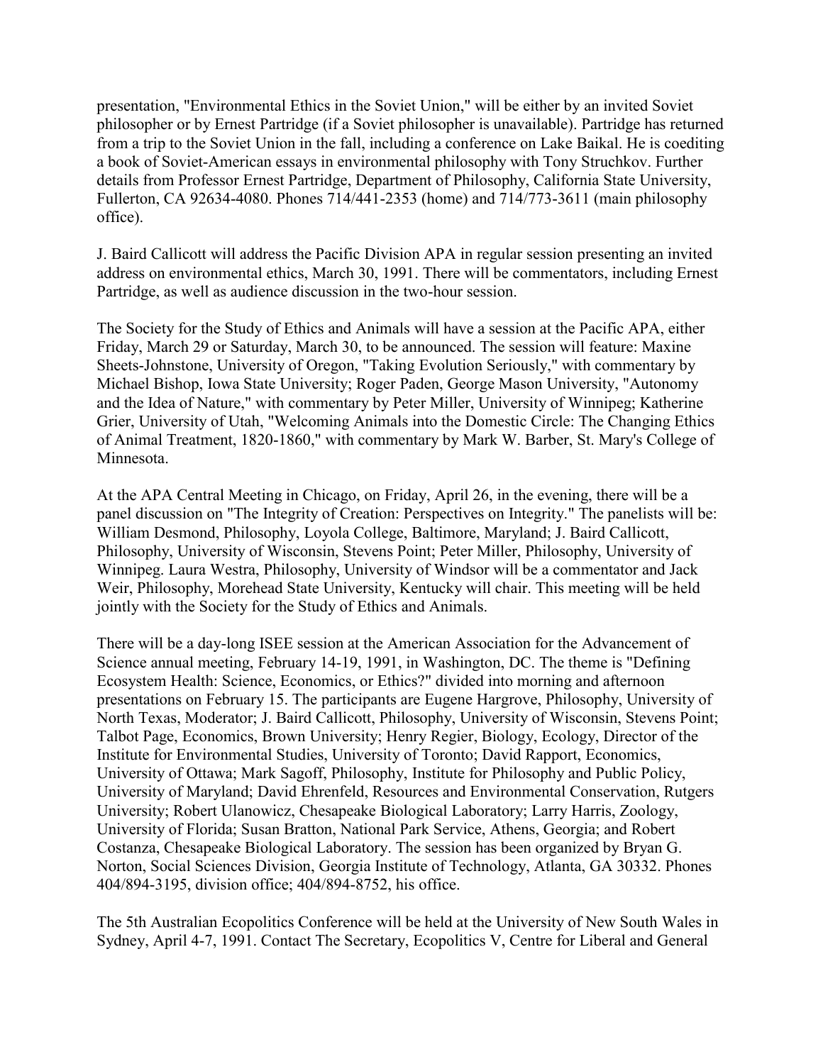presentation, "Environmental Ethics in the Soviet Union," will be either by an invited Soviet philosopher or by Ernest Partridge (if a Soviet philosopher is unavailable). Partridge has returned from a trip to the Soviet Union in the fall, including a conference on Lake Baikal. He is coediting a book of Soviet-American essays in environmental philosophy with Tony Struchkov. Further details from Professor Ernest Partridge, Department of Philosophy, California State University, Fullerton, CA 92634-4080. Phones 714/441-2353 (home) and 714/773-3611 (main philosophy office).

J. Baird Callicott will address the Pacific Division APA in regular session presenting an invited address on environmental ethics, March 30, 1991. There will be commentators, including Ernest Partridge, as well as audience discussion in the two-hour session.

The Society for the Study of Ethics and Animals will have a session at the Pacific APA, either Friday, March 29 or Saturday, March 30, to be announced. The session will feature: Maxine Sheets-Johnstone, University of Oregon, "Taking Evolution Seriously," with commentary by Michael Bishop, Iowa State University; Roger Paden, George Mason University, "Autonomy and the Idea of Nature," with commentary by Peter Miller, University of Winnipeg; Katherine Grier, University of Utah, "Welcoming Animals into the Domestic Circle: The Changing Ethics of Animal Treatment, 1820-1860," with commentary by Mark W. Barber, St. Mary's College of Minnesota.

At the APA Central Meeting in Chicago, on Friday, April 26, in the evening, there will be a panel discussion on "The Integrity of Creation: Perspectives on Integrity." The panelists will be: William Desmond, Philosophy, Loyola College, Baltimore, Maryland; J. Baird Callicott, Philosophy, University of Wisconsin, Stevens Point; Peter Miller, Philosophy, University of Winnipeg. Laura Westra, Philosophy, University of Windsor will be a commentator and Jack Weir, Philosophy, Morehead State University, Kentucky will chair. This meeting will be held jointly with the Society for the Study of Ethics and Animals.

There will be a day-long ISEE session at the American Association for the Advancement of Science annual meeting, February 14-19, 1991, in Washington, DC. The theme is "Defining Ecosystem Health: Science, Economics, or Ethics?" divided into morning and afternoon presentations on February 15. The participants are Eugene Hargrove, Philosophy, University of North Texas, Moderator; J. Baird Callicott, Philosophy, University of Wisconsin, Stevens Point; Talbot Page, Economics, Brown University; Henry Regier, Biology, Ecology, Director of the Institute for Environmental Studies, University of Toronto; David Rapport, Economics, University of Ottawa; Mark Sagoff, Philosophy, Institute for Philosophy and Public Policy, University of Maryland; David Ehrenfeld, Resources and Environmental Conservation, Rutgers University; Robert Ulanowicz, Chesapeake Biological Laboratory; Larry Harris, Zoology, University of Florida; Susan Bratton, National Park Service, Athens, Georgia; and Robert Costanza, Chesapeake Biological Laboratory. The session has been organized by Bryan G. Norton, Social Sciences Division, Georgia Institute of Technology, Atlanta, GA 30332. Phones 404/894-3195, division office; 404/894-8752, his office.

The 5th Australian Ecopolitics Conference will be held at the University of New South Wales in Sydney, April 4-7, 1991. Contact The Secretary, Ecopolitics V, Centre for Liberal and General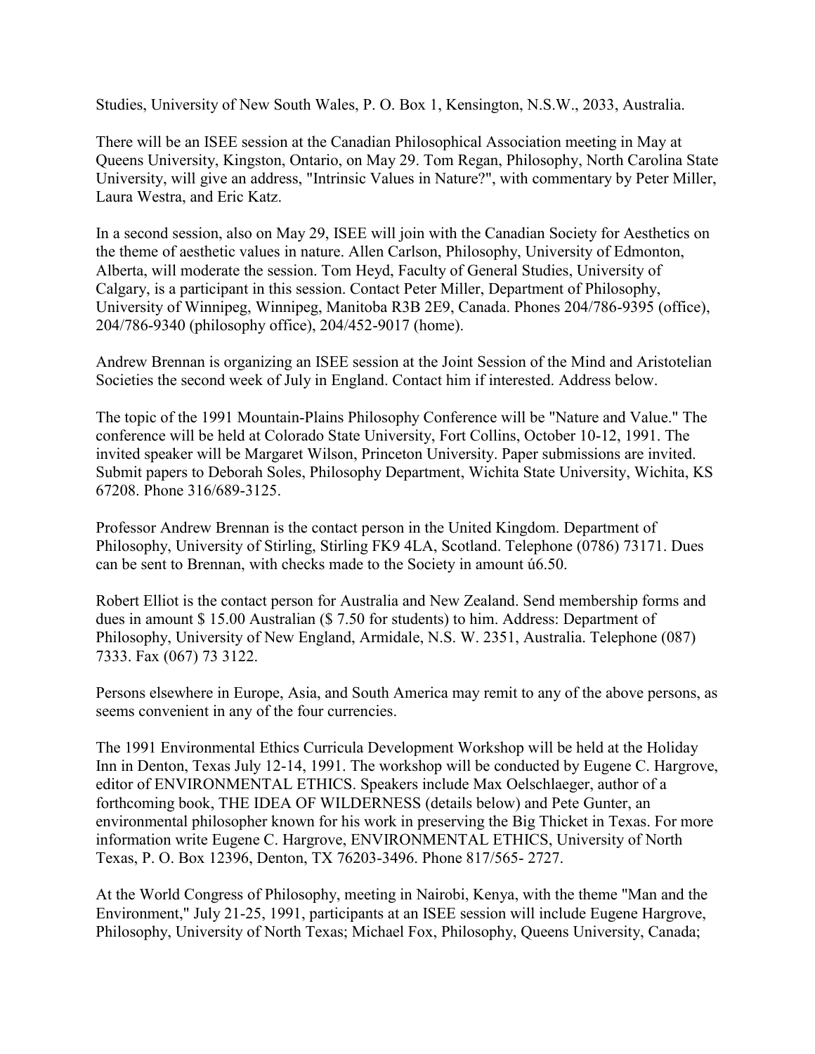Studies, University of New South Wales, P. O. Box 1, Kensington, N.S.W., 2033, Australia.

There will be an ISEE session at the Canadian Philosophical Association meeting in May at Queens University, Kingston, Ontario, on May 29. Tom Regan, Philosophy, North Carolina State University, will give an address, "Intrinsic Values in Nature?", with commentary by Peter Miller, Laura Westra, and Eric Katz.

In a second session, also on May 29, ISEE will join with the Canadian Society for Aesthetics on the theme of aesthetic values in nature. Allen Carlson, Philosophy, University of Edmonton, Alberta, will moderate the session. Tom Heyd, Faculty of General Studies, University of Calgary, is a participant in this session. Contact Peter Miller, Department of Philosophy, University of Winnipeg, Winnipeg, Manitoba R3B 2E9, Canada. Phones 204/786-9395 (office), 204/786-9340 (philosophy office), 204/452-9017 (home).

Andrew Brennan is organizing an ISEE session at the Joint Session of the Mind and Aristotelian Societies the second week of July in England. Contact him if interested. Address below.

The topic of the 1991 Mountain-Plains Philosophy Conference will be "Nature and Value." The conference will be held at Colorado State University, Fort Collins, October 10-12, 1991. The invited speaker will be Margaret Wilson, Princeton University. Paper submissions are invited. Submit papers to Deborah Soles, Philosophy Department, Wichita State University, Wichita, KS 67208. Phone 316/689-3125.

Professor Andrew Brennan is the contact person in the United Kingdom. Department of Philosophy, University of Stirling, Stirling FK9 4LA, Scotland. Telephone (0786) 73171. Dues can be sent to Brennan, with checks made to the Society in amount ú6.50.

Robert Elliot is the contact person for Australia and New Zealand. Send membership forms and dues in amount $ 15.00 Australian ($ 7.50 for students) to him. Address: Department of Philosophy, University of New England, Armidale, N.S. W. 2351, Australia. Telephone (087) 7333. Fax (067) 73 3122.

Persons elsewhere in Europe, Asia, and South America may remit to any of the above persons, as seems convenient in any of the four currencies.

The 1991 Environmental Ethics Curricula Development Workshop will be held at the Holiday Inn in Denton, Texas July 12-14, 1991. The workshop will be conducted by Eugene C. Hargrove, editor of ENVIRONMENTAL ETHICS. Speakers include Max Oelschlaeger, author of a forthcoming book, THE IDEA OF WILDERNESS (details below) and Pete Gunter, an environmental philosopher known for his work in preserving the Big Thicket in Texas. For more information write Eugene C. Hargrove, ENVIRONMENTAL ETHICS, University of North Texas, P. O. Box 12396, Denton, TX 76203-3496. Phone 817/565- 2727.

At the World Congress of Philosophy, meeting in Nairobi, Kenya, with the theme "Man and the Environment," July 21-25, 1991, participants at an ISEE session will include Eugene Hargrove, Philosophy, University of North Texas; Michael Fox, Philosophy, Queens University, Canada;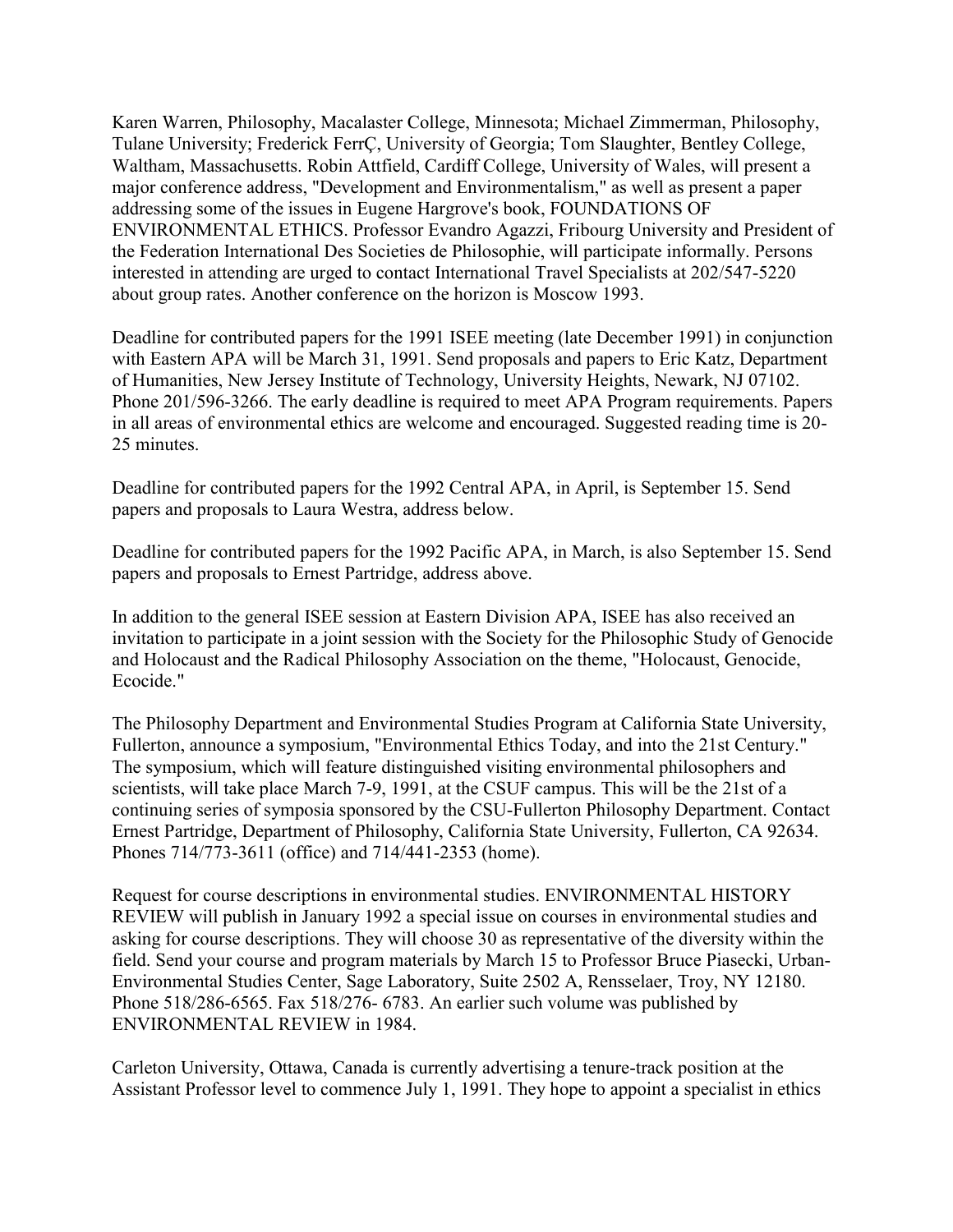Karen Warren, Philosophy, Macalaster College, Minnesota; Michael Zimmerman, Philosophy, Tulane University; Frederick FerrÇ, University of Georgia; Tom Slaughter, Bentley College, Waltham, Massachusetts. Robin Attfield, Cardiff College, University of Wales, will present a major conference address, "Development and Environmentalism," as well as present a paper addressing some of the issues in Eugene Hargrove's book, FOUNDATIONS OF ENVIRONMENTAL ETHICS. Professor Evandro Agazzi, Fribourg University and President of the Federation International Des Societies de Philosophie, will participate informally. Persons interested in attending are urged to contact International Travel Specialists at 202/547-5220 about group rates. Another conference on the horizon is Moscow 1993.

Deadline for contributed papers for the 1991 ISEE meeting (late December 1991) in conjunction with Eastern APA will be March 31, 1991. Send proposals and papers to Eric Katz, Department of Humanities, New Jersey Institute of Technology, University Heights, Newark, NJ 07102. Phone 201/596-3266. The early deadline is required to meet APA Program requirements. Papers in all areas of environmental ethics are welcome and encouraged. Suggested reading time is 20-25 minutes.

Deadline for contributed papers for the 1992 Central APA, in April, is September 15. Send papers and proposals to Laura Westra, address below.

Deadline for contributed papers for the 1992 Pacific APA, in March, is also September 15. Send papers and proposals to Ernest Partridge, address above.

In addition to the general ISEE session at Eastern Division APA, ISEE has also received an invitation to participate in a joint session with the Society for the Philosophic Study of Genocide and Holocaust and the Radical Philosophy Association on the theme, "Holocaust, Genocide, Ecocide."

The Philosophy Department and Environmental Studies Program at California State University, Fullerton, announce a symposium, "Environmental Ethics Today, and into the 21st Century." The symposium, which will feature distinguished visiting environmental philosophers and scientists, will take place March 7-9, 1991, at the CSUF campus. This will be the 21st of a continuing series of symposia sponsored by the CSU-Fullerton Philosophy Department. Contact Ernest Partridge, Department of Philosophy, California State University, Fullerton, CA 92634. Phones 714/773-3611 (office) and 714/441-2353 (home).

Request for course descriptions in environmental studies. ENVIRONMENTAL HISTORY REVIEW will publish in January 1992 a special issue on courses in environmental studies and asking for course descriptions. They will choose 30 as representative of the diversity within the field. Send your course and program materials by March 15 to Professor Bruce Piasecki, Urban-Environmental Studies Center, Sage Laboratory, Suite 2502 A, Rensselaer, Troy, NY 12180. Phone 518/286-6565. Fax 518/276- 6783. An earlier such volume was published by ENVIRONMENTAL REVIEW in 1984.

Carleton University, Ottawa, Canada is currently advertising a tenure-track position at the Assistant Professor level to commence July 1, 1991. They hope to appoint a specialist in ethics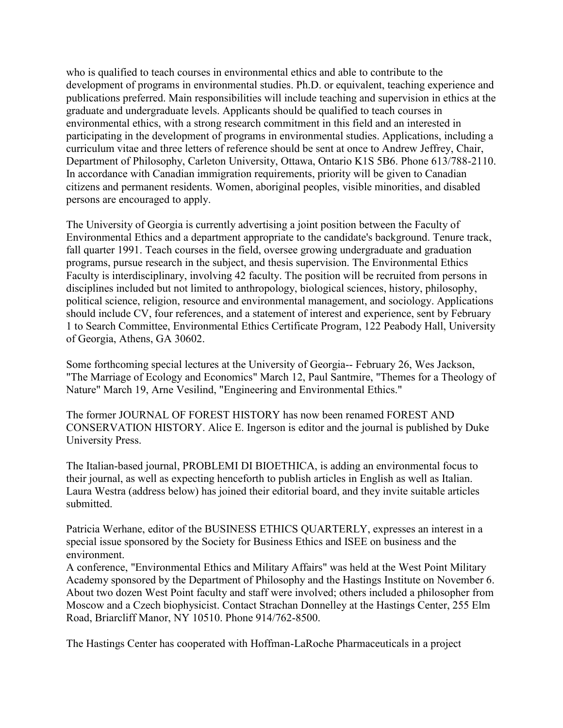who is qualified to teach courses in environmental ethics and able to contribute to the development of programs in environmental studies. Ph.D. or equivalent, teaching experience and publications preferred. Main responsibilities will include teaching and supervision in ethics at the graduate and undergraduate levels. Applicants should be qualified to teach courses in environmental ethics, with a strong research commitment in this field and an interested in participating in the development of programs in environmental studies. Applications, including a curriculum vitae and three letters of reference should be sent at once to Andrew Jeffrey, Chair, Department of Philosophy, Carleton University, Ottawa, Ontario K1S 5B6. Phone 613/788-2110. In accordance with Canadian immigration requirements, priority will be given to Canadian citizens and permanent residents. Women, aboriginal peoples, visible minorities, and disabled persons are encouraged to apply.

The University of Georgia is currently advertising a joint position between the Faculty of Environmental Ethics and a department appropriate to the candidate's background. Tenure track, fall quarter 1991. Teach courses in the field, oversee growing undergraduate and graduation programs, pursue research in the subject, and thesis supervision. The Environmental Ethics Faculty is interdisciplinary, involving 42 faculty. The position will be recruited from persons in disciplines included but not limited to anthropology, biological sciences, history, philosophy, political science, religion, resource and environmental management, and sociology. Applications should include CV, four references, and a statement of interest and experience, sent by February 1 to Search Committee, Environmental Ethics Certificate Program, 122 Peabody Hall, University of Georgia, Athens, GA 30602.

Some forthcoming special lectures at the University of Georgia-- February 26, Wes Jackson, "The Marriage of Ecology and Economics" March 12, Paul Santmire, "Themes for a Theology of Nature" March 19, Arne Vesilind, "Engineering and Environmental Ethics."

The former JOURNAL OF FOREST HISTORY has now been renamed FOREST AND CONSERVATION HISTORY. Alice E. Ingerson is editor and the journal is published by Duke University Press.

The Italian-based journal, PROBLEMI DI BIOETHICA, is adding an environmental focus to their journal, as well as expecting henceforth to publish articles in English as well as Italian. Laura Westra (address below) has joined their editorial board, and they invite suitable articles submitted.

Patricia Werhane, editor of the BUSINESS ETHICS QUARTERLY, expresses an interest in a special issue sponsored by the Society for Business Ethics and ISEE on business and the environment.

A conference, "Environmental Ethics and Military Affairs" was held at the West Point Military Academy sponsored by the Department of Philosophy and the Hastings Institute on November 6. About two dozen West Point faculty and staff were involved; others included a philosopher from Moscow and a Czech biophysicist. Contact Strachan Donnelley at the Hastings Center, 255 Elm Road, Briarcliff Manor, NY 10510. Phone 914/762-8500.

The Hastings Center has cooperated with Hoffman-LaRoche Pharmaceuticals in a project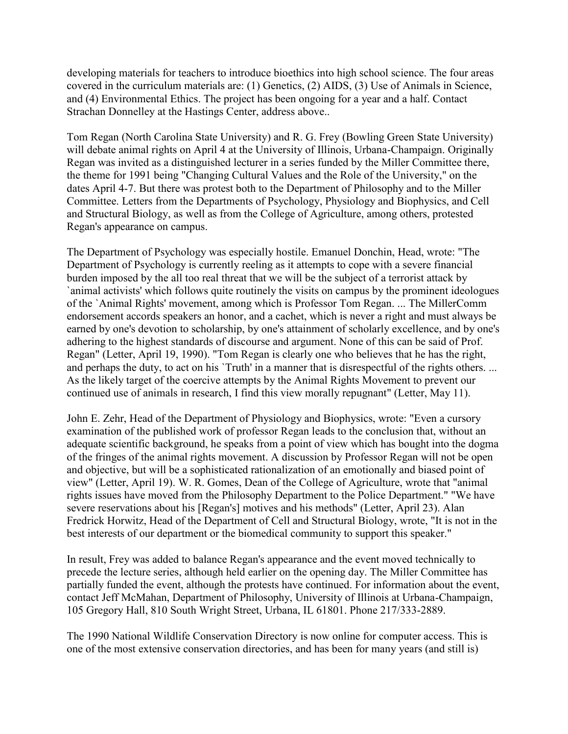developing materials for teachers to introduce bioethics into high school science. The four areas covered in the curriculum materials are: (1) Genetics, (2) AIDS, (3) Use of Animals in Science, and (4) Environmental Ethics. The project has been ongoing for a year and a half. Contact Strachan Donnelley at the Hastings Center, address above..

Tom Regan (North Carolina State University) and R. G. Frey (Bowling Green State University) will debate animal rights on April 4 at the University of Illinois, Urbana-Champaign. Originally Regan was invited as a distinguished lecturer in a series funded by the Miller Committee there, the theme for 1991 being "Changing Cultural Values and the Role of the University," on the dates April 4-7. But there was protest both to the Department of Philosophy and to the Miller Committee. Letters from the Departments of Psychology, Physiology and Biophysics, and Cell and Structural Biology, as well as from the College of Agriculture, among others, protested Regan's appearance on campus.

The Department of Psychology was especially hostile. Emanuel Donchin, Head, wrote: "The Department of Psychology is currently reeling as it attempts to cope with a severe financial burden imposed by the all too real threat that we will be the subject of a terrorist attack by `animal activists' which follows quite routinely the visits on campus by the prominent ideologues of the `Animal Rights' movement, among which is Professor Tom Regan. ... The MillerComm endorsement accords speakers an honor, and a cachet, which is never a right and must always be earned by one's devotion to scholarship, by one's attainment of scholarly excellence, and by one's adhering to the highest standards of discourse and argument. None of this can be said of Prof. Regan" (Letter, April 19, 1990). "Tom Regan is clearly one who believes that he has the right, and perhaps the duty, to act on his `Truth' in a manner that is disrespectful of the rights others. ... As the likely target of the coercive attempts by the Animal Rights Movement to prevent our continued use of animals in research, I find this view morally repugnant" (Letter, May 11).

John E. Zehr, Head of the Department of Physiology and Biophysics, wrote: "Even a cursory examination of the published work of professor Regan leads to the conclusion that, without an adequate scientific background, he speaks from a point of view which has bought into the dogma of the fringes of the animal rights movement. A discussion by Professor Regan will not be open and objective, but will be a sophisticated rationalization of an emotionally and biased point of view" (Letter, April 19). W. R. Gomes, Dean of the College of Agriculture, wrote that "animal rights issues have moved from the Philosophy Department to the Police Department." "We have severe reservations about his [Regan's] motives and his methods" (Letter, April 23). Alan Fredrick Horwitz, Head of the Department of Cell and Structural Biology, wrote, "It is not in the best interests of our department or the biomedical community to support this speaker."

In result, Frey was added to balance Regan's appearance and the event moved technically to precede the lecture series, although held earlier on the opening day. The Miller Committee has partially funded the event, although the protests have continued. For information about the event, contact Jeff McMahan, Department of Philosophy, University of Illinois at Urbana-Champaign, 105 Gregory Hall, 810 South Wright Street, Urbana, IL 61801. Phone 217/333-2889.

The 1990 National Wildlife Conservation Directory is now online for computer access. This is one of the most extensive conservation directories, and has been for many years (and still is)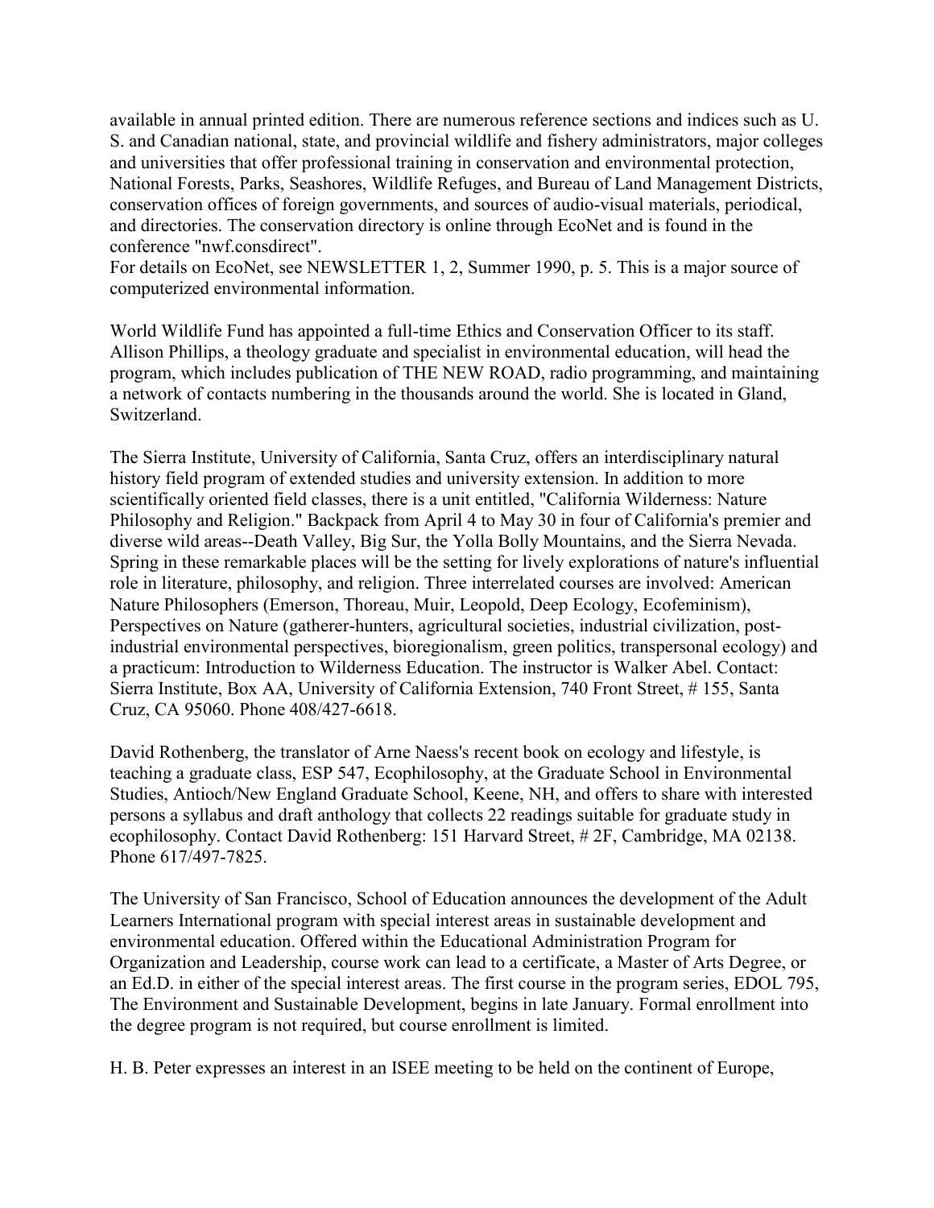available in annual printed edition. There are numerous reference sections and indices such as U. S. and Canadian national, state, and provincial wildlife and fishery administrators, major colleges and universities that offer professional training in conservation and environmental protection, National Forests, Parks, Seashores, Wildlife Refuges, and Bureau of Land Management Districts, conservation offices of foreign governments, and sources of audio-visual materials, periodical, and directories. The conservation directory is online through EcoNet and is found in the conference "nwf.consdirect".
For details on EcoNet, see NEWSLETTER 1, 2, Summer 1990, p. 5. This is a major source of computerized environmental information.

World Wildlife Fund has appointed a full-time Ethics and Conservation Officer to its staff. Allison Phillips, a theology graduate and specialist in environmental education, will head the program, which includes publication of THE NEW ROAD, radio programming, and maintaining a network of contacts numbering in the thousands around the world. She is located in Gland, Switzerland.

The Sierra Institute, University of California, Santa Cruz, offers an interdisciplinary natural history field program of extended studies and university extension. In addition to more scientifically oriented field classes, there is a unit entitled, "California Wilderness: Nature Philosophy and Religion." Backpack from April 4 to May 30 in four of California's premier and diverse wild areas--Death Valley, Big Sur, the Yolla Bolly Mountains, and the Sierra Nevada. Spring in these remarkable places will be the setting for lively explorations of nature's influential role in literature, philosophy, and religion. Three interrelated courses are involved: American Nature Philosophers (Emerson, Thoreau, Muir, Leopold, Deep Ecology, Ecofeminism), Perspectives on Nature (gatherer-hunters, agricultural societies, industrial civilization, post-industrial environmental perspectives, bioregionalism, green politics, transpersonal ecology) and a practicum: Introduction to Wilderness Education. The instructor is Walker Abel. Contact: Sierra Institute, Box AA, University of California Extension, 740 Front Street, # 155, Santa Cruz, CA 95060. Phone 408/427-6618.

David Rothenberg, the translator of Arne Naess's recent book on ecology and lifestyle, is teaching a graduate class, ESP 547, Ecophilosophy, at the Graduate School in Environmental Studies, Antioch/New England Graduate School, Keene, NH, and offers to share with interested persons a syllabus and draft anthology that collects 22 readings suitable for graduate study in ecophilosophy. Contact David Rothenberg: 151 Harvard Street, # 2F, Cambridge, MA 02138. Phone 617/497-7825.

The University of San Francisco, School of Education announces the development of the Adult Learners International program with special interest areas in sustainable development and environmental education. Offered within the Educational Administration Program for Organization and Leadership, course work can lead to a certificate, a Master of Arts Degree, or an Ed.D. in either of the special interest areas. The first course in the program series, EDOL 795, The Environment and Sustainable Development, begins in late January. Formal enrollment into the degree program is not required, but course enrollment is limited.

H. B. Peter expresses an interest in an ISEE meeting to be held on the continent of Europe,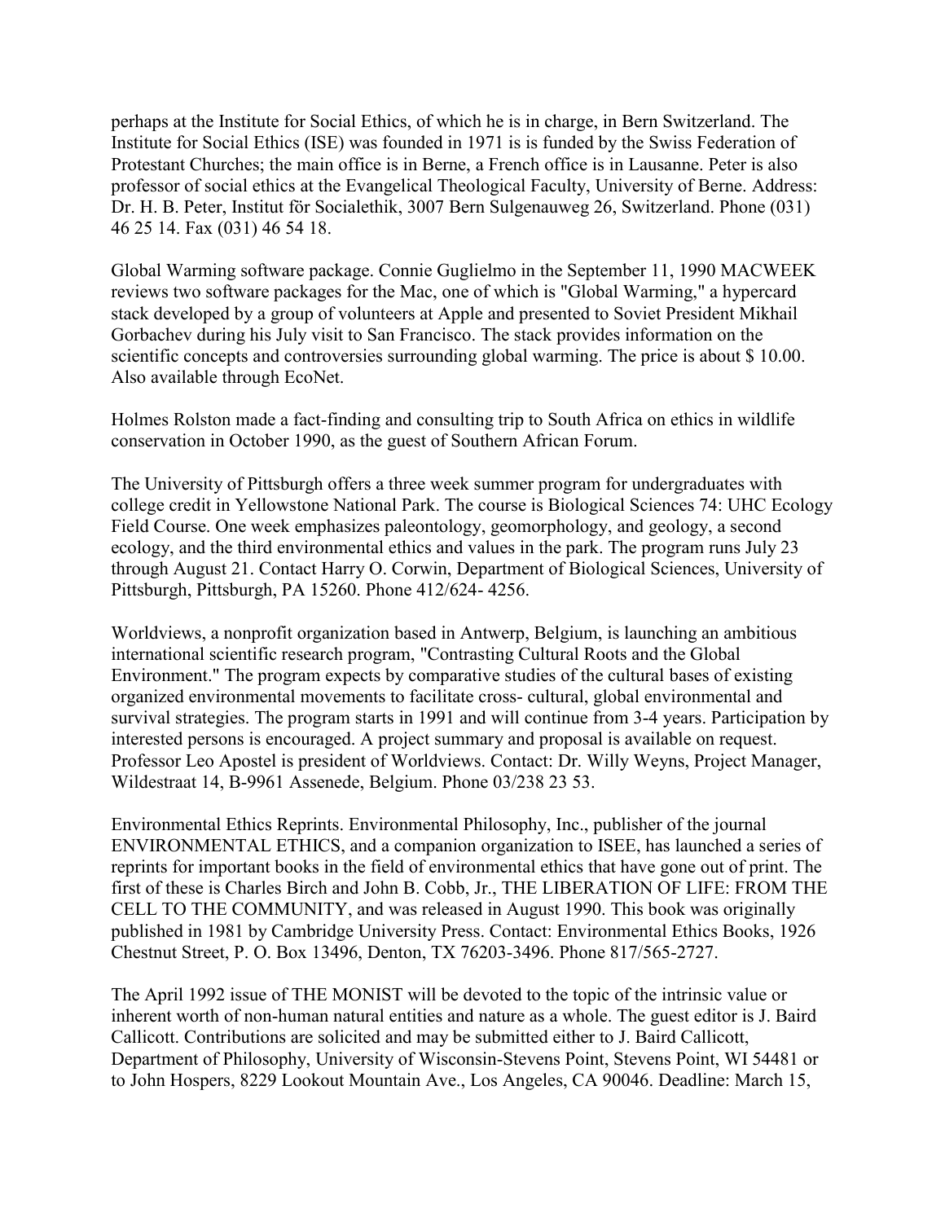perhaps at the Institute for Social Ethics, of which he is in charge, in Bern Switzerland. The Institute for Social Ethics (ISE) was founded in 1971 is is funded by the Swiss Federation of Protestant Churches; the main office is in Berne, a French office is in Lausanne. Peter is also professor of social ethics at the Evangelical Theological Faculty, University of Berne. Address: Dr. H. B. Peter, Institut för Socialethik, 3007 Bern Sulgenauweg 26, Switzerland. Phone (031) 46 25 14. Fax (031) 46 54 18.

Global Warming software package. Connie Guglielmo in the September 11, 1990 MACWEEK reviews two software packages for the Mac, one of which is "Global Warming," a hypercard stack developed by a group of volunteers at Apple and presented to Soviet President Mikhail Gorbachev during his July visit to San Francisco. The stack provides information on the scientific concepts and controversies surrounding global warming. The price is about $ 10.00. Also available through EcoNet.

Holmes Rolston made a fact-finding and consulting trip to South Africa on ethics in wildlife conservation in October 1990, as the guest of Southern African Forum.

The University of Pittsburgh offers a three week summer program for undergraduates with college credit in Yellowstone National Park. The course is Biological Sciences 74: UHC Ecology Field Course. One week emphasizes paleontology, geomorphology, and geology, a second ecology, and the third environmental ethics and values in the park. The program runs July 23 through August 21. Contact Harry O. Corwin, Department of Biological Sciences, University of Pittsburgh, Pittsburgh, PA 15260. Phone 412/624- 4256.

Worldviews, a nonprofit organization based in Antwerp, Belgium, is launching an ambitious international scientific research program, "Contrasting Cultural Roots and the Global Environment." The program expects by comparative studies of the cultural bases of existing organized environmental movements to facilitate cross- cultural, global environmental and survival strategies. The program starts in 1991 and will continue from 3-4 years. Participation by interested persons is encouraged. A project summary and proposal is available on request. Professor Leo Apostel is president of Worldviews. Contact: Dr. Willy Weyns, Project Manager, Wildestraat 14, B-9961 Assenede, Belgium. Phone 03/238 23 53.

Environmental Ethics Reprints. Environmental Philosophy, Inc., publisher of the journal ENVIRONMENTAL ETHICS, and a companion organization to ISEE, has launched a series of reprints for important books in the field of environmental ethics that have gone out of print. The first of these is Charles Birch and John B. Cobb, Jr., THE LIBERATION OF LIFE: FROM THE CELL TO THE COMMUNITY, and was released in August 1990. This book was originally published in 1981 by Cambridge University Press. Contact: Environmental Ethics Books, 1926 Chestnut Street, P. O. Box 13496, Denton, TX 76203-3496. Phone 817/565-2727.

The April 1992 issue of THE MONIST will be devoted to the topic of the intrinsic value or inherent worth of non-human natural entities and nature as a whole. The guest editor is J. Baird Callicott. Contributions are solicited and may be submitted either to J. Baird Callicott, Department of Philosophy, University of Wisconsin-Stevens Point, Stevens Point, WI 54481 or to John Hospers, 8229 Lookout Mountain Ave., Los Angeles, CA 90046. Deadline: March 15,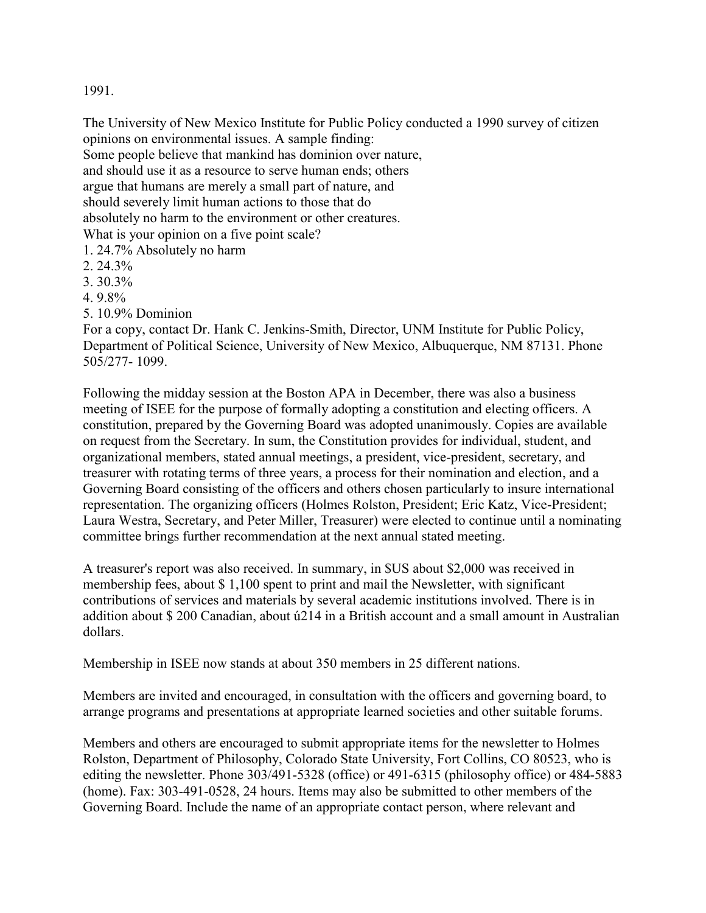1991.

The University of New Mexico Institute for Public Policy conducted a 1990 survey of citizen opinions on environmental issues. A sample finding:
Some people believe that mankind has dominion over nature,
and should use it as a resource to serve human ends; others
argue that humans are merely a small part of nature, and
should severely limit human actions to those that do
absolutely no harm to the environment or other creatures.
What is your opinion on a five point scale?

1. 24.7% Absolutely no harm
2. 24.3%
3. 30.3%
4. 9.8%
5. 10.9% Dominion

For a copy, contact Dr. Hank C. Jenkins-Smith, Director, UNM Institute for Public Policy, Department of Political Science, University of New Mexico, Albuquerque, NM 87131. Phone 505/277- 1099.

Following the midday session at the Boston APA in December, there was also a business meeting of ISEE for the purpose of formally adopting a constitution and electing officers. A constitution, prepared by the Governing Board was adopted unanimously. Copies are available on request from the Secretary. In sum, the Constitution provides for individual, student, and organizational members, stated annual meetings, a president, vice-president, secretary, and treasurer with rotating terms of three years, a process for their nomination and election, and a Governing Board consisting of the officers and others chosen particularly to insure international representation. The organizing officers (Holmes Rolston, President; Eric Katz, Vice-President; Laura Westra, Secretary, and Peter Miller, Treasurer) were elected to continue until a nominating committee brings further recommendation at the next annual stated meeting.

A treasurer's report was also received. In summary, in $US about $2,000 was received in membership fees, about $ 1,100 spent to print and mail the Newsletter, with significant contributions of services and materials by several academic institutions involved. There is in addition about $ 200 Canadian, about ú214 in a British account and a small amount in Australian dollars.

Membership in ISEE now stands at about 350 members in 25 different nations.

Members are invited and encouraged, in consultation with the officers and governing board, to arrange programs and presentations at appropriate learned societies and other suitable forums.

Members and others are encouraged to submit appropriate items for the newsletter to Holmes Rolston, Department of Philosophy, Colorado State University, Fort Collins, CO 80523, who is editing the newsletter. Phone 303/491-5328 (office) or 491-6315 (philosophy office) or 484-5883 (home). Fax: 303-491-0528, 24 hours. Items may also be submitted to other members of the Governing Board. Include the name of an appropriate contact person, where relevant and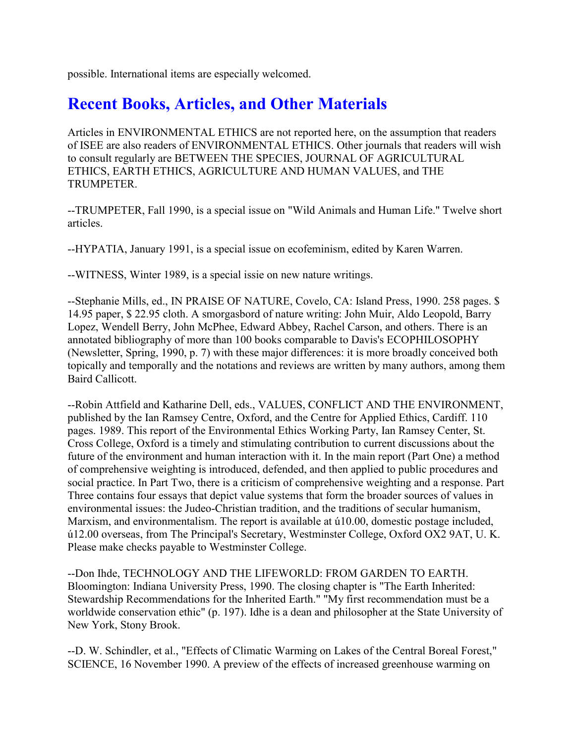possible. International items are especially welcomed.

## Recent Books, Articles, and Other Materials

Articles in ENVIRONMENTAL ETHICS are not reported here, on the assumption that readers of ISEE are also readers of ENVIRONMENTAL ETHICS. Other journals that readers will wish to consult regularly are BETWEEN THE SPECIES, JOURNAL OF AGRICULTURAL ETHICS, EARTH ETHICS, AGRICULTURE AND HUMAN VALUES, and THE TRUMPETER.

--TRUMPETER, Fall 1990, is a special issue on "Wild Animals and Human Life." Twelve short articles.

--HYPATIA, January 1991, is a special issue on ecofeminism, edited by Karen Warren.

--WITNESS, Winter 1989, is a special issie on new nature writings.

--Stephanie Mills, ed., IN PRAISE OF NATURE, Covelo, CA: Island Press, 1990. 258 pages. $ 14.95 paper, $ 22.95 cloth. A smorgasbord of nature writing: John Muir, Aldo Leopold, Barry Lopez, Wendell Berry, John McPhee, Edward Abbey, Rachel Carson, and others. There is an annotated bibliography of more than 100 books comparable to Davis's ECOPHILOSOPHY (Newsletter, Spring, 1990, p. 7) with these major differences: it is more broadly conceived both topically and temporally and the notations and reviews are written by many authors, among them Baird Callicott.

--Robin Attfield and Katharine Dell, eds., VALUES, CONFLICT AND THE ENVIRONMENT, published by the Ian Ramsey Centre, Oxford, and the Centre for Applied Ethics, Cardiff. 110 pages. 1989. This report of the Environmental Ethics Working Party, Ian Ramsey Center, St. Cross College, Oxford is a timely and stimulating contribution to current discussions about the future of the environment and human interaction with it. In the main report (Part One) a method of comprehensive weighting is introduced, defended, and then applied to public procedures and social practice. In Part Two, there is a criticism of comprehensive weighting and a response. Part Three contains four essays that depict value systems that form the broader sources of values in environmental issues: the Judeo-Christian tradition, and the traditions of secular humanism, Marxism, and environmentalism. The report is available at ú10.00, domestic postage included, ú12.00 overseas, from The Principal's Secretary, Westminster College, Oxford OX2 9AT, U. K. Please make checks payable to Westminster College.

--Don Ihde, TECHNOLOGY AND THE LIFEWORLD: FROM GARDEN TO EARTH. Bloomington: Indiana University Press, 1990. The closing chapter is "The Earth Inherited: Stewardship Recommendations for the Inherited Earth." "My first recommendation must be a worldwide conservation ethic" (p. 197). Idhe is a dean and philosopher at the State University of New York, Stony Brook.

--D. W. Schindler, et al., "Effects of Climatic Warming on Lakes of the Central Boreal Forest," SCIENCE, 16 November 1990. A preview of the effects of increased greenhouse warming on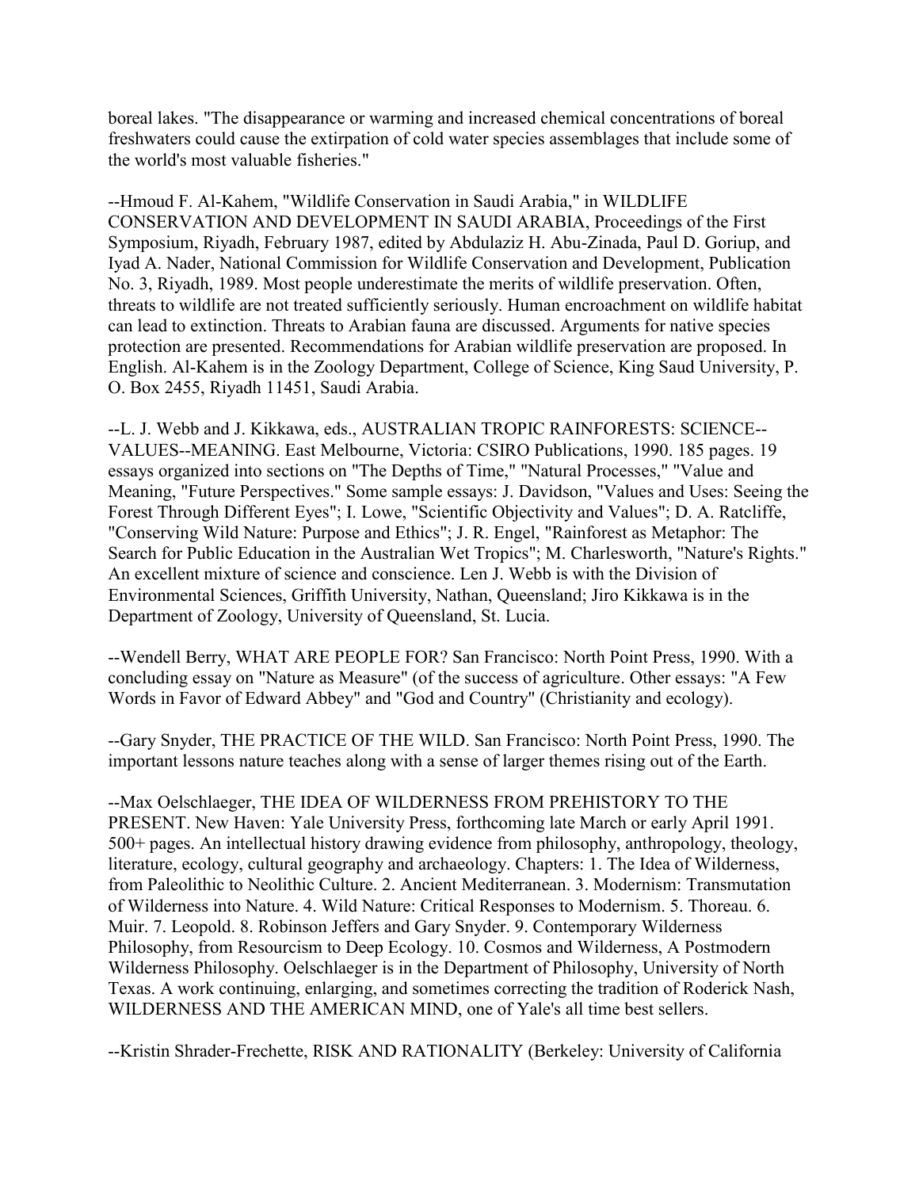boreal lakes. "The disappearance or warming and increased chemical concentrations of boreal freshwaters could cause the extirpation of cold water species assemblages that include some of the world's most valuable fisheries."

--Hmoud F. Al-Kahem, "Wildlife Conservation in Saudi Arabia," in WILDLIFE CONSERVATION AND DEVELOPMENT IN SAUDI ARABIA, Proceedings of the First Symposium, Riyadh, February 1987, edited by Abdulaziz H. Abu-Zinada, Paul D. Goriup, and Iyad A. Nader, National Commission for Wildlife Conservation and Development, Publication No. 3, Riyadh, 1989. Most people underestimate the merits of wildlife preservation. Often, threats to wildlife are not treated sufficiently seriously. Human encroachment on wildlife habitat can lead to extinction. Threats to Arabian fauna are discussed. Arguments for native species protection are presented. Recommendations for Arabian wildlife preservation are proposed. In English. Al-Kahem is in the Zoology Department, College of Science, King Saud University, P. O. Box 2455, Riyadh 11451, Saudi Arabia.

--L. J. Webb and J. Kikkawa, eds., AUSTRALIAN TROPIC RAINFORESTS: SCIENCE--VALUES--MEANING. East Melbourne, Victoria: CSIRO Publications, 1990. 185 pages. 19 essays organized into sections on "The Depths of Time," "Natural Processes," "Value and Meaning, "Future Perspectives." Some sample essays: J. Davidson, "Values and Uses: Seeing the Forest Through Different Eyes"; I. Lowe, "Scientific Objectivity and Values"; D. A. Ratcliffe, "Conserving Wild Nature: Purpose and Ethics"; J. R. Engel, "Rainforest as Metaphor: The Search for Public Education in the Australian Wet Tropics"; M. Charlesworth, "Nature's Rights." An excellent mixture of science and conscience. Len J. Webb is with the Division of Environmental Sciences, Griffith University, Nathan, Queensland; Jiro Kikkawa is in the Department of Zoology, University of Queensland, St. Lucia.

--Wendell Berry, WHAT ARE PEOPLE FOR? San Francisco: North Point Press, 1990. With a concluding essay on "Nature as Measure" (of the success of agriculture. Other essays: "A Few Words in Favor of Edward Abbey" and "God and Country" (Christianity and ecology).

--Gary Snyder, THE PRACTICE OF THE WILD. San Francisco: North Point Press, 1990. The important lessons nature teaches along with a sense of larger themes rising out of the Earth.

--Max Oelschlaeger, THE IDEA OF WILDERNESS FROM PREHISTORY TO THE PRESENT. New Haven: Yale University Press, forthcoming late March or early April 1991. 500+ pages. An intellectual history drawing evidence from philosophy, anthropology, theology, literature, ecology, cultural geography and archaeology. Chapters: 1. The Idea of Wilderness, from Paleolithic to Neolithic Culture. 2. Ancient Mediterranean. 3. Modernism: Transmutation of Wilderness into Nature. 4. Wild Nature: Critical Responses to Modernism. 5. Thoreau. 6. Muir. 7. Leopold. 8. Robinson Jeffers and Gary Snyder. 9. Contemporary Wilderness Philosophy, from Resourcism to Deep Ecology. 10. Cosmos and Wilderness, A Postmodern Wilderness Philosophy. Oelschlaeger is in the Department of Philosophy, University of North Texas. A work continuing, enlarging, and sometimes correcting the tradition of Roderick Nash, WILDERNESS AND THE AMERICAN MIND, one of Yale's all time best sellers.

--Kristin Shrader-Frechette, RISK AND RATIONALITY (Berkeley: University of California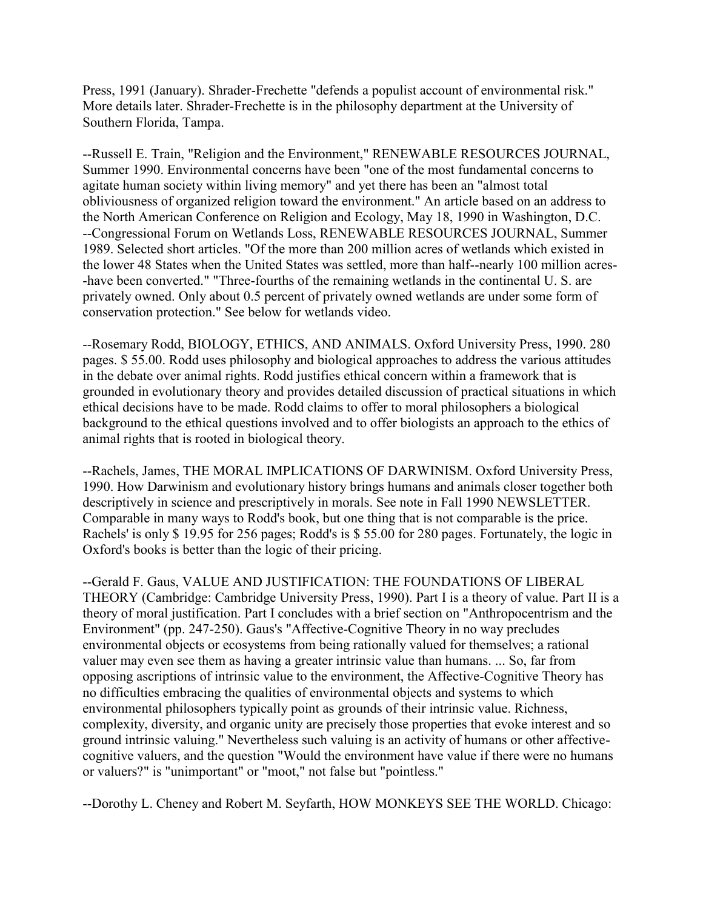Press, 1991 (January). Shrader-Frechette "defends a populist account of environmental risk." More details later. Shrader-Frechette is in the philosophy department at the University of Southern Florida, Tampa.

--Russell E. Train, "Religion and the Environment," RENEWABLE RESOURCES JOURNAL, Summer 1990. Environmental concerns have been "one of the most fundamental concerns to agitate human society within living memory" and yet there has been an "almost total obliviousness of organized religion toward the environment." An article based on an address to the North American Conference on Religion and Ecology, May 18, 1990 in Washington, D.C.
--Congressional Forum on Wetlands Loss, RENEWABLE RESOURCES JOURNAL, Summer 1989. Selected short articles. "Of the more than 200 million acres of wetlands which existed in the lower 48 States when the United States was settled, more than half--nearly 100 million acres--have been converted." "Three-fourths of the remaining wetlands in the continental U. S. are privately owned. Only about 0.5 percent of privately owned wetlands are under some form of conservation protection." See below for wetlands video.

--Rosemary Rodd, BIOLOGY, ETHICS, AND ANIMALS. Oxford University Press, 1990. 280 pages. $ 55.00. Rodd uses philosophy and biological approaches to address the various attitudes in the debate over animal rights. Rodd justifies ethical concern within a framework that is grounded in evolutionary theory and provides detailed discussion of practical situations in which ethical decisions have to be made. Rodd claims to offer to moral philosophers a biological background to the ethical questions involved and to offer biologists an approach to the ethics of animal rights that is rooted in biological theory.

--Rachels, James, THE MORAL IMPLICATIONS OF DARWINISM. Oxford University Press, 1990. How Darwinism and evolutionary history brings humans and animals closer together both descriptively in science and prescriptively in morals. See note in Fall 1990 NEWSLETTER. Comparable in many ways to Rodd's book, but one thing that is not comparable is the price. Rachels' is only $ 19.95 for 256 pages; Rodd's is $ 55.00 for 280 pages. Fortunately, the logic in Oxford's books is better than the logic of their pricing.

--Gerald F. Gaus, VALUE AND JUSTIFICATION: THE FOUNDATIONS OF LIBERAL THEORY (Cambridge: Cambridge University Press, 1990). Part I is a theory of value. Part II is a theory of moral justification. Part I concludes with a brief section on "Anthropocentrism and the Environment" (pp. 247-250). Gaus's "Affective-Cognitive Theory in no way precludes environmental objects or ecosystems from being rationally valued for themselves; a rational valuer may even see them as having a greater intrinsic value than humans. ... So, far from opposing ascriptions of intrinsic value to the environment, the Affective-Cognitive Theory has no difficulties embracing the qualities of environmental objects and systems to which environmental philosophers typically point as grounds of their intrinsic value. Richness, complexity, diversity, and organic unity are precisely those properties that evoke interest and so ground intrinsic valuing." Nevertheless such valuing is an activity of humans or other affective-cognitive valuers, and the question "Would the environment have value if there were no humans or valuers?" is "unimportant" or "moot," not false but "pointless."

--Dorothy L. Cheney and Robert M. Seyfarth, HOW MONKEYS SEE THE WORLD. Chicago: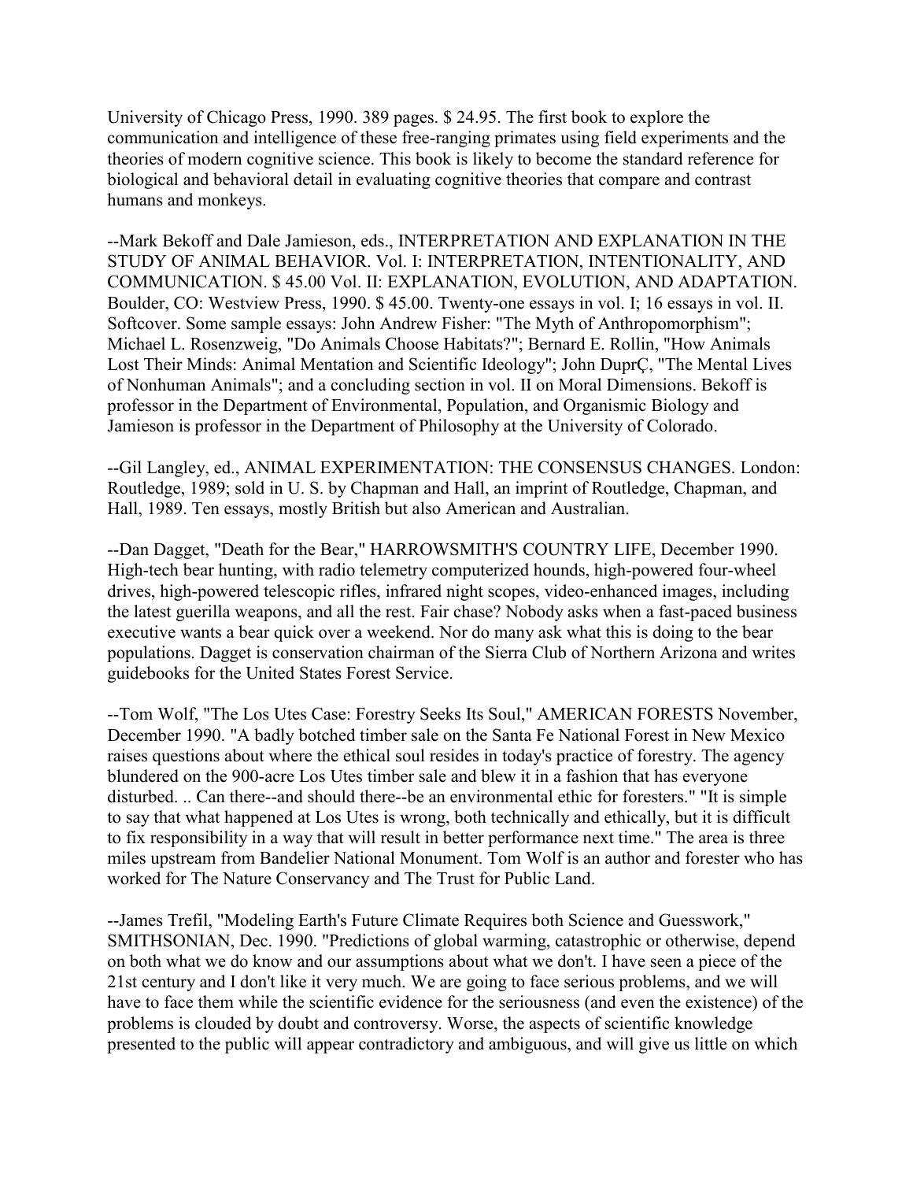University of Chicago Press, 1990. 389 pages. $ 24.95. The first book to explore the communication and intelligence of these free-ranging primates using field experiments and the theories of modern cognitive science. This book is likely to become the standard reference for biological and behavioral detail in evaluating cognitive theories that compare and contrast humans and monkeys.

--Mark Bekoff and Dale Jamieson, eds., INTERPRETATION AND EXPLANATION IN THE STUDY OF ANIMAL BEHAVIOR. Vol. I: INTERPRETATION, INTENTIONALITY, AND COMMUNICATION. $ 45.00 Vol. II: EXPLANATION, EVOLUTION, AND ADAPTATION. Boulder, CO: Westview Press, 1990. $ 45.00. Twenty-one essays in vol. I; 16 essays in vol. II. Softcover. Some sample essays: John Andrew Fisher: "The Myth of Anthropomorphism"; Michael L. Rosenzweig, "Do Animals Choose Habitats?"; Bernard E. Rollin, "How Animals Lost Their Minds: Animal Mentation and Scientific Ideology"; John DuprÇ, "The Mental Lives of Nonhuman Animals"; and a concluding section in vol. II on Moral Dimensions. Bekoff is professor in the Department of Environmental, Population, and Organismic Biology and Jamieson is professor in the Department of Philosophy at the University of Colorado.

--Gil Langley, ed., ANIMAL EXPERIMENTATION: THE CONSENSUS CHANGES. London: Routledge, 1989; sold in U. S. by Chapman and Hall, an imprint of Routledge, Chapman, and Hall, 1989. Ten essays, mostly British but also American and Australian.

--Dan Dagget, "Death for the Bear," HARROWSMITH'S COUNTRY LIFE, December 1990. High-tech bear hunting, with radio telemetry computerized hounds, high-powered four-wheel drives, high-powered telescopic rifles, infrared night scopes, video-enhanced images, including the latest guerilla weapons, and all the rest. Fair chase? Nobody asks when a fast-paced business executive wants a bear quick over a weekend. Nor do many ask what this is doing to the bear populations. Dagget is conservation chairman of the Sierra Club of Northern Arizona and writes guidebooks for the United States Forest Service.

--Tom Wolf, "The Los Utes Case: Forestry Seeks Its Soul," AMERICAN FORESTS November, December 1990. "A badly botched timber sale on the Santa Fe National Forest in New Mexico raises questions about where the ethical soul resides in today's practice of forestry. The agency blundered on the 900-acre Los Utes timber sale and blew it in a fashion that has everyone disturbed. .. Can there--and should there--be an environmental ethic for foresters." "It is simple to say that what happened at Los Utes is wrong, both technically and ethically, but it is difficult to fix responsibility in a way that will result in better performance next time." The area is three miles upstream from Bandelier National Monument. Tom Wolf is an author and forester who has worked for The Nature Conservancy and The Trust for Public Land.

--James Trefil, "Modeling Earth's Future Climate Requires both Science and Guesswork," SMITHSONIAN, Dec. 1990. "Predictions of global warming, catastrophic or otherwise, depend on both what we do know and our assumptions about what we don't. I have seen a piece of the 21st century and I don't like it very much. We are going to face serious problems, and we will have to face them while the scientific evidence for the seriousness (and even the existence) of the problems is clouded by doubt and controversy. Worse, the aspects of scientific knowledge presented to the public will appear contradictory and ambiguous, and will give us little on which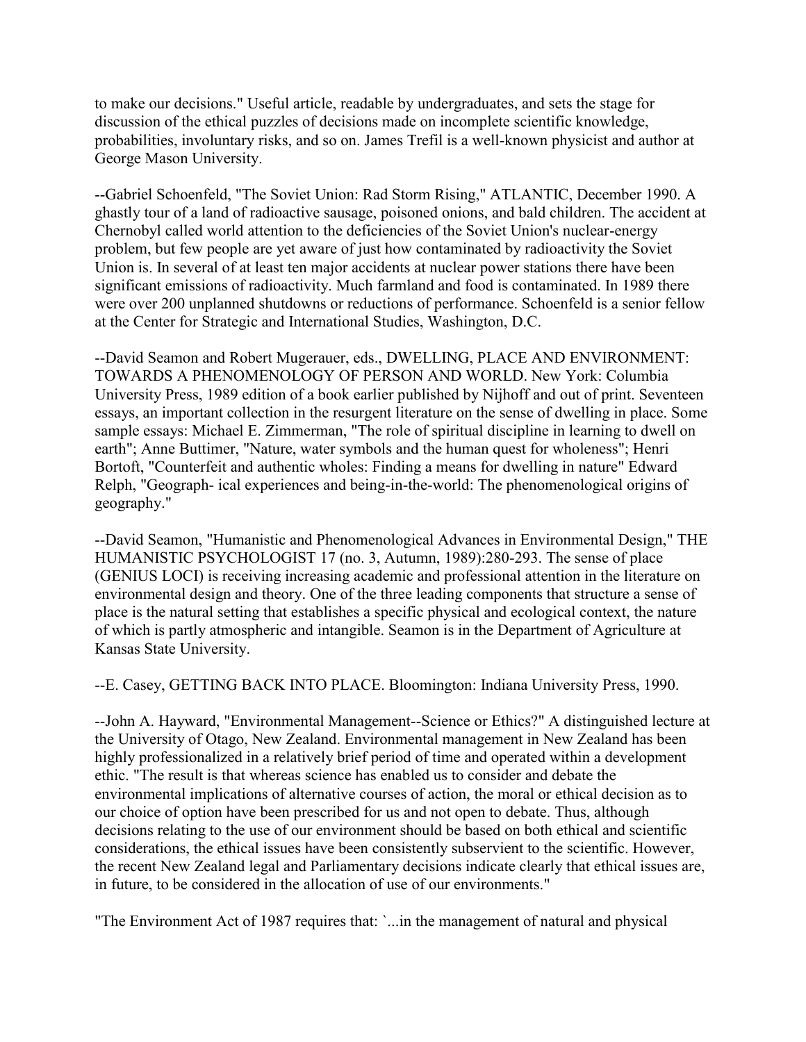to make our decisions." Useful article, readable by undergraduates, and sets the stage for discussion of the ethical puzzles of decisions made on incomplete scientific knowledge, probabilities, involuntary risks, and so on. James Trefil is a well-known physicist and author at George Mason University.

--Gabriel Schoenfeld, "The Soviet Union: Rad Storm Rising," ATLANTIC, December 1990. A ghastly tour of a land of radioactive sausage, poisoned onions, and bald children. The accident at Chernobyl called world attention to the deficiencies of the Soviet Union's nuclear-energy problem, but few people are yet aware of just how contaminated by radioactivity the Soviet Union is. In several of at least ten major accidents at nuclear power stations there have been significant emissions of radioactivity. Much farmland and food is contaminated. In 1989 there were over 200 unplanned shutdowns or reductions of performance. Schoenfeld is a senior fellow at the Center for Strategic and International Studies, Washington, D.C.

--David Seamon and Robert Mugerauer, eds., DWELLING, PLACE AND ENVIRONMENT: TOWARDS A PHENOMENOLOGY OF PERSON AND WORLD. New York: Columbia University Press, 1989 edition of a book earlier published by Nijhoff and out of print. Seventeen essays, an important collection in the resurgent literature on the sense of dwelling in place. Some sample essays: Michael E. Zimmerman, "The role of spiritual discipline in learning to dwell on earth"; Anne Buttimer, "Nature, water symbols and the human quest for wholeness"; Henri Bortoft, "Counterfeit and authentic wholes: Finding a means for dwelling in nature" Edward Relph, "Geograph- ical experiences and being-in-the-world: The phenomenological origins of geography."

--David Seamon, "Humanistic and Phenomenological Advances in Environmental Design," THE HUMANISTIC PSYCHOLOGIST 17 (no. 3, Autumn, 1989):280-293. The sense of place (GENIUS LOCI) is receiving increasing academic and professional attention in the literature on environmental design and theory. One of the three leading components that structure a sense of place is the natural setting that establishes a specific physical and ecological context, the nature of which is partly atmospheric and intangible. Seamon is in the Department of Agriculture at Kansas State University.

--E. Casey, GETTING BACK INTO PLACE. Bloomington: Indiana University Press, 1990.

--John A. Hayward, "Environmental Management--Science or Ethics?" A distinguished lecture at the University of Otago, New Zealand. Environmental management in New Zealand has been highly professionalized in a relatively brief period of time and operated within a development ethic. "The result is that whereas science has enabled us to consider and debate the environmental implications of alternative courses of action, the moral or ethical decision as to our choice of option have been prescribed for us and not open to debate. Thus, although decisions relating to the use of our environment should be based on both ethical and scientific considerations, the ethical issues have been consistently subservient to the scientific. However, the recent New Zealand legal and Parliamentary decisions indicate clearly that ethical issues are, in future, to be considered in the allocation of use of our environments."

"The Environment Act of 1987 requires that: `...in the management of natural and physical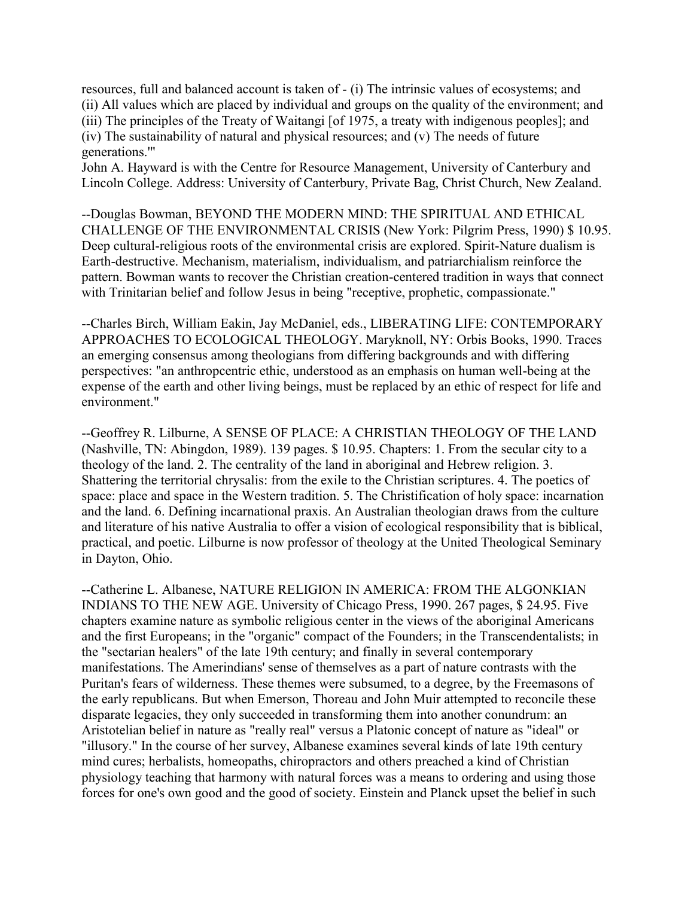resources, full and balanced account is taken of - (i) The intrinsic values of ecosystems; and (ii) All values which are placed by individual and groups on the quality of the environment; and (iii) The principles of the Treaty of Waitangi [of 1975, a treaty with indigenous peoples]; and (iv) The sustainability of natural and physical resources; and (v) The needs of future generations.'"

John A. Hayward is with the Centre for Resource Management, University of Canterbury and Lincoln College. Address: University of Canterbury, Private Bag, Christ Church, New Zealand.

--Douglas Bowman, BEYOND THE MODERN MIND: THE SPIRITUAL AND ETHICAL CHALLENGE OF THE ENVIRONMENTAL CRISIS (New York: Pilgrim Press, 1990) $ 10.95. Deep cultural-religious roots of the environmental crisis are explored. Spirit-Nature dualism is Earth-destructive. Mechanism, materialism, individualism, and patriarchialism reinforce the pattern. Bowman wants to recover the Christian creation-centered tradition in ways that connect with Trinitarian belief and follow Jesus in being "receptive, prophetic, compassionate."

--Charles Birch, William Eakin, Jay McDaniel, eds., LIBERATING LIFE: CONTEMPORARY APPROACHES TO ECOLOGICAL THEOLOGY. Maryknoll, NY: Orbis Books, 1990. Traces an emerging consensus among theologians from differing backgrounds and with differing perspectives: "an anthropcentric ethic, understood as an emphasis on human well-being at the expense of the earth and other living beings, must be replaced by an ethic of respect for life and environment."

--Geoffrey R. Lilburne, A SENSE OF PLACE: A CHRISTIAN THEOLOGY OF THE LAND (Nashville, TN: Abingdon, 1989). 139 pages. $ 10.95. Chapters: 1. From the secular city to a theology of the land. 2. The centrality of the land in aboriginal and Hebrew religion. 3. Shattering the territorial chrysalis: from the exile to the Christian scriptures. 4. The poetics of space: place and space in the Western tradition. 5. The Christification of holy space: incarnation and the land. 6. Defining incarnational praxis. An Australian theologian draws from the culture and literature of his native Australia to offer a vision of ecological responsibility that is biblical, practical, and poetic. Lilburne is now professor of theology at the United Theological Seminary in Dayton, Ohio.

--Catherine L. Albanese, NATURE RELIGION IN AMERICA: FROM THE ALGONKIAN INDIANS TO THE NEW AGE. University of Chicago Press, 1990. 267 pages, $ 24.95. Five chapters examine nature as symbolic religious center in the views of the aboriginal Americans and the first Europeans; in the "organic" compact of the Founders; in the Transcendentalists; in the "sectarian healers" of the late 19th century; and finally in several contemporary manifestations. The Amerindians' sense of themselves as a part of nature contrasts with the Puritan's fears of wilderness. These themes were subsumed, to a degree, by the Freemasons of the early republicans. But when Emerson, Thoreau and John Muir attempted to reconcile these disparate legacies, they only succeeded in transforming them into another conundrum: an Aristotelian belief in nature as "really real" versus a Platonic concept of nature as "ideal" or "illusory." In the course of her survey, Albanese examines several kinds of late 19th century mind cures; herbalists, homeopaths, chiropractors and others preached a kind of Christian physiology teaching that harmony with natural forces was a means to ordering and using those forces for one's own good and the good of society. Einstein and Planck upset the belief in such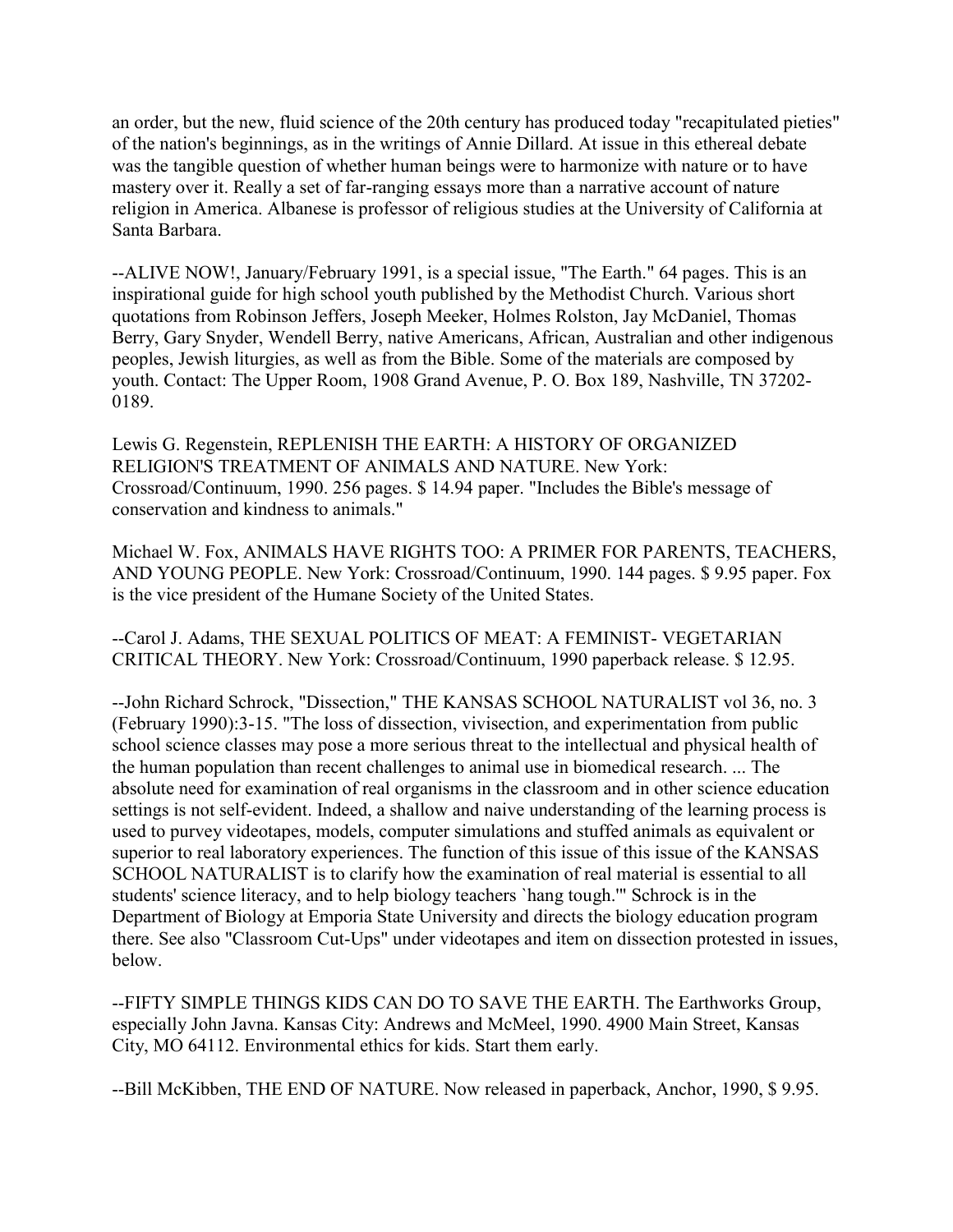an order, but the new, fluid science of the 20th century has produced today "recapitulated pieties" of the nation's beginnings, as in the writings of Annie Dillard. At issue in this ethereal debate was the tangible question of whether human beings were to harmonize with nature or to have mastery over it. Really a set of far-ranging essays more than a narrative account of nature religion in America. Albanese is professor of religious studies at the University of California at Santa Barbara.

--ALIVE NOW!, January/February 1991, is a special issue, "The Earth." 64 pages. This is an inspirational guide for high school youth published by the Methodist Church. Various short quotations from Robinson Jeffers, Joseph Meeker, Holmes Rolston, Jay McDaniel, Thomas Berry, Gary Snyder, Wendell Berry, native Americans, African, Australian and other indigenous peoples, Jewish liturgies, as well as from the Bible. Some of the materials are composed by youth. Contact: The Upper Room, 1908 Grand Avenue, P. O. Box 189, Nashville, TN 37202-0189.

Lewis G. Regenstein, REPLENISH THE EARTH: A HISTORY OF ORGANIZED RELIGION'S TREATMENT OF ANIMALS AND NATURE. New York: Crossroad/Continuum, 1990. 256 pages. $ 14.94 paper. "Includes the Bible's message of conservation and kindness to animals."

Michael W. Fox, ANIMALS HAVE RIGHTS TOO: A PRIMER FOR PARENTS, TEACHERS, AND YOUNG PEOPLE. New York: Crossroad/Continuum, 1990. 144 pages. $ 9.95 paper. Fox is the vice president of the Humane Society of the United States.

--Carol J. Adams, THE SEXUAL POLITICS OF MEAT: A FEMINIST- VEGETARIAN CRITICAL THEORY. New York: Crossroad/Continuum, 1990 paperback release. $ 12.95.

--John Richard Schrock, "Dissection," THE KANSAS SCHOOL NATURALIST vol 36, no. 3 (February 1990):3-15. "The loss of dissection, vivisection, and experimentation from public school science classes may pose a more serious threat to the intellectual and physical health of the human population than recent challenges to animal use in biomedical research. ... The absolute need for examination of real organisms in the classroom and in other science education settings is not self-evident. Indeed, a shallow and naive understanding of the learning process is used to purvey videotapes, models, computer simulations and stuffed animals as equivalent or superior to real laboratory experiences. The function of this issue of this issue of the KANSAS SCHOOL NATURALIST is to clarify how the examination of real material is essential to all students' science literacy, and to help biology teachers `hang tough.'" Schrock is in the Department of Biology at Emporia State University and directs the biology education program there. See also "Classroom Cut-Ups" under videotapes and item on dissection protested in issues, below.

--FIFTY SIMPLE THINGS KIDS CAN DO TO SAVE THE EARTH. The Earthworks Group, especially John Javna. Kansas City: Andrews and McMeel, 1990. 4900 Main Street, Kansas City, MO 64112. Environmental ethics for kids. Start them early.

--Bill McKibben, THE END OF NATURE. Now released in paperback, Anchor, 1990, $ 9.95.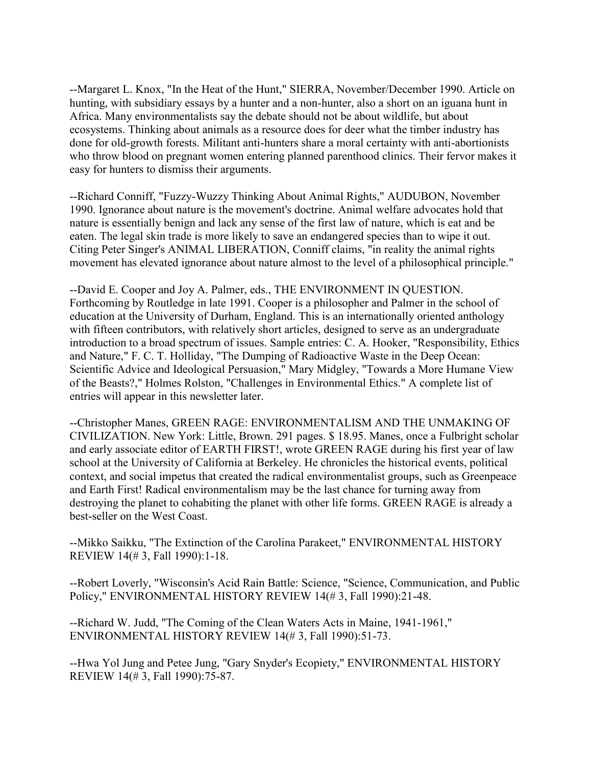--Margaret L. Knox, "In the Heat of the Hunt," SIERRA, November/December 1990. Article on hunting, with subsidiary essays by a hunter and a non-hunter, also a short on an iguana hunt in Africa. Many environmentalists say the debate should not be about wildlife, but about ecosystems. Thinking about animals as a resource does for deer what the timber industry has done for old-growth forests. Militant anti-hunters share a moral certainty with anti-abortionists who throw blood on pregnant women entering planned parenthood clinics. Their fervor makes it easy for hunters to dismiss their arguments.

--Richard Conniff, "Fuzzy-Wuzzy Thinking About Animal Rights," AUDUBON, November 1990. Ignorance about nature is the movement's doctrine. Animal welfare advocates hold that nature is essentially benign and lack any sense of the first law of nature, which is eat and be eaten. The legal skin trade is more likely to save an endangered species than to wipe it out. Citing Peter Singer's ANIMAL LIBERATION, Conniff claims, "in reality the animal rights movement has elevated ignorance about nature almost to the level of a philosophical principle."

--David E. Cooper and Joy A. Palmer, eds., THE ENVIRONMENT IN QUESTION. Forthcoming by Routledge in late 1991. Cooper is a philosopher and Palmer in the school of education at the University of Durham, England. This is an internationally oriented anthology with fifteen contributors, with relatively short articles, designed to serve as an undergraduate introduction to a broad spectrum of issues. Sample entries: C. A. Hooker, "Responsibility, Ethics and Nature," F. C. T. Holliday, "The Dumping of Radioactive Waste in the Deep Ocean: Scientific Advice and Ideological Persuasion," Mary Midgley, "Towards a More Humane View of the Beasts?," Holmes Rolston, "Challenges in Environmental Ethics." A complete list of entries will appear in this newsletter later.

--Christopher Manes, GREEN RAGE: ENVIRONMENTALISM AND THE UNMAKING OF CIVILIZATION. New York: Little, Brown. 291 pages. $ 18.95. Manes, once a Fulbright scholar and early associate editor of EARTH FIRST!, wrote GREEN RAGE during his first year of law school at the University of California at Berkeley. He chronicles the historical events, political context, and social impetus that created the radical environmentalist groups, such as Greenpeace and Earth First! Radical environmentalism may be the last chance for turning away from destroying the planet to cohabiting the planet with other life forms. GREEN RAGE is already a best-seller on the West Coast.

--Mikko Saikku, "The Extinction of the Carolina Parakeet," ENVIRONMENTAL HISTORY REVIEW 14(# 3, Fall 1990):1-18.

--Robert Loverly, "Wisconsin's Acid Rain Battle: Science, "Science, Communication, and Public Policy," ENVIRONMENTAL HISTORY REVIEW 14(# 3, Fall 1990):21-48.

--Richard W. Judd, "The Coming of the Clean Waters Acts in Maine, 1941-1961," ENVIRONMENTAL HISTORY REVIEW 14(# 3, Fall 1990):51-73.

--Hwa Yol Jung and Petee Jung, "Gary Snyder's Ecopiety," ENVIRONMENTAL HISTORY REVIEW 14(# 3, Fall 1990):75-87.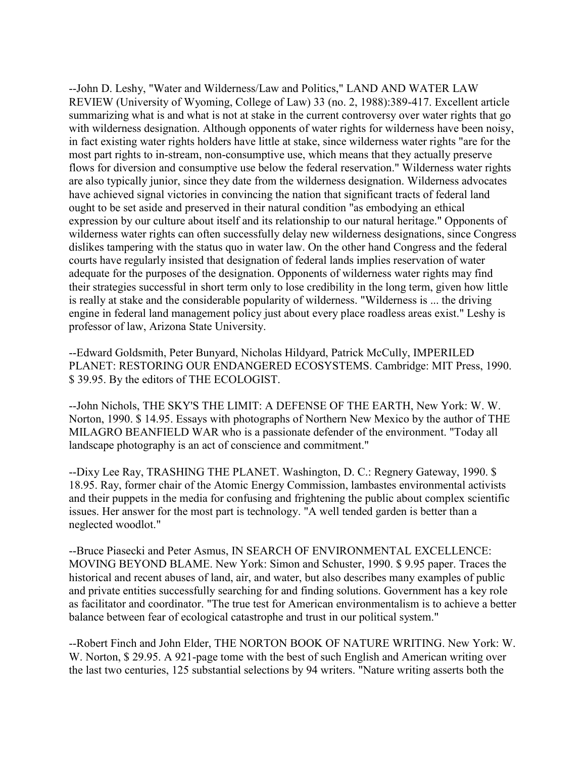--John D. Leshy, "Water and Wilderness/Law and Politics," LAND AND WATER LAW REVIEW (University of Wyoming, College of Law) 33 (no. 2, 1988):389-417. Excellent article summarizing what is and what is not at stake in the current controversy over water rights that go with wilderness designation. Although opponents of water rights for wilderness have been noisy, in fact existing water rights holders have little at stake, since wilderness water rights "are for the most part rights to in-stream, non-consumptive use, which means that they actually preserve flows for diversion and consumptive use below the federal reservation." Wilderness water rights are also typically junior, since they date from the wilderness designation. Wilderness advocates have achieved signal victories in convincing the nation that significant tracts of federal land ought to be set aside and preserved in their natural condition "as embodying an ethical expression by our culture about itself and its relationship to our natural heritage." Opponents of wilderness water rights can often successfully delay new wilderness designations, since Congress dislikes tampering with the status quo in water law. On the other hand Congress and the federal courts have regularly insisted that designation of federal lands implies reservation of water adequate for the purposes of the designation. Opponents of wilderness water rights may find their strategies successful in short term only to lose credibility in the long term, given how little is really at stake and the considerable popularity of wilderness. "Wilderness is ... the driving engine in federal land management policy just about every place roadless areas exist." Leshy is professor of law, Arizona State University.

--Edward Goldsmith, Peter Bunyard, Nicholas Hildyard, Patrick McCully, IMPERILED PLANET: RESTORING OUR ENDANGERED ECOSYSTEMS. Cambridge: MIT Press, 1990. $ 39.95. By the editors of THE ECOLOGIST.

--John Nichols, THE SKY'S THE LIMIT: A DEFENSE OF THE EARTH, New York: W. W. Norton, 1990. $ 14.95. Essays with photographs of Northern New Mexico by the author of THE MILAGRO BEANFIELD WAR who is a passionate defender of the environment. "Today all landscape photography is an act of conscience and commitment."

--Dixy Lee Ray, TRASHING THE PLANET. Washington, D. C.: Regnery Gateway, 1990. $ 18.95. Ray, former chair of the Atomic Energy Commission, lambastes environmental activists and their puppets in the media for confusing and frightening the public about complex scientific issues. Her answer for the most part is technology. "A well tended garden is better than a neglected woodlot."

--Bruce Piasecki and Peter Asmus, IN SEARCH OF ENVIRONMENTAL EXCELLENCE: MOVING BEYOND BLAME. New York: Simon and Schuster, 1990. $ 9.95 paper. Traces the historical and recent abuses of land, air, and water, but also describes many examples of public and private entities successfully searching for and finding solutions. Government has a key role as facilitator and coordinator. "The true test for American environmentalism is to achieve a better balance between fear of ecological catastrophe and trust in our political system."

--Robert Finch and John Elder, THE NORTON BOOK OF NATURE WRITING. New York: W. W. Norton, $ 29.95. A 921-page tome with the best of such English and American writing over the last two centuries, 125 substantial selections by 94 writers. "Nature writing asserts both the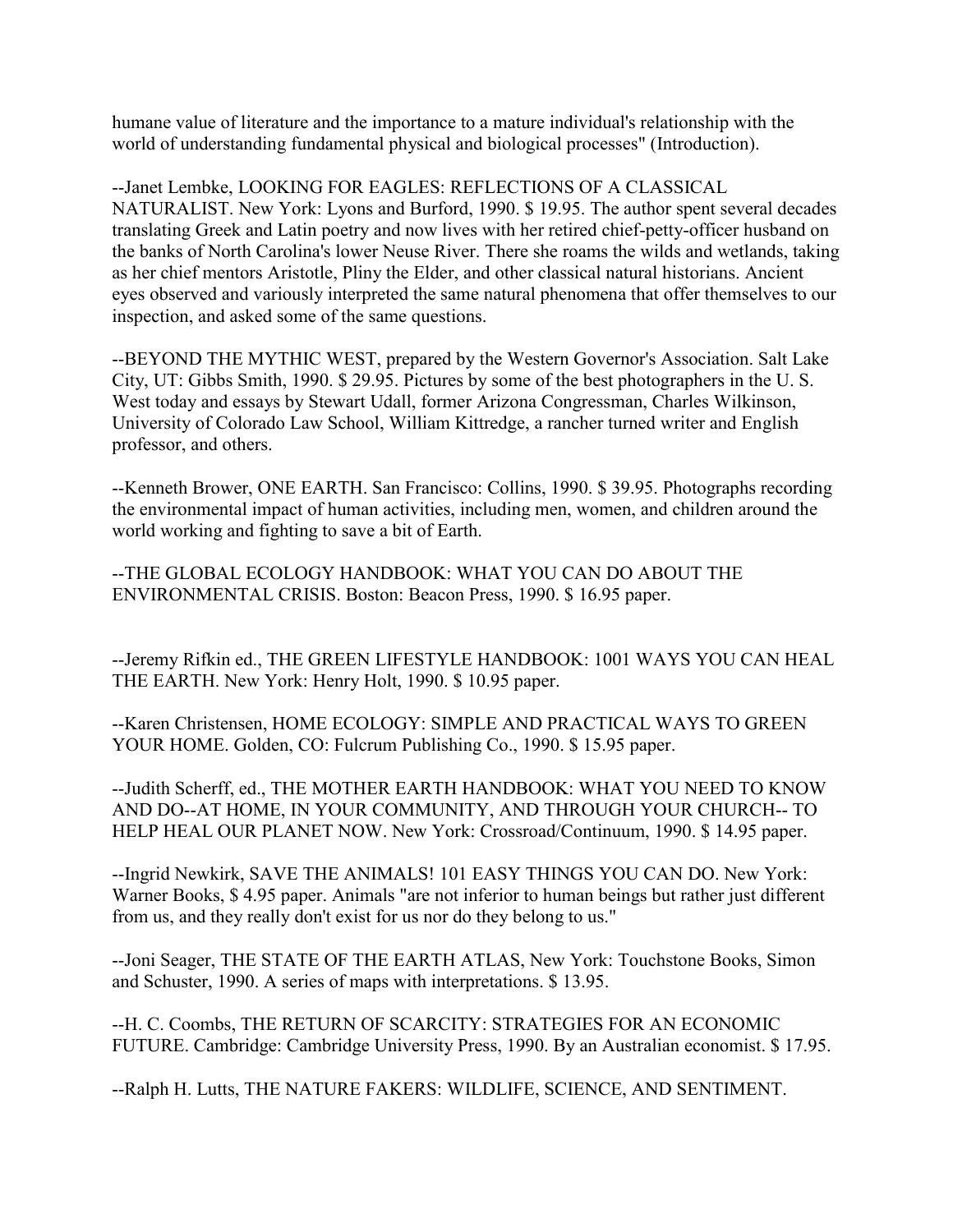humane value of literature and the importance to a mature individual's relationship with the world of understanding fundamental physical and biological processes" (Introduction).

--Janet Lembke, LOOKING FOR EAGLES: REFLECTIONS OF A CLASSICAL NATURALIST. New York: Lyons and Burford, 1990. $ 19.95. The author spent several decades translating Greek and Latin poetry and now lives with her retired chief-petty-officer husband on the banks of North Carolina's lower Neuse River. There she roams the wilds and wetlands, taking as her chief mentors Aristotle, Pliny the Elder, and other classical natural historians. Ancient eyes observed and variously interpreted the same natural phenomena that offer themselves to our inspection, and asked some of the same questions.

--BEYOND THE MYTHIC WEST, prepared by the Western Governor's Association. Salt Lake City, UT: Gibbs Smith, 1990. $ 29.95. Pictures by some of the best photographers in the U. S. West today and essays by Stewart Udall, former Arizona Congressman, Charles Wilkinson, University of Colorado Law School, William Kittredge, a rancher turned writer and English professor, and others.

--Kenneth Brower, ONE EARTH. San Francisco: Collins, 1990. $ 39.95. Photographs recording the environmental impact of human activities, including men, women, and children around the world working and fighting to save a bit of Earth.

--THE GLOBAL ECOLOGY HANDBOOK: WHAT YOU CAN DO ABOUT THE ENVIRONMENTAL CRISIS. Boston: Beacon Press, 1990. $ 16.95 paper.

--Jeremy Rifkin ed., THE GREEN LIFESTYLE HANDBOOK: 1001 WAYS YOU CAN HEAL THE EARTH. New York: Henry Holt, 1990. $ 10.95 paper.

--Karen Christensen, HOME ECOLOGY: SIMPLE AND PRACTICAL WAYS TO GREEN YOUR HOME. Golden, CO: Fulcrum Publishing Co., 1990. $ 15.95 paper.

--Judith Scherff, ed., THE MOTHER EARTH HANDBOOK: WHAT YOU NEED TO KNOW AND DO--AT HOME, IN YOUR COMMUNITY, AND THROUGH YOUR CHURCH-- TO HELP HEAL OUR PLANET NOW. New York: Crossroad/Continuum, 1990. $ 14.95 paper.

--Ingrid Newkirk, SAVE THE ANIMALS! 101 EASY THINGS YOU CAN DO. New York: Warner Books, $ 4.95 paper. Animals "are not inferior to human beings but rather just different from us, and they really don't exist for us nor do they belong to us."

--Joni Seager, THE STATE OF THE EARTH ATLAS, New York: Touchstone Books, Simon and Schuster, 1990. A series of maps with interpretations. $ 13.95.

--H. C. Coombs, THE RETURN OF SCARCITY: STRATEGIES FOR AN ECONOMIC FUTURE. Cambridge: Cambridge University Press, 1990. By an Australian economist. $ 17.95.

--Ralph H. Lutts, THE NATURE FAKERS: WILDLIFE, SCIENCE, AND SENTIMENT.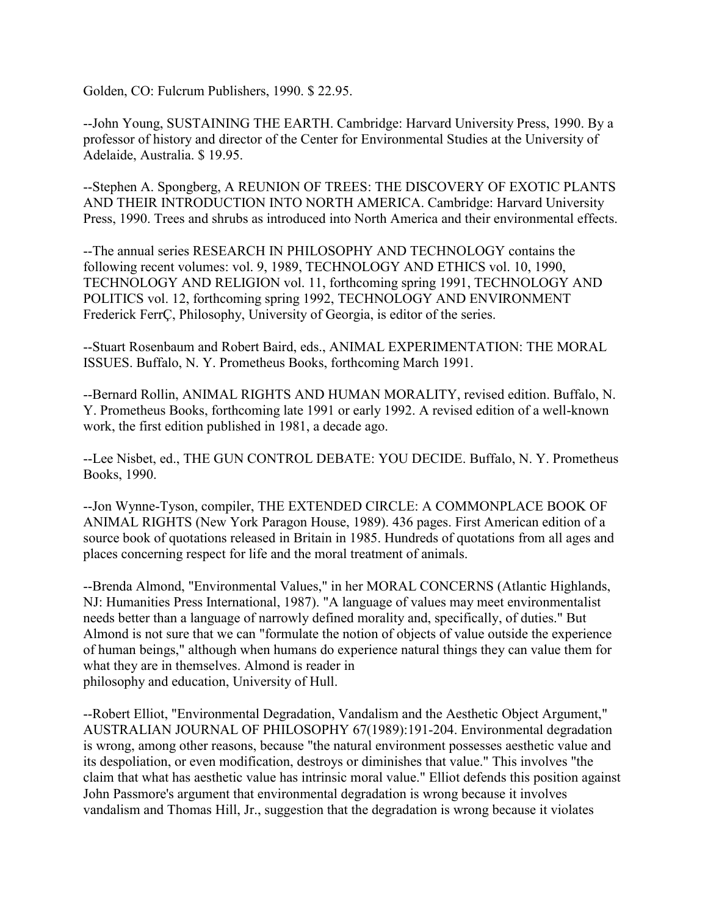Golden, CO: Fulcrum Publishers, 1990. $ 22.95.

--John Young, SUSTAINING THE EARTH. Cambridge: Harvard University Press, 1990. By a professor of history and director of the Center for Environmental Studies at the University of Adelaide, Australia. $ 19.95.

--Stephen A. Spongberg, A REUNION OF TREES: THE DISCOVERY OF EXOTIC PLANTS AND THEIR INTRODUCTION INTO NORTH AMERICA. Cambridge: Harvard University Press, 1990. Trees and shrubs as introduced into North America and their environmental effects.

--The annual series RESEARCH IN PHILOSOPHY AND TECHNOLOGY contains the following recent volumes: vol. 9, 1989, TECHNOLOGY AND ETHICS vol. 10, 1990, TECHNOLOGY AND RELIGION vol. 11, forthcoming spring 1991, TECHNOLOGY AND POLITICS vol. 12, forthcoming spring 1992, TECHNOLOGY AND ENVIRONMENT Frederick FerrÇ, Philosophy, University of Georgia, is editor of the series.

--Stuart Rosenbaum and Robert Baird, eds., ANIMAL EXPERIMENTATION: THE MORAL ISSUES. Buffalo, N. Y. Prometheus Books, forthcoming March 1991.

--Bernard Rollin, ANIMAL RIGHTS AND HUMAN MORALITY, revised edition. Buffalo, N. Y. Prometheus Books, forthcoming late 1991 or early 1992. A revised edition of a well-known work, the first edition published in 1981, a decade ago.

--Lee Nisbet, ed., THE GUN CONTROL DEBATE: YOU DECIDE. Buffalo, N. Y. Prometheus Books, 1990.

--Jon Wynne-Tyson, compiler, THE EXTENDED CIRCLE: A COMMONPLACE BOOK OF ANIMAL RIGHTS (New York Paragon House, 1989). 436 pages. First American edition of a source book of quotations released in Britain in 1985. Hundreds of quotations from all ages and places concerning respect for life and the moral treatment of animals.

--Brenda Almond, "Environmental Values," in her MORAL CONCERNS (Atlantic Highlands, NJ: Humanities Press International, 1987). "A language of values may meet environmentalist needs better than a language of narrowly defined morality and, specifically, of duties." But Almond is not sure that we can "formulate the notion of objects of value outside the experience of human beings," although when humans do experience natural things they can value them for what they are in themselves. Almond is reader in philosophy and education, University of Hull.

--Robert Elliot, "Environmental Degradation, Vandalism and the Aesthetic Object Argument," AUSTRALIAN JOURNAL OF PHILOSOPHY 67(1989):191-204. Environmental degradation is wrong, among other reasons, because "the natural environment possesses aesthetic value and its despoliation, or even modification, destroys or diminishes that value." This involves "the claim that what has aesthetic value has intrinsic moral value." Elliot defends this position against John Passmore's argument that environmental degradation is wrong because it involves vandalism and Thomas Hill, Jr., suggestion that the degradation is wrong because it violates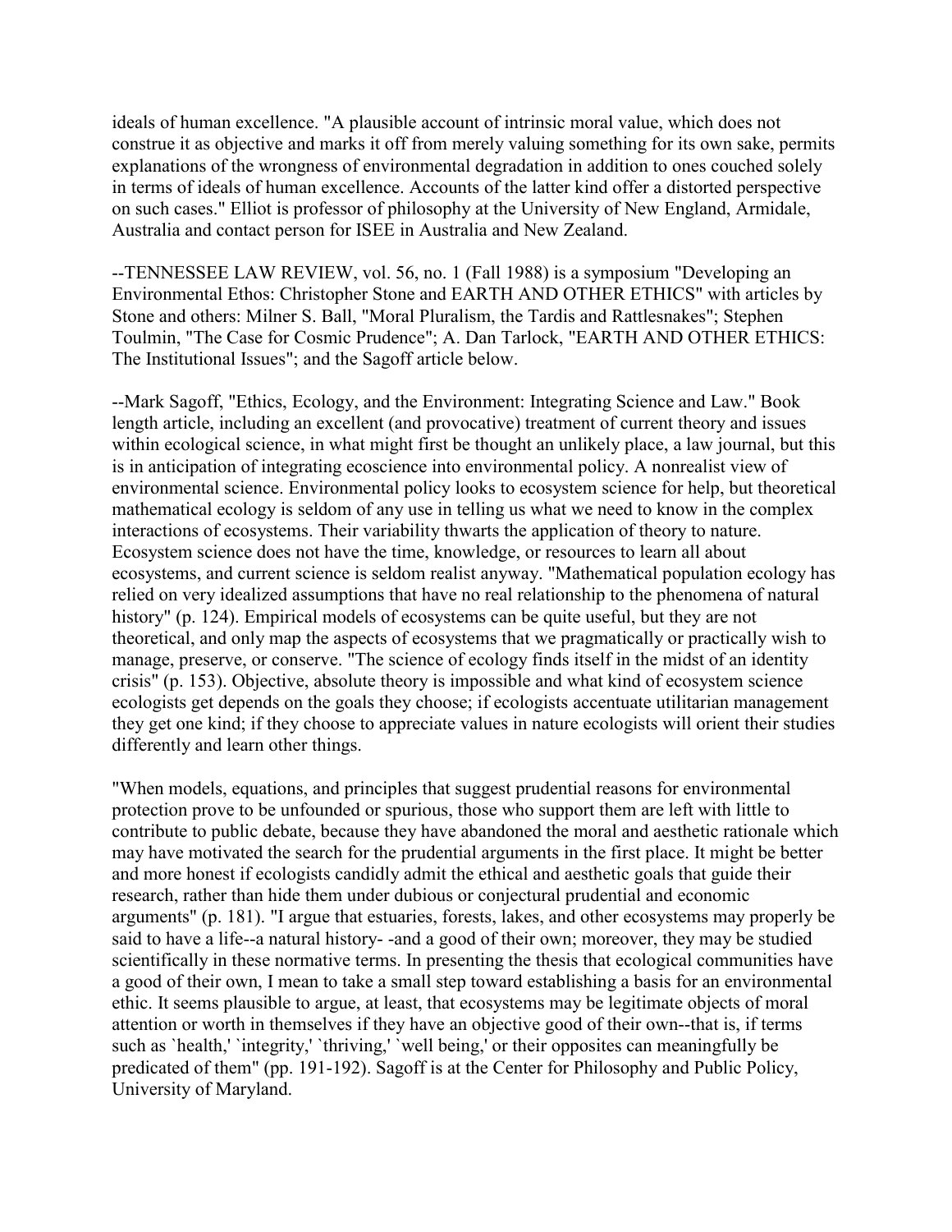ideals of human excellence. "A plausible account of intrinsic moral value, which does not construe it as objective and marks it off from merely valuing something for its own sake, permits explanations of the wrongness of environmental degradation in addition to ones couched solely in terms of ideals of human excellence. Accounts of the latter kind offer a distorted perspective on such cases." Elliot is professor of philosophy at the University of New England, Armidale, Australia and contact person for ISEE in Australia and New Zealand.

--TENNESSEE LAW REVIEW, vol. 56, no. 1 (Fall 1988) is a symposium "Developing an Environmental Ethos: Christopher Stone and EARTH AND OTHER ETHICS" with articles by Stone and others: Milner S. Ball, "Moral Pluralism, the Tardis and Rattlesnakes"; Stephen Toulmin, "The Case for Cosmic Prudence"; A. Dan Tarlock, "EARTH AND OTHER ETHICS: The Institutional Issues"; and the Sagoff article below.

--Mark Sagoff, "Ethics, Ecology, and the Environment: Integrating Science and Law." Book length article, including an excellent (and provocative) treatment of current theory and issues within ecological science, in what might first be thought an unlikely place, a law journal, but this is in anticipation of integrating ecoscience into environmental policy. A nonrealist view of environmental science. Environmental policy looks to ecosystem science for help, but theoretical mathematical ecology is seldom of any use in telling us what we need to know in the complex interactions of ecosystems. Their variability thwarts the application of theory to nature. Ecosystem science does not have the time, knowledge, or resources to learn all about ecosystems, and current science is seldom realist anyway. "Mathematical population ecology has relied on very idealized assumptions that have no real relationship to the phenomena of natural history" (p. 124). Empirical models of ecosystems can be quite useful, but they are not theoretical, and only map the aspects of ecosystems that we pragmatically or practically wish to manage, preserve, or conserve. "The science of ecology finds itself in the midst of an identity crisis" (p. 153). Objective, absolute theory is impossible and what kind of ecosystem science ecologists get depends on the goals they choose; if ecologists accentuate utilitarian management they get one kind; if they choose to appreciate values in nature ecologists will orient their studies differently and learn other things.

"When models, equations, and principles that suggest prudential reasons for environmental protection prove to be unfounded or spurious, those who support them are left with little to contribute to public debate, because they have abandoned the moral and aesthetic rationale which may have motivated the search for the prudential arguments in the first place. It might be better and more honest if ecologists candidly admit the ethical and aesthetic goals that guide their research, rather than hide them under dubious or conjectural prudential and economic arguments" (p. 181). "I argue that estuaries, forests, lakes, and other ecosystems may properly be said to have a life--a natural history- -and a good of their own; moreover, they may be studied scientifically in these normative terms. In presenting the thesis that ecological communities have a good of their own, I mean to take a small step toward establishing a basis for an environmental ethic. It seems plausible to argue, at least, that ecosystems may be legitimate objects of moral attention or worth in themselves if they have an objective good of their own--that is, if terms such as `health,' `integrity,' `thriving,' `well being,' or their opposites can meaningfully be predicated of them" (pp. 191-192). Sagoff is at the Center for Philosophy and Public Policy, University of Maryland.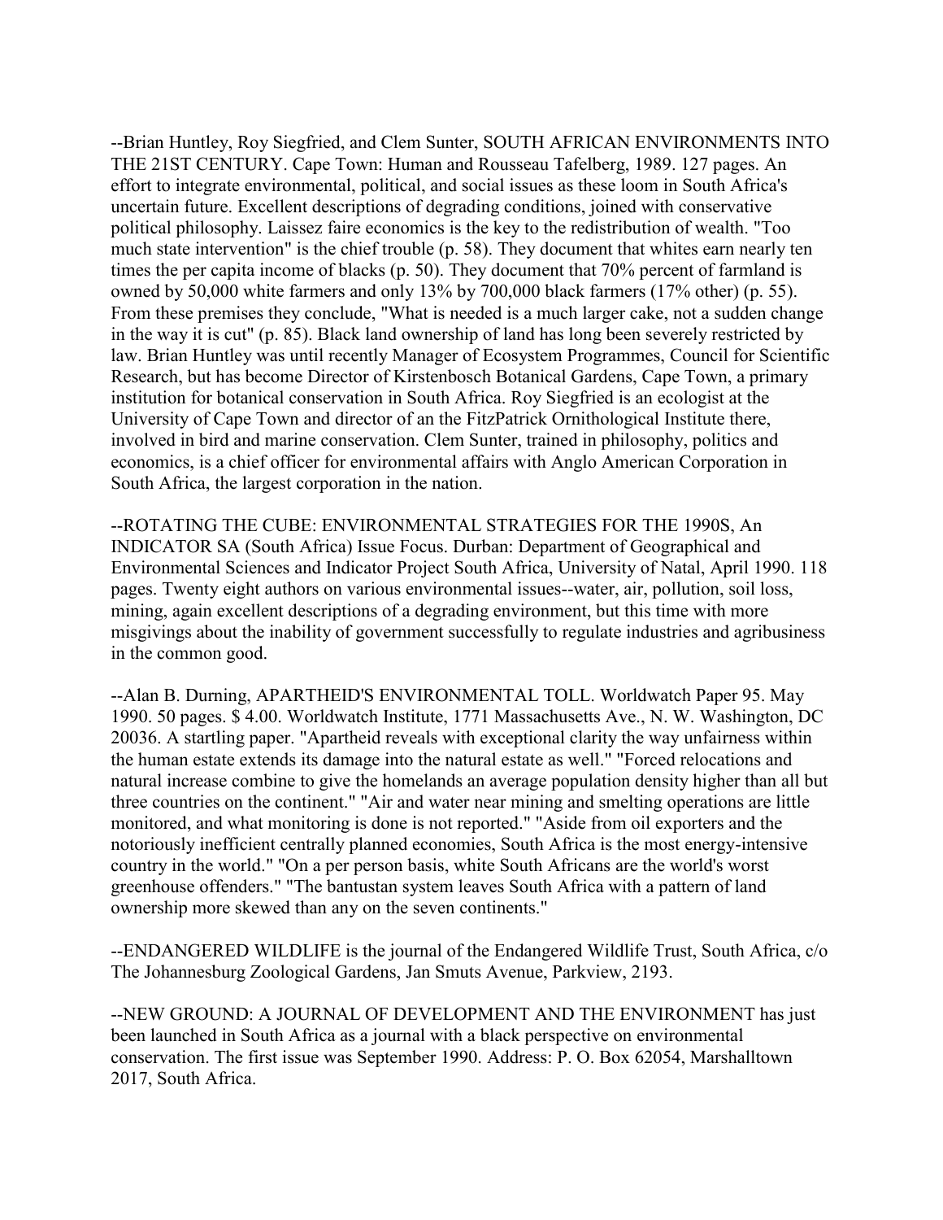--Brian Huntley, Roy Siegfried, and Clem Sunter, SOUTH AFRICAN ENVIRONMENTS INTO THE 21ST CENTURY. Cape Town: Human and Rousseau Tafelberg, 1989. 127 pages. An effort to integrate environmental, political, and social issues as these loom in South Africa's uncertain future. Excellent descriptions of degrading conditions, joined with conservative political philosophy. Laissez faire economics is the key to the redistribution of wealth. "Too much state intervention" is the chief trouble (p. 58). They document that whites earn nearly ten times the per capita income of blacks (p. 50). They document that 70% percent of farmland is owned by 50,000 white farmers and only 13% by 700,000 black farmers (17% other) (p. 55). From these premises they conclude, "What is needed is a much larger cake, not a sudden change in the way it is cut" (p. 85). Black land ownership of land has long been severely restricted by law. Brian Huntley was until recently Manager of Ecosystem Programmes, Council for Scientific Research, but has become Director of Kirstenbosch Botanical Gardens, Cape Town, a primary institution for botanical conservation in South Africa. Roy Siegfried is an ecologist at the University of Cape Town and director of an the FitzPatrick Ornithological Institute there, involved in bird and marine conservation. Clem Sunter, trained in philosophy, politics and economics, is a chief officer for environmental affairs with Anglo American Corporation in South Africa, the largest corporation in the nation.

--ROTATING THE CUBE: ENVIRONMENTAL STRATEGIES FOR THE 1990S, An INDICATOR SA (South Africa) Issue Focus. Durban: Department of Geographical and Environmental Sciences and Indicator Project South Africa, University of Natal, April 1990. 118 pages. Twenty eight authors on various environmental issues--water, air, pollution, soil loss, mining, again excellent descriptions of a degrading environment, but this time with more misgivings about the inability of government successfully to regulate industries and agribusiness in the common good.

--Alan B. Durning, APARTHEID'S ENVIRONMENTAL TOLL. Worldwatch Paper 95. May 1990. 50 pages. $ 4.00. Worldwatch Institute, 1771 Massachusetts Ave., N. W. Washington, DC 20036. A startling paper. "Apartheid reveals with exceptional clarity the way unfairness within the human estate extends its damage into the natural estate as well." "Forced relocations and natural increase combine to give the homelands an average population density higher than all but three countries on the continent." "Air and water near mining and smelting operations are little monitored, and what monitoring is done is not reported." "Aside from oil exporters and the notoriously inefficient centrally planned economies, South Africa is the most energy-intensive country in the world." "On a per person basis, white South Africans are the world's worst greenhouse offenders." "The bantustan system leaves South Africa with a pattern of land ownership more skewed than any on the seven continents."

--ENDANGERED WILDLIFE is the journal of the Endangered Wildlife Trust, South Africa, c/o The Johannesburg Zoological Gardens, Jan Smuts Avenue, Parkview, 2193.

--NEW GROUND: A JOURNAL OF DEVELOPMENT AND THE ENVIRONMENT has just been launched in South Africa as a journal with a black perspective on environmental conservation. The first issue was September 1990. Address: P. O. Box 62054, Marshalltown 2017, South Africa.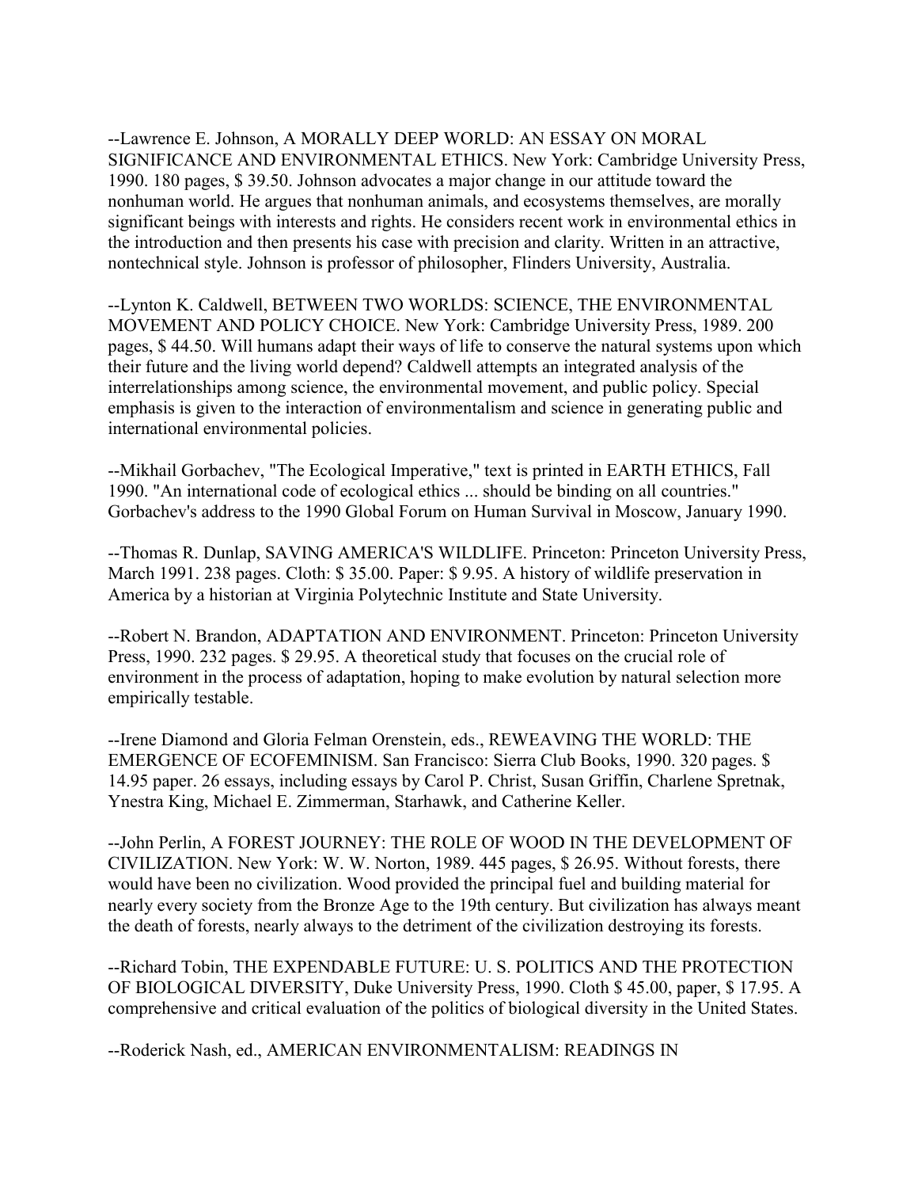--Lawrence E. Johnson, A MORALLY DEEP WORLD: AN ESSAY ON MORAL SIGNIFICANCE AND ENVIRONMENTAL ETHICS. New York: Cambridge University Press, 1990. 180 pages, $ 39.50. Johnson advocates a major change in our attitude toward the nonhuman world. He argues that nonhuman animals, and ecosystems themselves, are morally significant beings with interests and rights. He considers recent work in environmental ethics in the introduction and then presents his case with precision and clarity. Written in an attractive, nontechnical style. Johnson is professor of philosopher, Flinders University, Australia.

--Lynton K. Caldwell, BETWEEN TWO WORLDS: SCIENCE, THE ENVIRONMENTAL MOVEMENT AND POLICY CHOICE. New York: Cambridge University Press, 1989. 200 pages, $ 44.50. Will humans adapt their ways of life to conserve the natural systems upon which their future and the living world depend? Caldwell attempts an integrated analysis of the interrelationships among science, the environmental movement, and public policy. Special emphasis is given to the interaction of environmentalism and science in generating public and international environmental policies.

--Mikhail Gorbachev, "The Ecological Imperative," text is printed in EARTH ETHICS, Fall 1990. "An international code of ecological ethics ... should be binding on all countries." Gorbachev's address to the 1990 Global Forum on Human Survival in Moscow, January 1990.

--Thomas R. Dunlap, SAVING AMERICA'S WILDLIFE. Princeton: Princeton University Press, March 1991. 238 pages. Cloth: $ 35.00. Paper: $ 9.95. A history of wildlife preservation in America by a historian at Virginia Polytechnic Institute and State University.

--Robert N. Brandon, ADAPTATION AND ENVIRONMENT. Princeton: Princeton University Press, 1990. 232 pages. $ 29.95. A theoretical study that focuses on the crucial role of environment in the process of adaptation, hoping to make evolution by natural selection more empirically testable.

--Irene Diamond and Gloria Felman Orenstein, eds., REWEAVING THE WORLD: THE EMERGENCE OF ECOFEMINISM. San Francisco: Sierra Club Books, 1990. 320 pages. $ 14.95 paper. 26 essays, including essays by Carol P. Christ, Susan Griffin, Charlene Spretnak, Ynestra King, Michael E. Zimmerman, Starhawk, and Catherine Keller.

--John Perlin, A FOREST JOURNEY: THE ROLE OF WOOD IN THE DEVELOPMENT OF CIVILIZATION. New York: W. W. Norton, 1989. 445 pages, $ 26.95. Without forests, there would have been no civilization. Wood provided the principal fuel and building material for nearly every society from the Bronze Age to the 19th century. But civilization has always meant the death of forests, nearly always to the detriment of the civilization destroying its forests.

--Richard Tobin, THE EXPENDABLE FUTURE: U. S. POLITICS AND THE PROTECTION OF BIOLOGICAL DIVERSITY, Duke University Press, 1990. Cloth $ 45.00, paper, $ 17.95. A comprehensive and critical evaluation of the politics of biological diversity in the United States.

--Roderick Nash, ed., AMERICAN ENVIRONMENTALISM: READINGS IN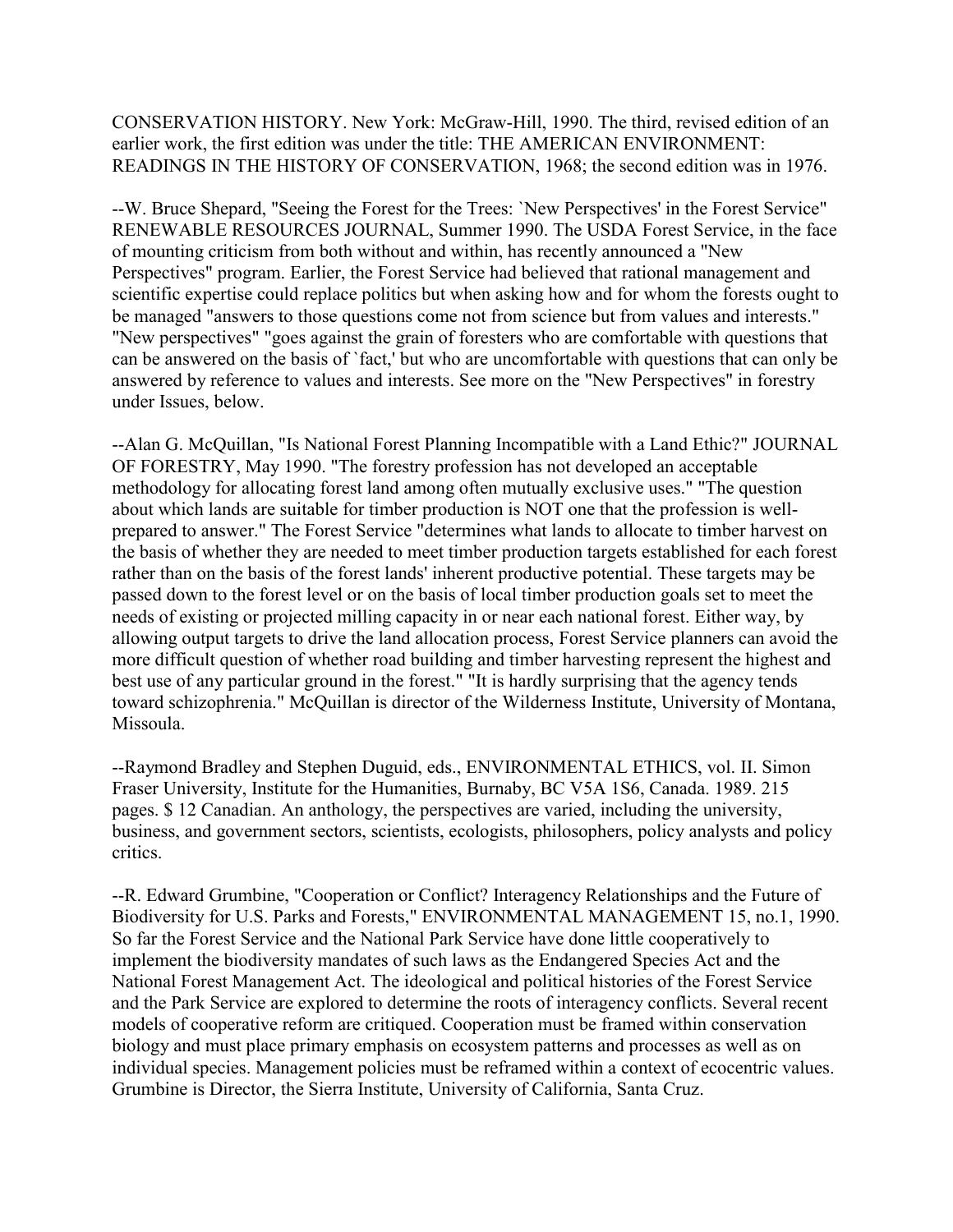CONSERVATION HISTORY. New York: McGraw-Hill, 1990. The third, revised edition of an earlier work, the first edition was under the title: THE AMERICAN ENVIRONMENT: READINGS IN THE HISTORY OF CONSERVATION, 1968; the second edition was in 1976.

--W. Bruce Shepard, "Seeing the Forest for the Trees: `New Perspectives' in the Forest Service" RENEWABLE RESOURCES JOURNAL, Summer 1990. The USDA Forest Service, in the face of mounting criticism from both without and within, has recently announced a "New Perspectives" program. Earlier, the Forest Service had believed that rational management and scientific expertise could replace politics but when asking how and for whom the forests ought to be managed "answers to those questions come not from science but from values and interests." "New perspectives" "goes against the grain of foresters who are comfortable with questions that can be answered on the basis of `fact,' but who are uncomfortable with questions that can only be answered by reference to values and interests. See more on the "New Perspectives" in forestry under Issues, below.

--Alan G. McQuillan, "Is National Forest Planning Incompatible with a Land Ethic?" JOURNAL OF FORESTRY, May 1990. "The forestry profession has not developed an acceptable methodology for allocating forest land among often mutually exclusive uses." "The question about which lands are suitable for timber production is NOT one that the profession is well-prepared to answer." The Forest Service "determines what lands to allocate to timber harvest on the basis of whether they are needed to meet timber production targets established for each forest rather than on the basis of the forest lands' inherent productive potential. These targets may be passed down to the forest level or on the basis of local timber production goals set to meet the needs of existing or projected milling capacity in or near each national forest. Either way, by allowing output targets to drive the land allocation process, Forest Service planners can avoid the more difficult question of whether road building and timber harvesting represent the highest and best use of any particular ground in the forest." "It is hardly surprising that the agency tends toward schizophrenia." McQuillan is director of the Wilderness Institute, University of Montana, Missoula.

--Raymond Bradley and Stephen Duguid, eds., ENVIRONMENTAL ETHICS, vol. II. Simon Fraser University, Institute for the Humanities, Burnaby, BC V5A 1S6, Canada. 1989. 215 pages. $ 12 Canadian. An anthology, the perspectives are varied, including the university, business, and government sectors, scientists, ecologists, philosophers, policy analysts and policy critics.

--R. Edward Grumbine, "Cooperation or Conflict? Interagency Relationships and the Future of Biodiversity for U.S. Parks and Forests," ENVIRONMENTAL MANAGEMENT 15, no.1, 1990. So far the Forest Service and the National Park Service have done little cooperatively to implement the biodiversity mandates of such laws as the Endangered Species Act and the National Forest Management Act. The ideological and political histories of the Forest Service and the Park Service are explored to determine the roots of interagency conflicts. Several recent models of cooperative reform are critiqued. Cooperation must be framed within conservation biology and must place primary emphasis on ecosystem patterns and processes as well as on individual species. Management policies must be reframed within a context of ecocentric values. Grumbine is Director, the Sierra Institute, University of California, Santa Cruz.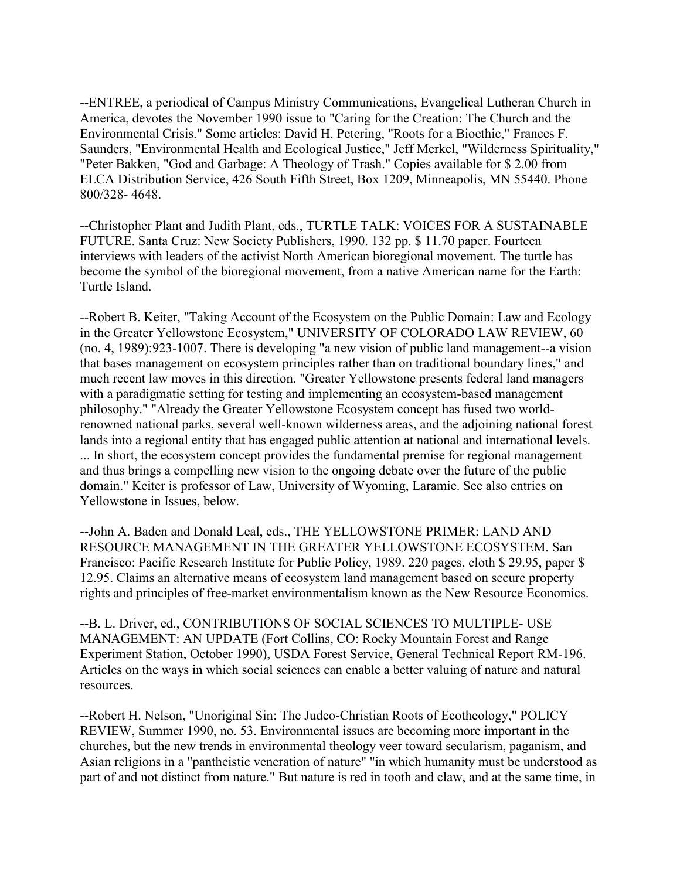--ENTREE, a periodical of Campus Ministry Communications, Evangelical Lutheran Church in America, devotes the November 1990 issue to "Caring for the Creation: The Church and the Environmental Crisis." Some articles: David H. Petering, "Roots for a Bioethic," Frances F. Saunders, "Environmental Health and Ecological Justice," Jeff Merkel, "Wilderness Spirituality," "Peter Bakken, "God and Garbage: A Theology of Trash." Copies available for $ 2.00 from ELCA Distribution Service, 426 South Fifth Street, Box 1209, Minneapolis, MN 55440. Phone 800/328- 4648.

--Christopher Plant and Judith Plant, eds., TURTLE TALK: VOICES FOR A SUSTAINABLE FUTURE. Santa Cruz: New Society Publishers, 1990. 132 pp. $ 11.70 paper. Fourteen interviews with leaders of the activist North American bioregional movement. The turtle has become the symbol of the bioregional movement, from a native American name for the Earth: Turtle Island.

--Robert B. Keiter, "Taking Account of the Ecosystem on the Public Domain: Law and Ecology in the Greater Yellowstone Ecosystem," UNIVERSITY OF COLORADO LAW REVIEW, 60 (no. 4, 1989):923-1007. There is developing "a new vision of public land management--a vision that bases management on ecosystem principles rather than on traditional boundary lines," and much recent law moves in this direction. "Greater Yellowstone presents federal land managers with a paradigmatic setting for testing and implementing an ecosystem-based management philosophy." "Already the Greater Yellowstone Ecosystem concept has fused two world-renowned national parks, several well-known wilderness areas, and the adjoining national forest lands into a regional entity that has engaged public attention at national and international levels. ... In short, the ecosystem concept provides the fundamental premise for regional management and thus brings a compelling new vision to the ongoing debate over the future of the public domain." Keiter is professor of Law, University of Wyoming, Laramie. See also entries on Yellowstone in Issues, below.

--John A. Baden and Donald Leal, eds., THE YELLOWSTONE PRIMER: LAND AND RESOURCE MANAGEMENT IN THE GREATER YELLOWSTONE ECOSYSTEM. San Francisco: Pacific Research Institute for Public Policy, 1989. 220 pages, cloth $ 29.95, paper $ 12.95. Claims an alternative means of ecosystem land management based on secure property rights and principles of free-market environmentalism known as the New Resource Economics.

--B. L. Driver, ed., CONTRIBUTIONS OF SOCIAL SCIENCES TO MULTIPLE- USE MANAGEMENT: AN UPDATE (Fort Collins, CO: Rocky Mountain Forest and Range Experiment Station, October 1990), USDA Forest Service, General Technical Report RM-196. Articles on the ways in which social sciences can enable a better valuing of nature and natural resources.

--Robert H. Nelson, "Unoriginal Sin: The Judeo-Christian Roots of Ecotheology," POLICY REVIEW, Summer 1990, no. 53. Environmental issues are becoming more important in the churches, but the new trends in environmental theology veer toward secularism, paganism, and Asian religions in a "pantheistic veneration of nature" "in which humanity must be understood as part of and not distinct from nature." But nature is red in tooth and claw, and at the same time, in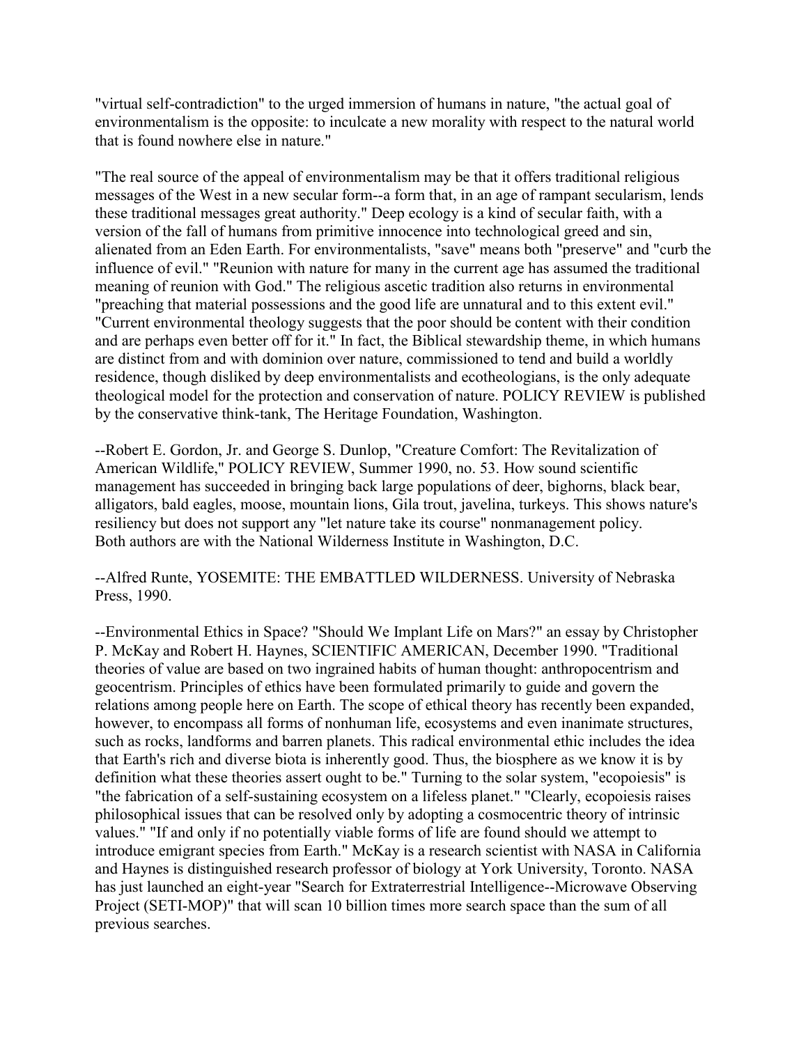"virtual self-contradiction" to the urged immersion of humans in nature, "the actual goal of environmentalism is the opposite: to inculcate a new morality with respect to the natural world that is found nowhere else in nature."

"The real source of the appeal of environmentalism may be that it offers traditional religious messages of the West in a new secular form--a form that, in an age of rampant secularism, lends these traditional messages great authority." Deep ecology is a kind of secular faith, with a version of the fall of humans from primitive innocence into technological greed and sin, alienated from an Eden Earth. For environmentalists, "save" means both "preserve" and "curb the influence of evil." "Reunion with nature for many in the current age has assumed the traditional meaning of reunion with God." The religious ascetic tradition also returns in environmental "preaching that material possessions and the good life are unnatural and to this extent evil." "Current environmental theology suggests that the poor should be content with their condition and are perhaps even better off for it." In fact, the Biblical stewardship theme, in which humans are distinct from and with dominion over nature, commissioned to tend and build a worldly residence, though disliked by deep environmentalists and ecotheologians, is the only adequate theological model for the protection and conservation of nature. POLICY REVIEW is published by the conservative think-tank, The Heritage Foundation, Washington.

--Robert E. Gordon, Jr. and George S. Dunlop, "Creature Comfort: The Revitalization of American Wildlife," POLICY REVIEW, Summer 1990, no. 53. How sound scientific management has succeeded in bringing back large populations of deer, bighorns, black bear, alligators, bald eagles, moose, mountain lions, Gila trout, javelina, turkeys. This shows nature's resiliency but does not support any "let nature take its course" nonmanagement policy. Both authors are with the National Wilderness Institute in Washington, D.C.

--Alfred Runte, YOSEMITE: THE EMBATTLED WILDERNESS. University of Nebraska Press, 1990.

--Environmental Ethics in Space? "Should We Implant Life on Mars?" an essay by Christopher P. McKay and Robert H. Haynes, SCIENTIFIC AMERICAN, December 1990. "Traditional theories of value are based on two ingrained habits of human thought: anthropocentrism and geocentrism. Principles of ethics have been formulated primarily to guide and govern the relations among people here on Earth. The scope of ethical theory has recently been expanded, however, to encompass all forms of nonhuman life, ecosystems and even inanimate structures, such as rocks, landforms and barren planets. This radical environmental ethic includes the idea that Earth's rich and diverse biota is inherently good. Thus, the biosphere as we know it is by definition what these theories assert ought to be." Turning to the solar system, "ecopoiesis" is "the fabrication of a self-sustaining ecosystem on a lifeless planet." "Clearly, ecopoiesis raises philosophical issues that can be resolved only by adopting a cosmocentric theory of intrinsic values." "If and only if no potentially viable forms of life are found should we attempt to introduce emigrant species from Earth." McKay is a research scientist with NASA in California and Haynes is distinguished research professor of biology at York University, Toronto. NASA has just launched an eight-year "Search for Extraterrestrial Intelligence--Microwave Observing Project (SETI-MOP)" that will scan 10 billion times more search space than the sum of all previous searches.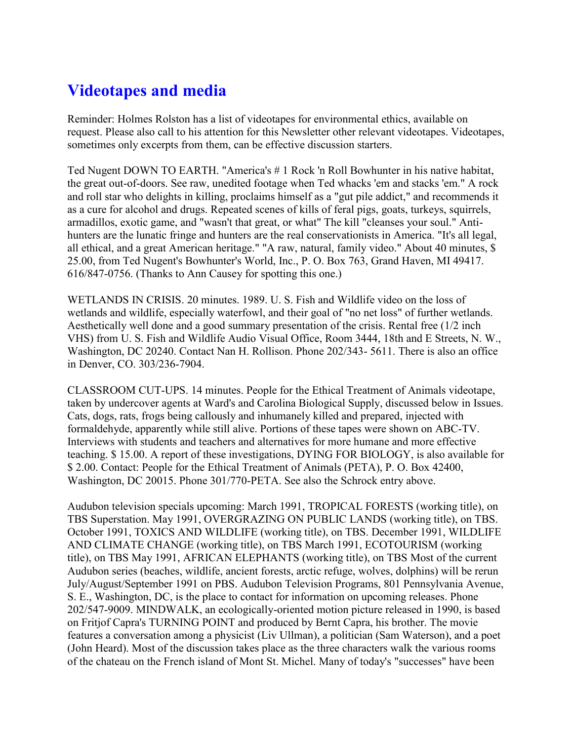## Videotapes and media

Reminder: Holmes Rolston has a list of videotapes for environmental ethics, available on request. Please also call to his attention for this Newsletter other relevant videotapes. Videotapes, sometimes only excerpts from them, can be effective discussion starters.

Ted Nugent DOWN TO EARTH. "America's # 1 Rock 'n Roll Bowhunter in his native habitat, the great out-of-doors. See raw, unedited footage when Ted whacks 'em and stacks 'em." A rock and roll star who delights in killing, proclaims himself as a "gut pile addict," and recommends it as a cure for alcohol and drugs. Repeated scenes of kills of feral pigs, goats, turkeys, squirrels, armadillos, exotic game, and "wasn't that great, or what" The kill "cleanses your soul." Anti-hunters are the lunatic fringe and hunters are the real conservationists in America. "It's all legal, all ethical, and a great American heritage." "A raw, natural, family video." About 40 minutes, $ 25.00, from Ted Nugent's Bowhunter's World, Inc., P. O. Box 763, Grand Haven, MI 49417. 616/847-0756. (Thanks to Ann Causey for spotting this one.)

WETLANDS IN CRISIS. 20 minutes. 1989. U. S. Fish and Wildlife video on the loss of wetlands and wildlife, especially waterfowl, and their goal of "no net loss" of further wetlands. Aesthetically well done and a good summary presentation of the crisis. Rental free (1/2 inch VHS) from U. S. Fish and Wildlife Audio Visual Office, Room 3444, 18th and E Streets, N. W., Washington, DC 20240. Contact Nan H. Rollison. Phone 202/343- 5611. There is also an office in Denver, CO. 303/236-7904.

CLASSROOM CUT-UPS. 14 minutes. People for the Ethical Treatment of Animals videotape, taken by undercover agents at Ward's and Carolina Biological Supply, discussed below in Issues. Cats, dogs, rats, frogs being callously and inhumanely killed and prepared, injected with formaldehyde, apparently while still alive. Portions of these tapes were shown on ABC-TV. Interviews with students and teachers and alternatives for more humane and more effective teaching. $ 15.00. A report of these investigations, DYING FOR BIOLOGY, is also available for $ 2.00. Contact: People for the Ethical Treatment of Animals (PETA), P. O. Box 42400, Washington, DC 20015. Phone 301/770-PETA. See also the Schrock entry above.

Audubon television specials upcoming: March 1991, TROPICAL FORESTS (working title), on TBS Superstation. May 1991, OVERGRAZING ON PUBLIC LANDS (working title), on TBS. October 1991, TOXICS AND WILDLIFE (working title), on TBS. December 1991, WILDLIFE AND CLIMATE CHANGE (working title), on TBS March 1991, ECOTOURISM (working title), on TBS May 1991, AFRICAN ELEPHANTS (working title), on TBS Most of the current Audubon series (beaches, wildlife, ancient forests, arctic refuge, wolves, dolphins) will be rerun July/August/September 1991 on PBS. Audubon Television Programs, 801 Pennsylvania Avenue, S. E., Washington, DC, is the place to contact for information on upcoming releases. Phone 202/547-9009. MINDWALK, an ecologically-oriented motion picture released in 1990, is based on Fritjof Capra's TURNING POINT and produced by Bernt Capra, his brother. The movie features a conversation among a physicist (Liv Ullman), a politician (Sam Waterson), and a poet (John Heard). Most of the discussion takes place as the three characters walk the various rooms of the chateau on the French island of Mont St. Michel. Many of today's "successes" have been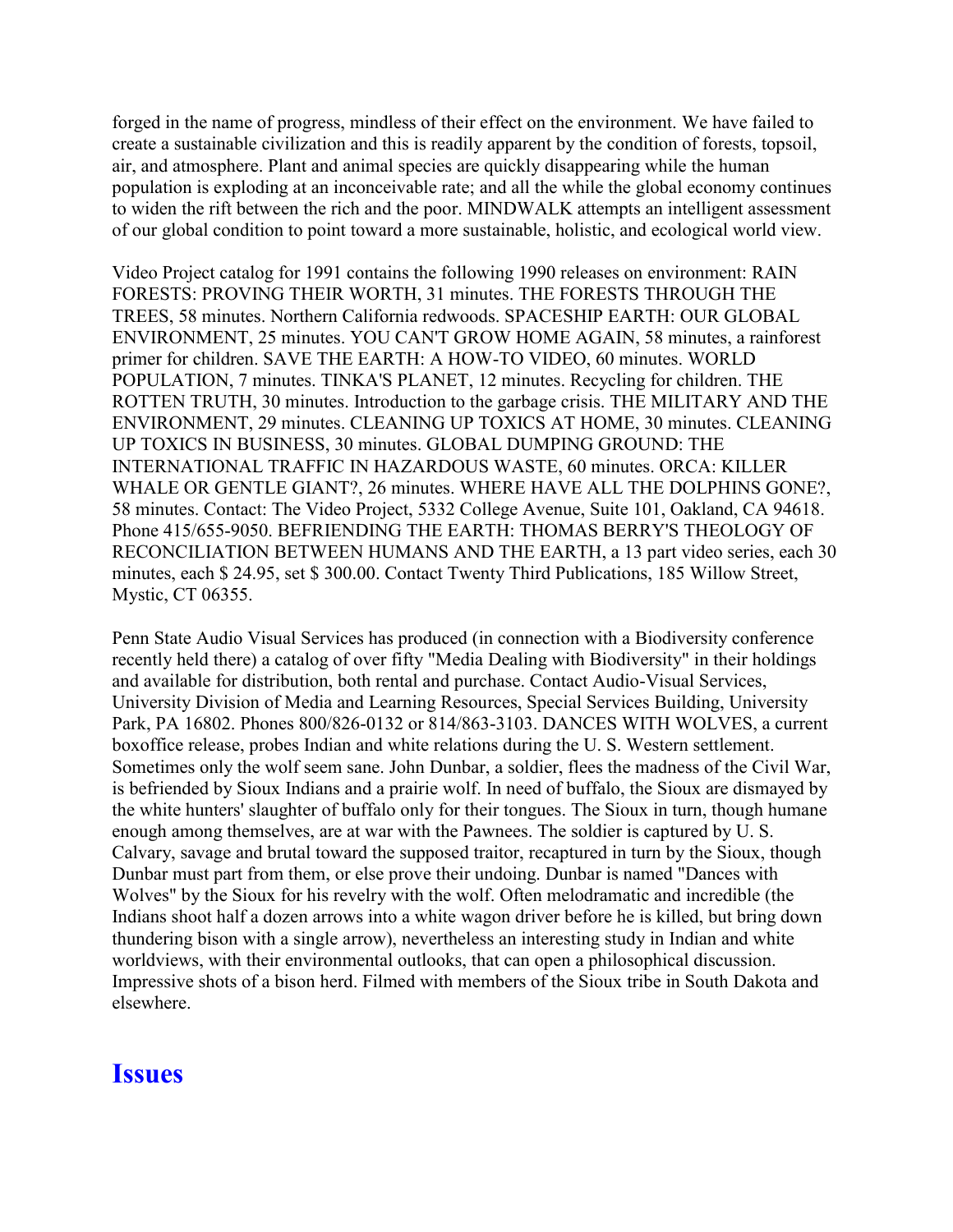forged in the name of progress, mindless of their effect on the environment. We have failed to create a sustainable civilization and this is readily apparent by the condition of forests, topsoil, air, and atmosphere. Plant and animal species are quickly disappearing while the human population is exploding at an inconceivable rate; and all the while the global economy continues to widen the rift between the rich and the poor. MINDWALK attempts an intelligent assessment of our global condition to point toward a more sustainable, holistic, and ecological world view.

Video Project catalog for 1991 contains the following 1990 releases on environment: RAIN FORESTS: PROVING THEIR WORTH, 31 minutes. THE FORESTS THROUGH THE TREES, 58 minutes. Northern California redwoods. SPACESHIP EARTH: OUR GLOBAL ENVIRONMENT, 25 minutes. YOU CAN'T GROW HOME AGAIN, 58 minutes, a rainforest primer for children. SAVE THE EARTH: A HOW-TO VIDEO, 60 minutes. WORLD POPULATION, 7 minutes. TINKA'S PLANET, 12 minutes. Recycling for children. THE ROTTEN TRUTH, 30 minutes. Introduction to the garbage crisis. THE MILITARY AND THE ENVIRONMENT, 29 minutes. CLEANING UP TOXICS AT HOME, 30 minutes. CLEANING UP TOXICS IN BUSINESS, 30 minutes. GLOBAL DUMPING GROUND: THE INTERNATIONAL TRAFFIC IN HAZARDOUS WASTE, 60 minutes. ORCA: KILLER WHALE OR GENTLE GIANT?, 26 minutes. WHERE HAVE ALL THE DOLPHINS GONE?, 58 minutes. Contact: The Video Project, 5332 College Avenue, Suite 101, Oakland, CA 94618. Phone 415/655-9050. BEFRIENDING THE EARTH: THOMAS BERRY'S THEOLOGY OF RECONCILIATION BETWEEN HUMANS AND THE EARTH, a 13 part video series, each 30 minutes, each $ 24.95, set $ 300.00. Contact Twenty Third Publications, 185 Willow Street, Mystic, CT 06355.

Penn State Audio Visual Services has produced (in connection with a Biodiversity conference recently held there) a catalog of over fifty "Media Dealing with Biodiversity" in their holdings and available for distribution, both rental and purchase. Contact Audio-Visual Services, University Division of Media and Learning Resources, Special Services Building, University Park, PA 16802. Phones 800/826-0132 or 814/863-3103. DANCES WITH WOLVES, a current boxoffice release, probes Indian and white relations during the U. S. Western settlement. Sometimes only the wolf seem sane. John Dunbar, a soldier, flees the madness of the Civil War, is befriended by Sioux Indians and a prairie wolf. In need of buffalo, the Sioux are dismayed by the white hunters' slaughter of buffalo only for their tongues. The Sioux in turn, though humane enough among themselves, are at war with the Pawnees. The soldier is captured by U. S. Calvary, savage and brutal toward the supposed traitor, recaptured in turn by the Sioux, though Dunbar must part from them, or else prove their undoing. Dunbar is named "Dances with Wolves" by the Sioux for his revelry with the wolf. Often melodramatic and incredible (the Indians shoot half a dozen arrows into a white wagon driver before he is killed, but bring down thundering bison with a single arrow), nevertheless an interesting study in Indian and white worldviews, with their environmental outlooks, that can open a philosophical discussion. Impressive shots of a bison herd. Filmed with members of the Sioux tribe in South Dakota and elsewhere.

## Issues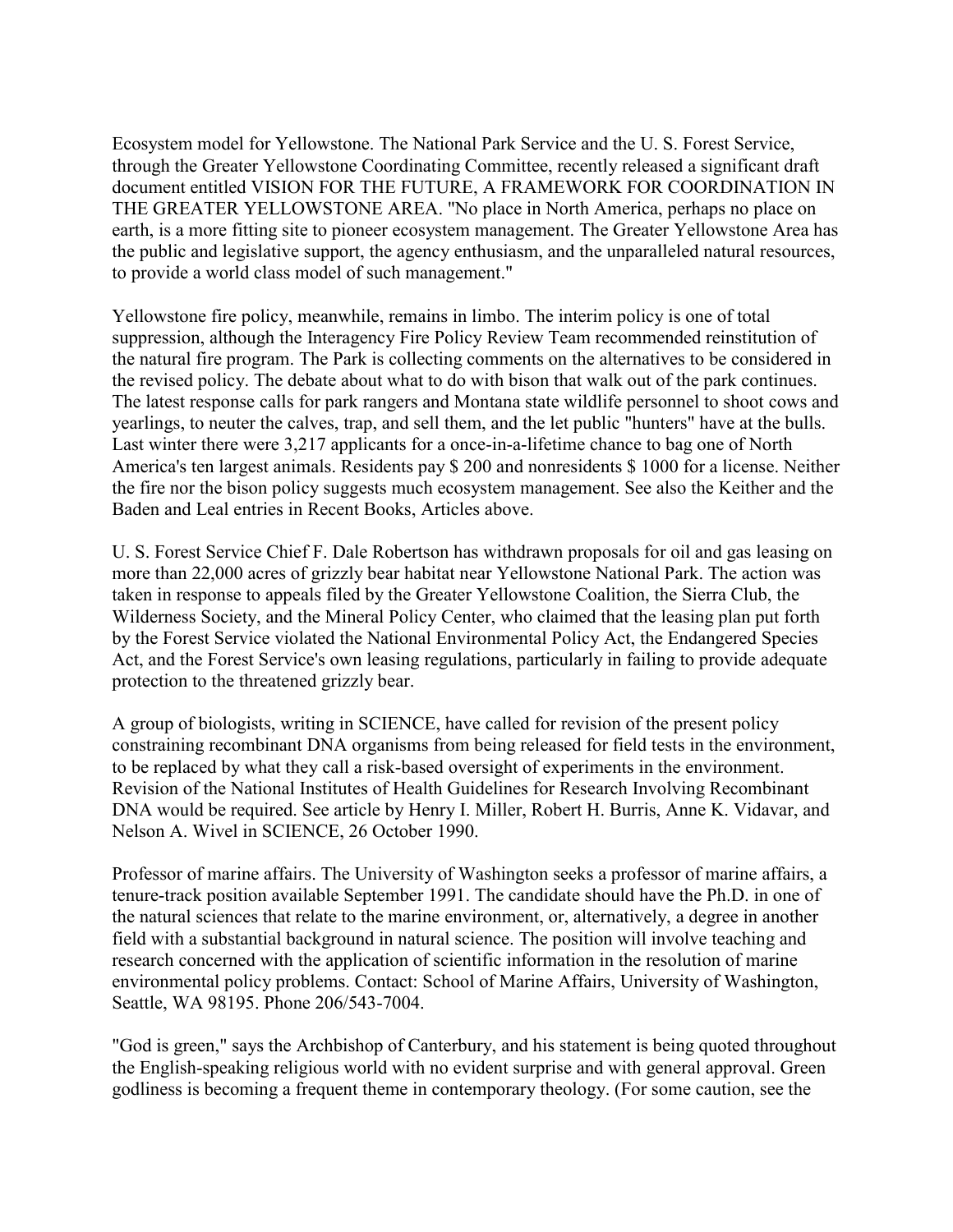Ecosystem model for Yellowstone. The National Park Service and the U. S. Forest Service, through the Greater Yellowstone Coordinating Committee, recently released a significant draft document entitled VISION FOR THE FUTURE, A FRAMEWORK FOR COORDINATION IN THE GREATER YELLOWSTONE AREA. "No place in North America, perhaps no place on earth, is a more fitting site to pioneer ecosystem management. The Greater Yellowstone Area has the public and legislative support, the agency enthusiasm, and the unparalleled natural resources, to provide a world class model of such management."

Yellowstone fire policy, meanwhile, remains in limbo. The interim policy is one of total suppression, although the Interagency Fire Policy Review Team recommended reinstitution of the natural fire program. The Park is collecting comments on the alternatives to be considered in the revised policy. The debate about what to do with bison that walk out of the park continues. The latest response calls for park rangers and Montana state wildlife personnel to shoot cows and yearlings, to neuter the calves, trap, and sell them, and the let public "hunters" have at the bulls. Last winter there were 3,217 applicants for a once-in-a-lifetime chance to bag one of North America's ten largest animals. Residents pay $ 200 and nonresidents $ 1000 for a license. Neither the fire nor the bison policy suggests much ecosystem management. See also the Keither and the Baden and Leal entries in Recent Books, Articles above.

U. S. Forest Service Chief F. Dale Robertson has withdrawn proposals for oil and gas leasing on more than 22,000 acres of grizzly bear habitat near Yellowstone National Park. The action was taken in response to appeals filed by the Greater Yellowstone Coalition, the Sierra Club, the Wilderness Society, and the Mineral Policy Center, who claimed that the leasing plan put forth by the Forest Service violated the National Environmental Policy Act, the Endangered Species Act, and the Forest Service's own leasing regulations, particularly in failing to provide adequate protection to the threatened grizzly bear.

A group of biologists, writing in SCIENCE, have called for revision of the present policy constraining recombinant DNA organisms from being released for field tests in the environment, to be replaced by what they call a risk-based oversight of experiments in the environment. Revision of the National Institutes of Health Guidelines for Research Involving Recombinant DNA would be required. See article by Henry I. Miller, Robert H. Burris, Anne K. Vidavar, and Nelson A. Wivel in SCIENCE, 26 October 1990.

Professor of marine affairs. The University of Washington seeks a professor of marine affairs, a tenure-track position available September 1991. The candidate should have the Ph.D. in one of the natural sciences that relate to the marine environment, or, alternatively, a degree in another field with a substantial background in natural science. The position will involve teaching and research concerned with the application of scientific information in the resolution of marine environmental policy problems. Contact: School of Marine Affairs, University of Washington, Seattle, WA 98195. Phone 206/543-7004.

"God is green," says the Archbishop of Canterbury, and his statement is being quoted throughout the English-speaking religious world with no evident surprise and with general approval. Green godliness is becoming a frequent theme in contemporary theology. (For some caution, see the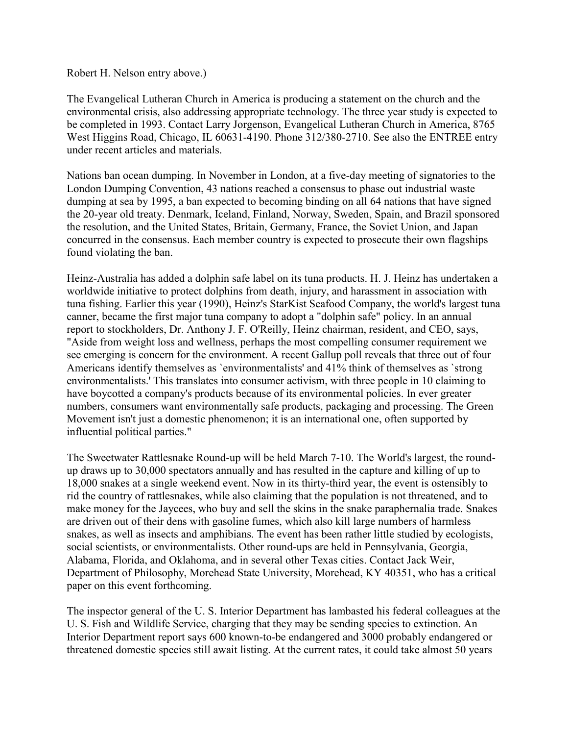Robert H. Nelson entry above.)

The Evangelical Lutheran Church in America is producing a statement on the church and the environmental crisis, also addressing appropriate technology. The three year study is expected to be completed in 1993. Contact Larry Jorgenson, Evangelical Lutheran Church in America, 8765 West Higgins Road, Chicago, IL 60631-4190. Phone 312/380-2710. See also the ENTREE entry under recent articles and materials.

Nations ban ocean dumping. In November in London, at a five-day meeting of signatories to the London Dumping Convention, 43 nations reached a consensus to phase out industrial waste dumping at sea by 1995, a ban expected to becoming binding on all 64 nations that have signed the 20-year old treaty. Denmark, Iceland, Finland, Norway, Sweden, Spain, and Brazil sponsored the resolution, and the United States, Britain, Germany, France, the Soviet Union, and Japan concurred in the consensus. Each member country is expected to prosecute their own flagships found violating the ban.

Heinz-Australia has added a dolphin safe label on its tuna products. H. J. Heinz has undertaken a worldwide initiative to protect dolphins from death, injury, and harassment in association with tuna fishing. Earlier this year (1990), Heinz's StarKist Seafood Company, the world's largest tuna canner, became the first major tuna company to adopt a "dolphin safe" policy. In an annual report to stockholders, Dr. Anthony J. F. O'Reilly, Heinz chairman, resident, and CEO, says, "Aside from weight loss and wellness, perhaps the most compelling consumer requirement we see emerging is concern for the environment. A recent Gallup poll reveals that three out of four Americans identify themselves as `environmentalists' and 41% think of themselves as `strong environmentalists.' This translates into consumer activism, with three people in 10 claiming to have boycotted a company's products because of its environmental policies. In ever greater numbers, consumers want environmentally safe products, packaging and processing. The Green Movement isn't just a domestic phenomenon; it is an international one, often supported by influential political parties."

The Sweetwater Rattlesnake Round-up will be held March 7-10. The World's largest, the round-up draws up to 30,000 spectators annually and has resulted in the capture and killing of up to 18,000 snakes at a single weekend event. Now in its thirty-third year, the event is ostensibly to rid the country of rattlesnakes, while also claiming that the population is not threatened, and to make money for the Jaycees, who buy and sell the skins in the snake paraphernalia trade. Snakes are driven out of their dens with gasoline fumes, which also kill large numbers of harmless snakes, as well as insects and amphibians. The event has been rather little studied by ecologists, social scientists, or environmentalists. Other round-ups are held in Pennsylvania, Georgia, Alabama, Florida, and Oklahoma, and in several other Texas cities. Contact Jack Weir, Department of Philosophy, Morehead State University, Morehead, KY 40351, who has a critical paper on this event forthcoming.

The inspector general of the U. S. Interior Department has lambasted his federal colleagues at the U. S. Fish and Wildlife Service, charging that they may be sending species to extinction. An Interior Department report says 600 known-to-be endangered and 3000 probably endangered or threatened domestic species still await listing. At the current rates, it could take almost 50 years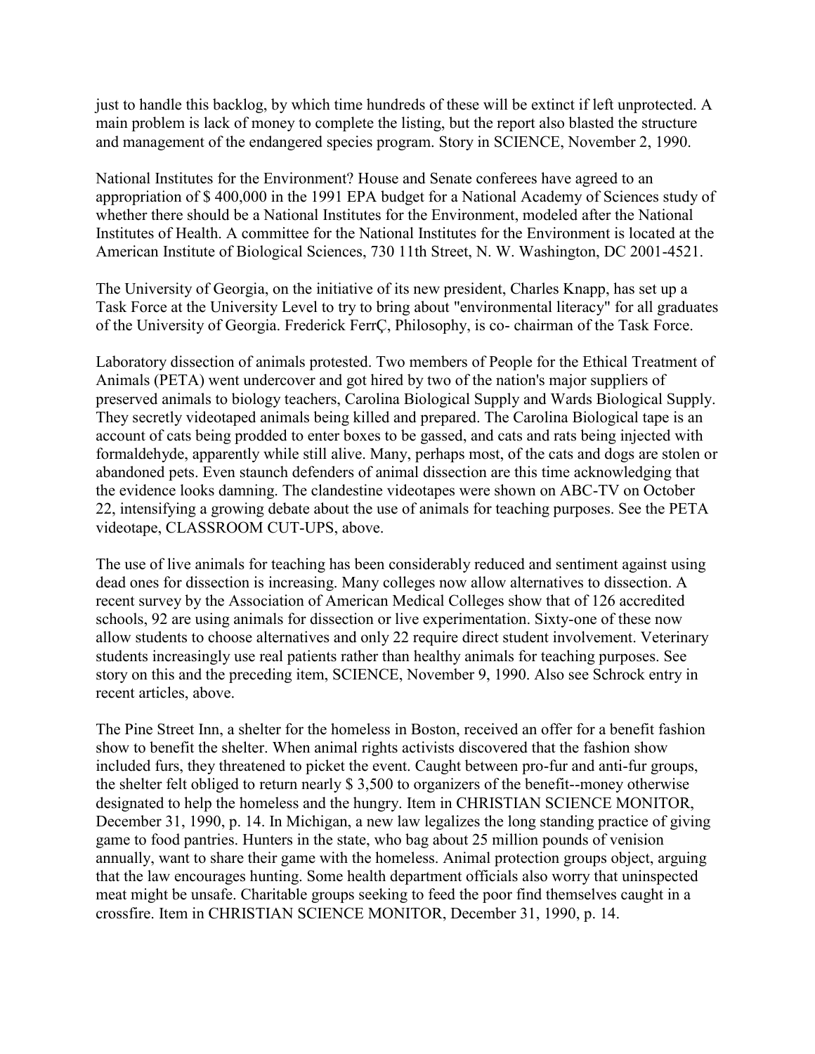just to handle this backlog, by which time hundreds of these will be extinct if left unprotected. A main problem is lack of money to complete the listing, but the report also blasted the structure and management of the endangered species program. Story in SCIENCE, November 2, 1990.

National Institutes for the Environment? House and Senate conferees have agreed to an appropriation of $ 400,000 in the 1991 EPA budget for a National Academy of Sciences study of whether there should be a National Institutes for the Environment, modeled after the National Institutes of Health. A committee for the National Institutes for the Environment is located at the American Institute of Biological Sciences, 730 11th Street, N. W. Washington, DC 2001-4521.

The University of Georgia, on the initiative of its new president, Charles Knapp, has set up a Task Force at the University Level to try to bring about "environmental literacy" for all graduates of the University of Georgia. Frederick FerrÇ, Philosophy, is co- chairman of the Task Force.

Laboratory dissection of animals protested. Two members of People for the Ethical Treatment of Animals (PETA) went undercover and got hired by two of the nation's major suppliers of preserved animals to biology teachers, Carolina Biological Supply and Wards Biological Supply. They secretly videotaped animals being killed and prepared. The Carolina Biological tape is an account of cats being prodded to enter boxes to be gassed, and cats and rats being injected with formaldehyde, apparently while still alive. Many, perhaps most, of the cats and dogs are stolen or abandoned pets. Even staunch defenders of animal dissection are this time acknowledging that the evidence looks damning. The clandestine videotapes were shown on ABC-TV on October 22, intensifying a growing debate about the use of animals for teaching purposes. See the PETA videotape, CLASSROOM CUT-UPS, above.

The use of live animals for teaching has been considerably reduced and sentiment against using dead ones for dissection is increasing. Many colleges now allow alternatives to dissection. A recent survey by the Association of American Medical Colleges show that of 126 accredited schools, 92 are using animals for dissection or live experimentation. Sixty-one of these now allow students to choose alternatives and only 22 require direct student involvement. Veterinary students increasingly use real patients rather than healthy animals for teaching purposes. See story on this and the preceding item, SCIENCE, November 9, 1990. Also see Schrock entry in recent articles, above.

The Pine Street Inn, a shelter for the homeless in Boston, received an offer for a benefit fashion show to benefit the shelter. When animal rights activists discovered that the fashion show included furs, they threatened to picket the event. Caught between pro-fur and anti-fur groups, the shelter felt obliged to return nearly $ 3,500 to organizers of the benefit--money otherwise designated to help the homeless and the hungry. Item in CHRISTIAN SCIENCE MONITOR, December 31, 1990, p. 14. In Michigan, a new law legalizes the long standing practice of giving game to food pantries. Hunters in the state, who bag about 25 million pounds of venision annually, want to share their game with the homeless. Animal protection groups object, arguing that the law encourages hunting. Some health department officials also worry that uninspected meat might be unsafe. Charitable groups seeking to feed the poor find themselves caught in a crossfire. Item in CHRISTIAN SCIENCE MONITOR, December 31, 1990, p. 14.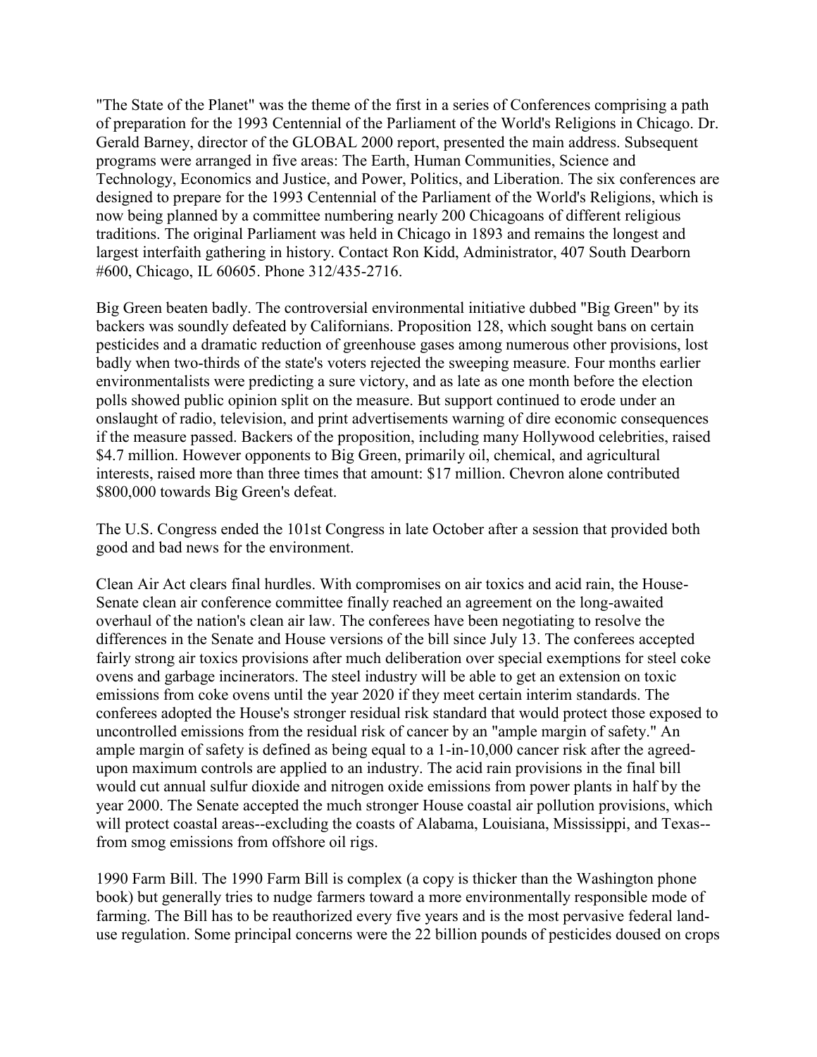"The State of the Planet" was the theme of the first in a series of Conferences comprising a path of preparation for the 1993 Centennial of the Parliament of the World's Religions in Chicago. Dr. Gerald Barney, director of the GLOBAL 2000 report, presented the main address. Subsequent programs were arranged in five areas: The Earth, Human Communities, Science and Technology, Economics and Justice, and Power, Politics, and Liberation. The six conferences are designed to prepare for the 1993 Centennial of the Parliament of the World's Religions, which is now being planned by a committee numbering nearly 200 Chicagoans of different religious traditions. The original Parliament was held in Chicago in 1893 and remains the longest and largest interfaith gathering in history. Contact Ron Kidd, Administrator, 407 South Dearborn #600, Chicago, IL 60605. Phone 312/435-2716.

Big Green beaten badly. The controversial environmental initiative dubbed "Big Green" by its backers was soundly defeated by Californians. Proposition 128, which sought bans on certain pesticides and a dramatic reduction of greenhouse gases among numerous other provisions, lost badly when two-thirds of the state's voters rejected the sweeping measure. Four months earlier environmentalists were predicting a sure victory, and as late as one month before the election polls showed public opinion split on the measure. But support continued to erode under an onslaught of radio, television, and print advertisements warning of dire economic consequences if the measure passed. Backers of the proposition, including many Hollywood celebrities, raised $4.7 million. However opponents to Big Green, primarily oil, chemical, and agricultural interests, raised more than three times that amount: $17 million. Chevron alone contributed $800,000 towards Big Green's defeat.

The U.S. Congress ended the 101st Congress in late October after a session that provided both good and bad news for the environment.

Clean Air Act clears final hurdles. With compromises on air toxics and acid rain, the House-Senate clean air conference committee finally reached an agreement on the long-awaited overhaul of the nation's clean air law. The conferees have been negotiating to resolve the differences in the Senate and House versions of the bill since July 13. The conferees accepted fairly strong air toxics provisions after much deliberation over special exemptions for steel coke ovens and garbage incinerators. The steel industry will be able to get an extension on toxic emissions from coke ovens until the year 2020 if they meet certain interim standards. The conferees adopted the House's stronger residual risk standard that would protect those exposed to uncontrolled emissions from the residual risk of cancer by an "ample margin of safety." An ample margin of safety is defined as being equal to a 1-in-10,000 cancer risk after the agreed-upon maximum controls are applied to an industry. The acid rain provisions in the final bill would cut annual sulfur dioxide and nitrogen oxide emissions from power plants in half by the year 2000. The Senate accepted the much stronger House coastal air pollution provisions, which will protect coastal areas--excluding the coasts of Alabama, Louisiana, Mississippi, and Texas--from smog emissions from offshore oil rigs.

1990 Farm Bill. The 1990 Farm Bill is complex (a copy is thicker than the Washington phone book) but generally tries to nudge farmers toward a more environmentally responsible mode of farming. The Bill has to be reauthorized every five years and is the most pervasive federal land-use regulation. Some principal concerns were the 22 billion pounds of pesticides doused on crops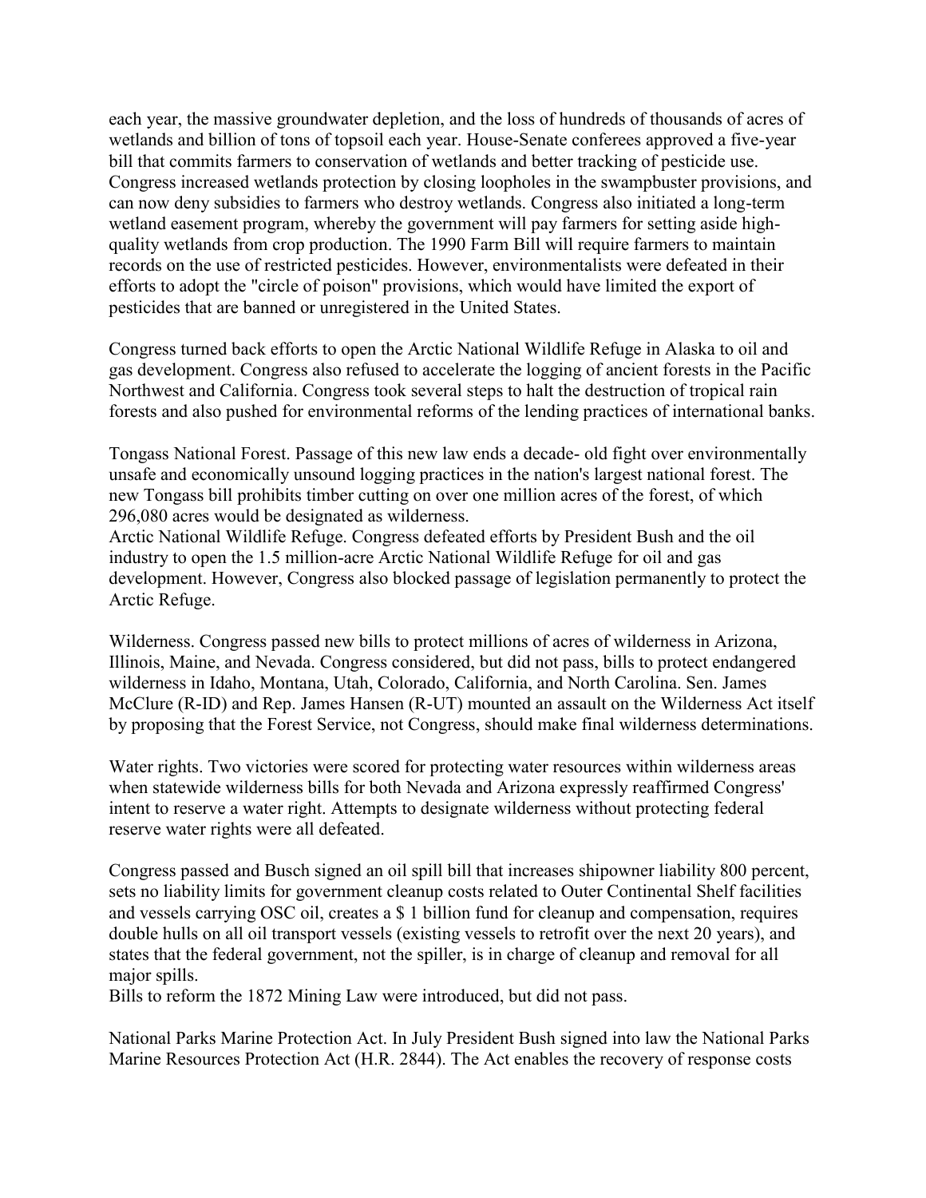each year, the massive groundwater depletion, and the loss of hundreds of thousands of acres of wetlands and billion of tons of topsoil each year. House-Senate conferees approved a five-year bill that commits farmers to conservation of wetlands and better tracking of pesticide use. Congress increased wetlands protection by closing loopholes in the swampbuster provisions, and can now deny subsidies to farmers who destroy wetlands. Congress also initiated a long-term wetland easement program, whereby the government will pay farmers for setting aside high-quality wetlands from crop production. The 1990 Farm Bill will require farmers to maintain records on the use of restricted pesticides. However, environmentalists were defeated in their efforts to adopt the "circle of poison" provisions, which would have limited the export of pesticides that are banned or unregistered in the United States.

Congress turned back efforts to open the Arctic National Wildlife Refuge in Alaska to oil and gas development. Congress also refused to accelerate the logging of ancient forests in the Pacific Northwest and California. Congress took several steps to halt the destruction of tropical rain forests and also pushed for environmental reforms of the lending practices of international banks.

Tongass National Forest. Passage of this new law ends a decade- old fight over environmentally unsafe and economically unsound logging practices in the nation's largest national forest. The new Tongass bill prohibits timber cutting on over one million acres of the forest, of which 296,080 acres would be designated as wilderness.

Arctic National Wildlife Refuge. Congress defeated efforts by President Bush and the oil industry to open the 1.5 million-acre Arctic National Wildlife Refuge for oil and gas development. However, Congress also blocked passage of legislation permanently to protect the Arctic Refuge.

Wilderness. Congress passed new bills to protect millions of acres of wilderness in Arizona, Illinois, Maine, and Nevada. Congress considered, but did not pass, bills to protect endangered wilderness in Idaho, Montana, Utah, Colorado, California, and North Carolina. Sen. James McClure (R-ID) and Rep. James Hansen (R-UT) mounted an assault on the Wilderness Act itself by proposing that the Forest Service, not Congress, should make final wilderness determinations.

Water rights. Two victories were scored for protecting water resources within wilderness areas when statewide wilderness bills for both Nevada and Arizona expressly reaffirmed Congress' intent to reserve a water right. Attempts to designate wilderness without protecting federal reserve water rights were all defeated.

Congress passed and Busch signed an oil spill bill that increases shipowner liability 800 percent, sets no liability limits for government cleanup costs related to Outer Continental Shelf facilities and vessels carrying OSC oil, creates a $ 1 billion fund for cleanup and compensation, requires double hulls on all oil transport vessels (existing vessels to retrofit over the next 20 years), and states that the federal government, not the spiller, is in charge of cleanup and removal for all major spills.

Bills to reform the 1872 Mining Law were introduced, but did not pass.

National Parks Marine Protection Act. In July President Bush signed into law the National Parks Marine Resources Protection Act (H.R. 2844). The Act enables the recovery of response costs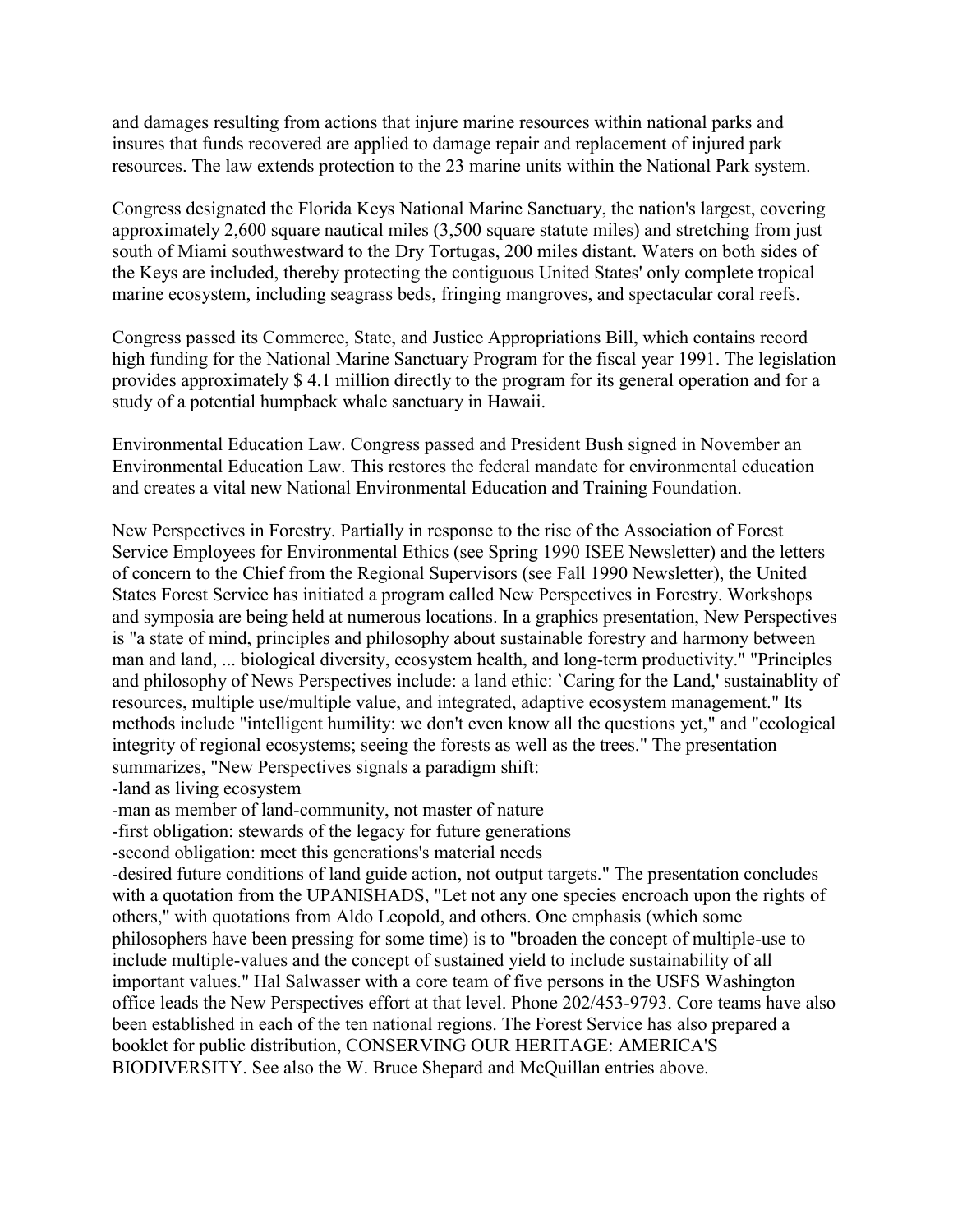and damages resulting from actions that injure marine resources within national parks and insures that funds recovered are applied to damage repair and replacement of injured park resources. The law extends protection to the 23 marine units within the National Park system.

Congress designated the Florida Keys National Marine Sanctuary, the nation's largest, covering approximately 2,600 square nautical miles (3,500 square statute miles) and stretching from just south of Miami southwestward to the Dry Tortugas, 200 miles distant. Waters on both sides of the Keys are included, thereby protecting the contiguous United States' only complete tropical marine ecosystem, including seagrass beds, fringing mangroves, and spectacular coral reefs.

Congress passed its Commerce, State, and Justice Appropriations Bill, which contains record high funding for the National Marine Sanctuary Program for the fiscal year 1991. The legislation provides approximately $ 4.1 million directly to the program for its general operation and for a study of a potential humpback whale sanctuary in Hawaii.

Environmental Education Law. Congress passed and President Bush signed in November an Environmental Education Law. This restores the federal mandate for environmental education and creates a vital new National Environmental Education and Training Foundation.

New Perspectives in Forestry. Partially in response to the rise of the Association of Forest Service Employees for Environmental Ethics (see Spring 1990 ISEE Newsletter) and the letters of concern to the Chief from the Regional Supervisors (see Fall 1990 Newsletter), the United States Forest Service has initiated a program called New Perspectives in Forestry. Workshops and symposia are being held at numerous locations. In a graphics presentation, New Perspectives is "a state of mind, principles and philosophy about sustainable forestry and harmony between man and land, ... biological diversity, ecosystem health, and long-term productivity." "Principles and philosophy of News Perspectives include: a land ethic: `Caring for the Land,' sustainablity of resources, multiple use/multiple value, and integrated, adaptive ecosystem management." Its methods include "intelligent humility: we don't even know all the questions yet," and "ecological integrity of regional ecosystems; seeing the forests as well as the trees." The presentation summarizes, "New Perspectives signals a paradigm shift:

-land as living ecosystem
-man as member of land-community, not master of nature
-first obligation: stewards of the legacy for future generations
-second obligation: meet this generations's material needs
-desired future conditions of land guide action, not output targets." The presentation concludes with a quotation from the UPANISHADS, "Let not any one species encroach upon the rights of others," with quotations from Aldo Leopold, and others. One emphasis (which some philosophers have been pressing for some time) is to "broaden the concept of multiple-use to include multiple-values and the concept of sustained yield to include sustainability of all important values." Hal Salwasser with a core team of five persons in the USFS Washington office leads the New Perspectives effort at that level. Phone 202/453-9793. Core teams have also been established in each of the ten national regions. The Forest Service has also prepared a booklet for public distribution, CONSERVING OUR HERITAGE: AMERICA'S BIODIVERSITY. See also the W. Bruce Shepard and McQuillan entries above.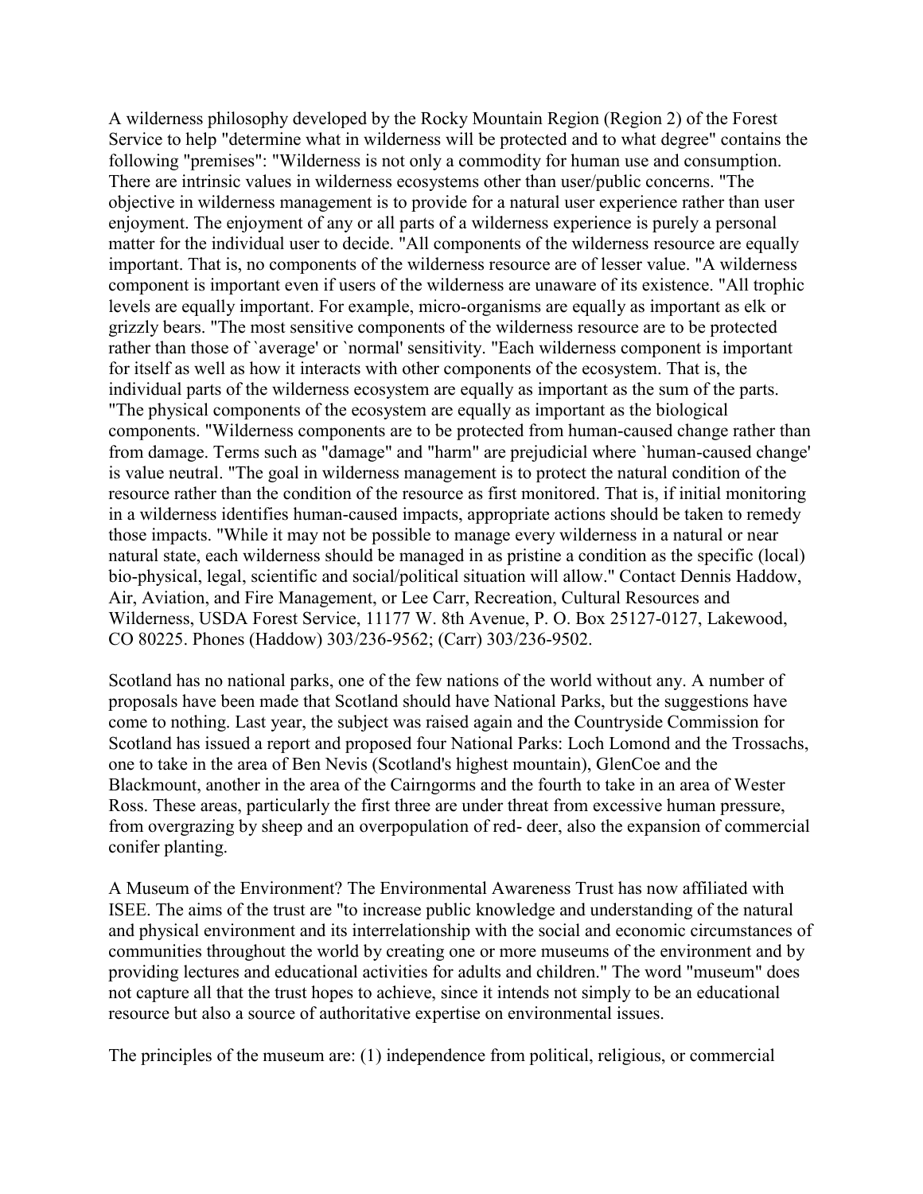A wilderness philosophy developed by the Rocky Mountain Region (Region 2) of the Forest Service to help "determine what in wilderness will be protected and to what degree" contains the following "premises": "Wilderness is not only a commodity for human use and consumption. There are intrinsic values in wilderness ecosystems other than user/public concerns. "The objective in wilderness management is to provide for a natural user experience rather than user enjoyment. The enjoyment of any or all parts of a wilderness experience is purely a personal matter for the individual user to decide. "All components of the wilderness resource are equally important. That is, no components of the wilderness resource are of lesser value. "A wilderness component is important even if users of the wilderness are unaware of its existence. "All trophic levels are equally important. For example, micro-organisms are equally as important as elk or grizzly bears. "The most sensitive components of the wilderness resource are to be protected rather than those of `average' or `normal' sensitivity. "Each wilderness component is important for itself as well as how it interacts with other components of the ecosystem. That is, the individual parts of the wilderness ecosystem are equally as important as the sum of the parts. "The physical components of the ecosystem are equally as important as the biological components. "Wilderness components are to be protected from human-caused change rather than from damage. Terms such as "damage" and "harm" are prejudicial where `human-caused change' is value neutral. "The goal in wilderness management is to protect the natural condition of the resource rather than the condition of the resource as first monitored. That is, if initial monitoring in a wilderness identifies human-caused impacts, appropriate actions should be taken to remedy those impacts. "While it may not be possible to manage every wilderness in a natural or near natural state, each wilderness should be managed in as pristine a condition as the specific (local) bio-physical, legal, scientific and social/political situation will allow." Contact Dennis Haddow, Air, Aviation, and Fire Management, or Lee Carr, Recreation, Cultural Resources and Wilderness, USDA Forest Service, 11177 W. 8th Avenue, P. O. Box 25127-0127, Lakewood, CO 80225. Phones (Haddow) 303/236-9562; (Carr) 303/236-9502.

Scotland has no national parks, one of the few nations of the world without any. A number of proposals have been made that Scotland should have National Parks, but the suggestions have come to nothing. Last year, the subject was raised again and the Countryside Commission for Scotland has issued a report and proposed four National Parks: Loch Lomond and the Trossachs, one to take in the area of Ben Nevis (Scotland's highest mountain), GlenCoe and the Blackmount, another in the area of the Cairngorms and the fourth to take in an area of Wester Ross. These areas, particularly the first three are under threat from excessive human pressure, from overgrazing by sheep and an overpopulation of red- deer, also the expansion of commercial conifer planting.

A Museum of the Environment? The Environmental Awareness Trust has now affiliated with ISEE. The aims of the trust are "to increase public knowledge and understanding of the natural and physical environment and its interrelationship with the social and economic circumstances of communities throughout the world by creating one or more museums of the environment and by providing lectures and educational activities for adults and children." The word "museum" does not capture all that the trust hopes to achieve, since it intends not simply to be an educational resource but also a source of authoritative expertise on environmental issues.

The principles of the museum are: (1) independence from political, religious, or commercial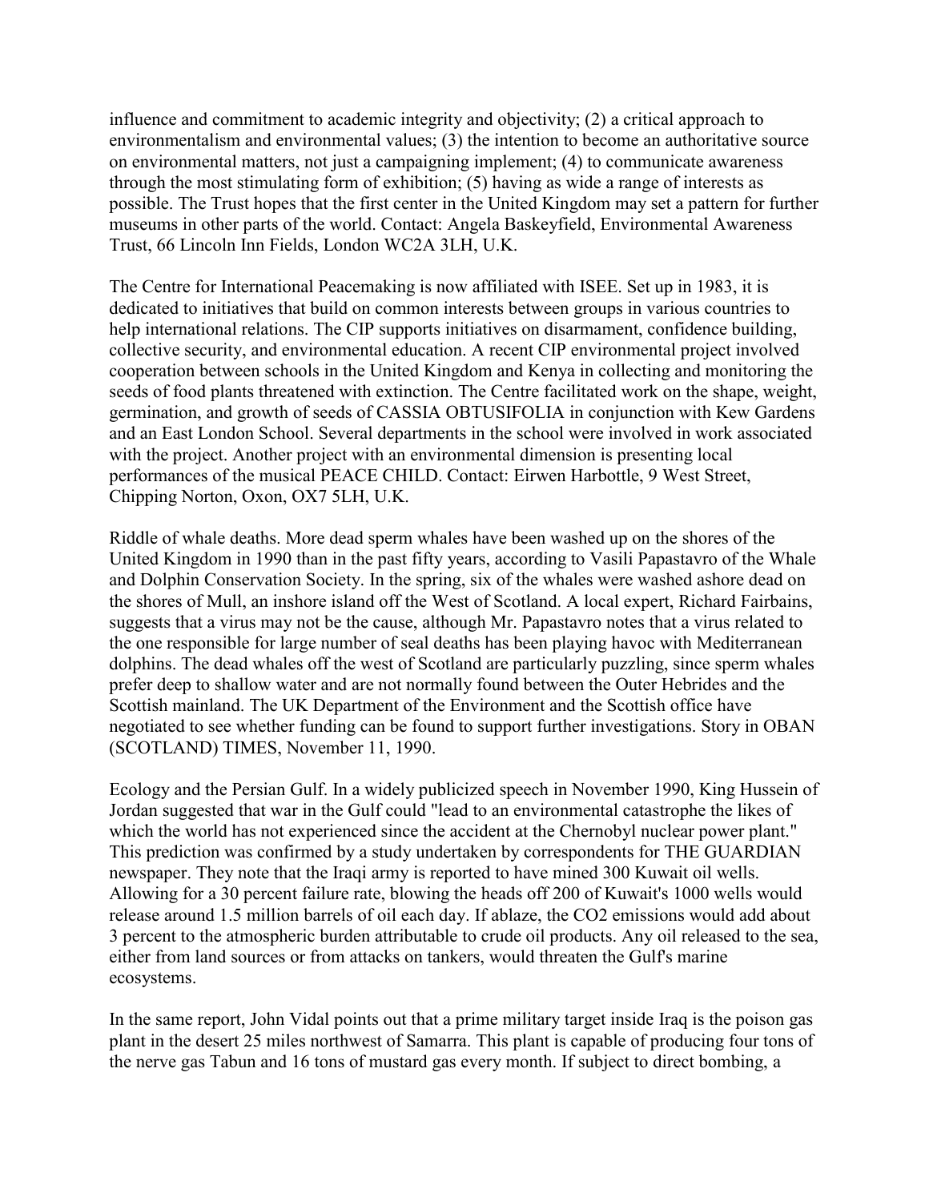influence and commitment to academic integrity and objectivity; (2) a critical approach to environmentalism and environmental values; (3) the intention to become an authoritative source on environmental matters, not just a campaigning implement; (4) to communicate awareness through the most stimulating form of exhibition; (5) having as wide a range of interests as possible. The Trust hopes that the first center in the United Kingdom may set a pattern for further museums in other parts of the world. Contact: Angela Baskeyfield, Environmental Awareness Trust, 66 Lincoln Inn Fields, London WC2A 3LH, U.K.

The Centre for International Peacemaking is now affiliated with ISEE. Set up in 1983, it is dedicated to initiatives that build on common interests between groups in various countries to help international relations. The CIP supports initiatives on disarmament, confidence building, collective security, and environmental education. A recent CIP environmental project involved cooperation between schools in the United Kingdom and Kenya in collecting and monitoring the seeds of food plants threatened with extinction. The Centre facilitated work on the shape, weight, germination, and growth of seeds of CASSIA OBTUSIFOLIA in conjunction with Kew Gardens and an East London School. Several departments in the school were involved in work associated with the project. Another project with an environmental dimension is presenting local performances of the musical PEACE CHILD. Contact: Eirwen Harbottle, 9 West Street, Chipping Norton, Oxon, OX7 5LH, U.K.

Riddle of whale deaths. More dead sperm whales have been washed up on the shores of the United Kingdom in 1990 than in the past fifty years, according to Vasili Papastavro of the Whale and Dolphin Conservation Society. In the spring, six of the whales were washed ashore dead on the shores of Mull, an inshore island off the West of Scotland. A local expert, Richard Fairbains, suggests that a virus may not be the cause, although Mr. Papastavro notes that a virus related to the one responsible for large number of seal deaths has been playing havoc with Mediterranean dolphins. The dead whales off the west of Scotland are particularly puzzling, since sperm whales prefer deep to shallow water and are not normally found between the Outer Hebrides and the Scottish mainland. The UK Department of the Environment and the Scottish office have negotiated to see whether funding can be found to support further investigations. Story in OBAN (SCOTLAND) TIMES, November 11, 1990.

Ecology and the Persian Gulf. In a widely publicized speech in November 1990, King Hussein of Jordan suggested that war in the Gulf could "lead to an environmental catastrophe the likes of which the world has not experienced since the accident at the Chernobyl nuclear power plant." This prediction was confirmed by a study undertaken by correspondents for THE GUARDIAN newspaper. They note that the Iraqi army is reported to have mined 300 Kuwait oil wells. Allowing for a 30 percent failure rate, blowing the heads off 200 of Kuwait's 1000 wells would release around 1.5 million barrels of oil each day. If ablaze, the $CO_2$ emissions would add about 3 percent to the atmospheric burden attributable to crude oil products. Any oil released to the sea, either from land sources or from attacks on tankers, would threaten the Gulf's marine ecosystems.

In the same report, John Vidal points out that a prime military target inside Iraq is the poison gas plant in the desert 25 miles northwest of Samarra. This plant is capable of producing four tons of the nerve gas Tabun and 16 tons of mustard gas every month. If subject to direct bombing, a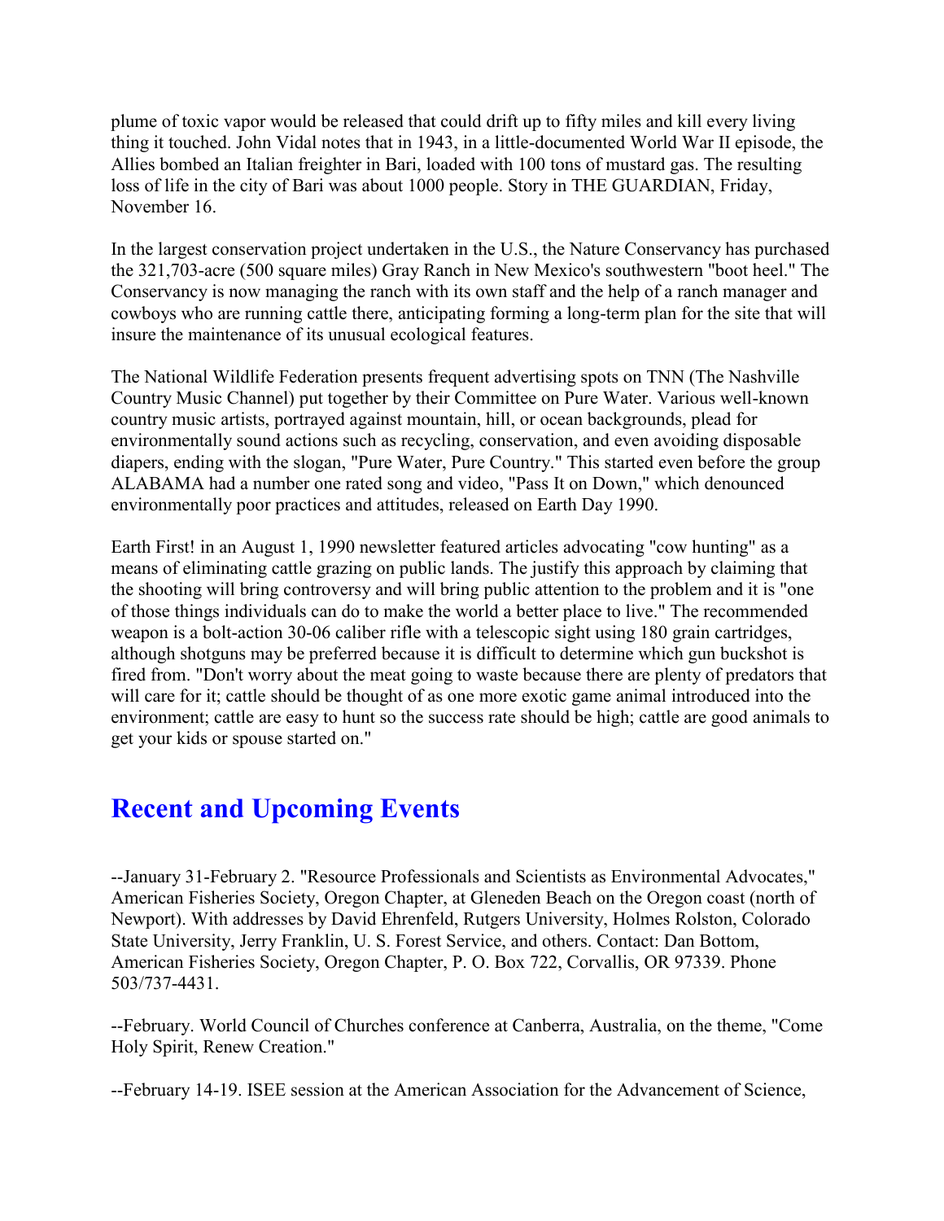plume of toxic vapor would be released that could drift up to fifty miles and kill every living thing it touched. John Vidal notes that in 1943, in a little-documented World War II episode, the Allies bombed an Italian freighter in Bari, loaded with 100 tons of mustard gas. The resulting loss of life in the city of Bari was about 1000 people. Story in THE GUARDIAN, Friday, November 16.

In the largest conservation project undertaken in the U.S., the Nature Conservancy has purchased the 321,703-acre (500 square miles) Gray Ranch in New Mexico's southwestern "boot heel." The Conservancy is now managing the ranch with its own staff and the help of a ranch manager and cowboys who are running cattle there, anticipating forming a long-term plan for the site that will insure the maintenance of its unusual ecological features.

The National Wildlife Federation presents frequent advertising spots on TNN (The Nashville Country Music Channel) put together by their Committee on Pure Water. Various well-known country music artists, portrayed against mountain, hill, or ocean backgrounds, plead for environmentally sound actions such as recycling, conservation, and even avoiding disposable diapers, ending with the slogan, "Pure Water, Pure Country." This started even before the group ALABAMA had a number one rated song and video, "Pass It on Down," which denounced environmentally poor practices and attitudes, released on Earth Day 1990.

Earth First! in an August 1, 1990 newsletter featured articles advocating "cow hunting" as a means of eliminating cattle grazing on public lands. The justify this approach by claiming that the shooting will bring controversy and will bring public attention to the problem and it is "one of those things individuals can do to make the world a better place to live." The recommended weapon is a bolt-action 30-06 caliber rifle with a telescopic sight using 180 grain cartridges, although shotguns may be preferred because it is difficult to determine which gun buckshot is fired from. "Don't worry about the meat going to waste because there are plenty of predators that will care for it; cattle should be thought of as one more exotic game animal introduced into the environment; cattle are easy to hunt so the success rate should be high; cattle are good animals to get your kids or spouse started on."

## Recent and Upcoming Events

--January 31-February 2. "Resource Professionals and Scientists as Environmental Advocates," American Fisheries Society, Oregon Chapter, at Gleneden Beach on the Oregon coast (north of Newport). With addresses by David Ehrenfeld, Rutgers University, Holmes Rolston, Colorado State University, Jerry Franklin, U. S. Forest Service, and others. Contact: Dan Bottom, American Fisheries Society, Oregon Chapter, P. O. Box 722, Corvallis, OR 97339. Phone 503/737-4431.

--February. World Council of Churches conference at Canberra, Australia, on the theme, "Come Holy Spirit, Renew Creation."

--February 14-19. ISEE session at the American Association for the Advancement of Science,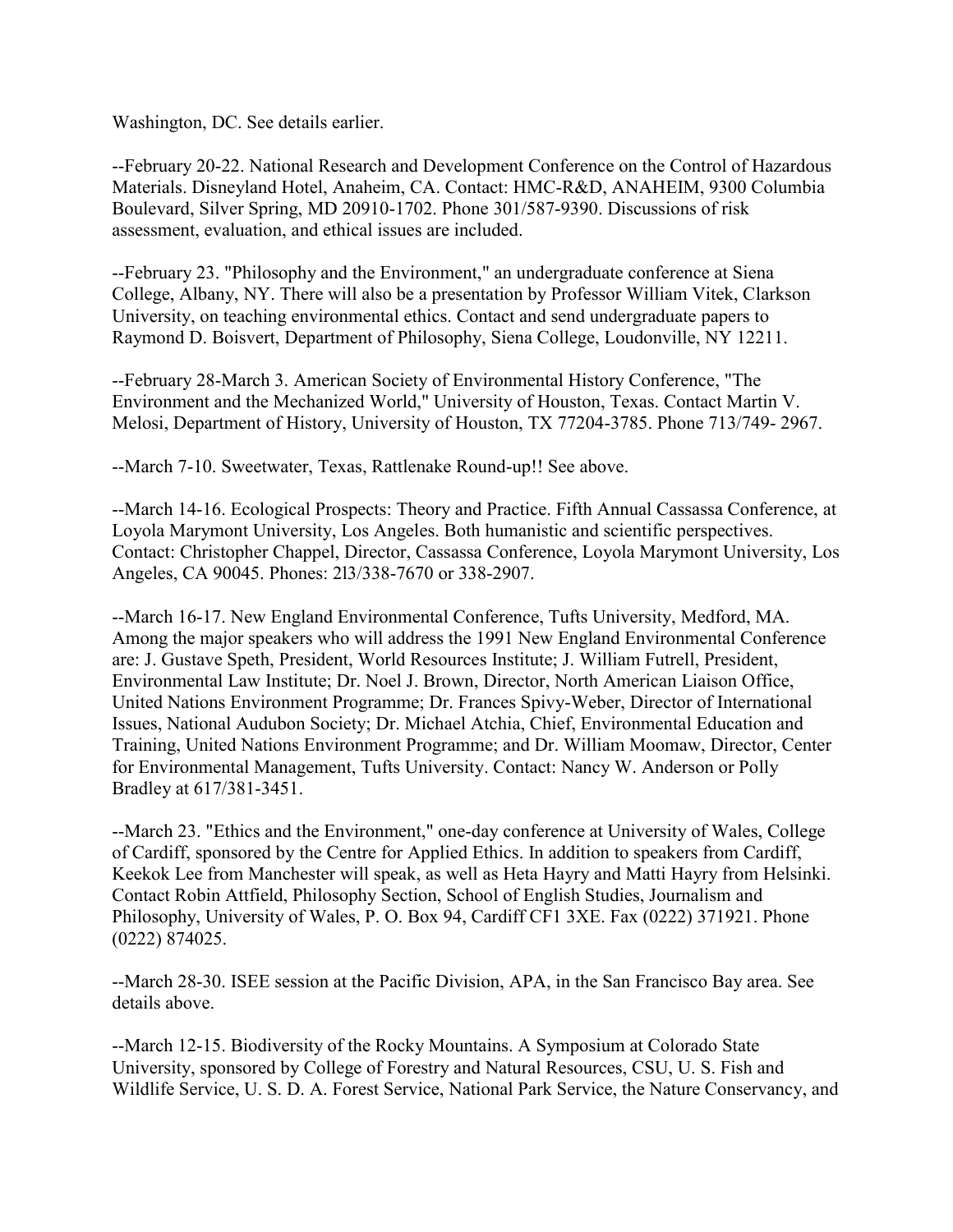Washington, DC. See details earlier.

--February 20-22. National Research and Development Conference on the Control of Hazardous Materials. Disneyland Hotel, Anaheim, CA. Contact: HMC-R&D, ANAHEIM, 9300 Columbia Boulevard, Silver Spring, MD 20910-1702. Phone 301/587-9390. Discussions of risk assessment, evaluation, and ethical issues are included.

--February 23. "Philosophy and the Environment," an undergraduate conference at Siena College, Albany, NY. There will also be a presentation by Professor William Vitek, Clarkson University, on teaching environmental ethics. Contact and send undergraduate papers to Raymond D. Boisvert, Department of Philosophy, Siena College, Loudonville, NY 12211.

--February 28-March 3. American Society of Environmental History Conference, "The Environment and the Mechanized World," University of Houston, Texas. Contact Martin V. Melosi, Department of History, University of Houston, TX 77204-3785. Phone 713/749- 2967.

--March 7-10. Sweetwater, Texas, Rattlenake Round-up!! See above.

--March 14-16. Ecological Prospects: Theory and Practice. Fifth Annual Cassassa Conference, at Loyola Marymont University, Los Angeles. Both humanistic and scientific perspectives. Contact: Christopher Chappel, Director, Cassassa Conference, Loyola Marymont University, Los Angeles, CA 90045. Phones: 2l3/338-7670 or 338-2907.

--March 16-17. New England Environmental Conference, Tufts University, Medford, MA. Among the major speakers who will address the 1991 New England Environmental Conference are: J. Gustave Speth, President, World Resources Institute; J. William Futrell, President, Environmental Law Institute; Dr. Noel J. Brown, Director, North American Liaison Office, United Nations Environment Programme; Dr. Frances Spivy-Weber, Director of International Issues, National Audubon Society; Dr. Michael Atchia, Chief, Environmental Education and Training, United Nations Environment Programme; and Dr. William Moomaw, Director, Center for Environmental Management, Tufts University. Contact: Nancy W. Anderson or Polly Bradley at 617/381-3451.

--March 23. "Ethics and the Environment," one-day conference at University of Wales, College of Cardiff, sponsored by the Centre for Applied Ethics. In addition to speakers from Cardiff, Keekok Lee from Manchester will speak, as well as Heta Hayry and Matti Hayry from Helsinki. Contact Robin Attfield, Philosophy Section, School of English Studies, Journalism and Philosophy, University of Wales, P. O. Box 94, Cardiff CF1 3XE. Fax (0222) 371921. Phone (0222) 874025.

--March 28-30. ISEE session at the Pacific Division, APA, in the San Francisco Bay area. See details above.

--March 12-15. Biodiversity of the Rocky Mountains. A Symposium at Colorado State University, sponsored by College of Forestry and Natural Resources, CSU, U. S. Fish and Wildlife Service, U. S. D. A. Forest Service, National Park Service, the Nature Conservancy, and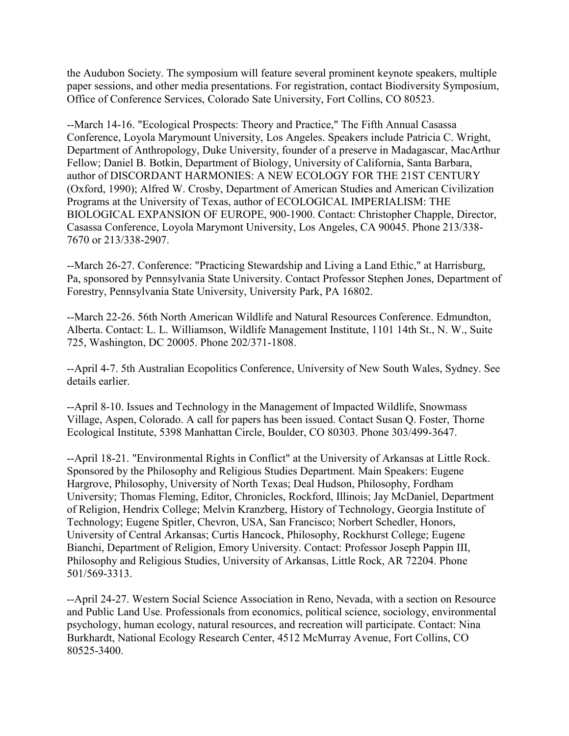the Audubon Society. The symposium will feature several prominent keynote speakers, multiple paper sessions, and other media presentations. For registration, contact Biodiversity Symposium, Office of Conference Services, Colorado Sate University, Fort Collins, CO 80523.

--March 14-16. "Ecological Prospects: Theory and Practice," The Fifth Annual Casassa Conference, Loyola Marymount University, Los Angeles. Speakers include Patricia C. Wright, Department of Anthropology, Duke University, founder of a preserve in Madagascar, MacArthur Fellow; Daniel B. Botkin, Department of Biology, University of California, Santa Barbara, author of DISCORDANT HARMONIES: A NEW ECOLOGY FOR THE 21ST CENTURY (Oxford, 1990); Alfred W. Crosby, Department of American Studies and American Civilization Programs at the University of Texas, author of ECOLOGICAL IMPERIALISM: THE BIOLOGICAL EXPANSION OF EUROPE, 900-1900. Contact: Christopher Chapple, Director, Casassa Conference, Loyola Marymont University, Los Angeles, CA 90045. Phone 213/338-7670 or 213/338-2907.

--March 26-27. Conference: "Practicing Stewardship and Living a Land Ethic," at Harrisburg, Pa, sponsored by Pennsylvania State University. Contact Professor Stephen Jones, Department of Forestry, Pennsylvania State University, University Park, PA 16802.

--March 22-26. 56th North American Wildlife and Natural Resources Conference. Edmundton, Alberta. Contact: L. L. Williamson, Wildlife Management Institute, 1101 14th St., N. W., Suite 725, Washington, DC 20005. Phone 202/371-1808.

--April 4-7. 5th Australian Ecopolitics Conference, University of New South Wales, Sydney. See details earlier.

--April 8-10. Issues and Technology in the Management of Impacted Wildlife, Snowmass Village, Aspen, Colorado. A call for papers has been issued. Contact Susan Q. Foster, Thorne Ecological Institute, 5398 Manhattan Circle, Boulder, CO 80303. Phone 303/499-3647.

--April 18-21. "Environmental Rights in Conflict" at the University of Arkansas at Little Rock. Sponsored by the Philosophy and Religious Studies Department. Main Speakers: Eugene Hargrove, Philosophy, University of North Texas; Deal Hudson, Philosophy, Fordham University; Thomas Fleming, Editor, Chronicles, Rockford, Illinois; Jay McDaniel, Department of Religion, Hendrix College; Melvin Kranzberg, History of Technology, Georgia Institute of Technology; Eugene Spitler, Chevron, USA, San Francisco; Norbert Schedler, Honors, University of Central Arkansas; Curtis Hancock, Philosophy, Rockhurst College; Eugene Bianchi, Department of Religion, Emory University. Contact: Professor Joseph Pappin III, Philosophy and Religious Studies, University of Arkansas, Little Rock, AR 72204. Phone 501/569-3313.

--April 24-27. Western Social Science Association in Reno, Nevada, with a section on Resource and Public Land Use. Professionals from economics, political science, sociology, environmental psychology, human ecology, natural resources, and recreation will participate. Contact: Nina Burkhardt, National Ecology Research Center, 4512 McMurray Avenue, Fort Collins, CO 80525-3400.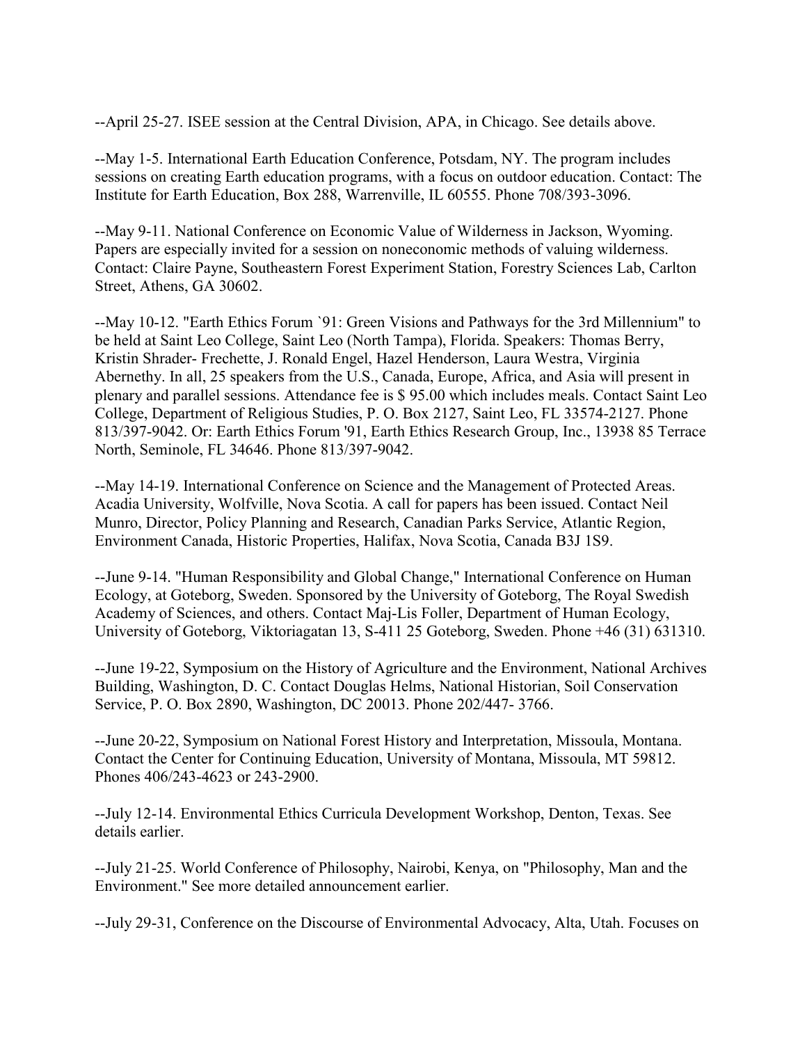--April 25-27. ISEE session at the Central Division, APA, in Chicago. See details above.

--May 1-5. International Earth Education Conference, Potsdam, NY. The program includes sessions on creating Earth education programs, with a focus on outdoor education. Contact: The Institute for Earth Education, Box 288, Warrenville, IL 60555. Phone 708/393-3096.

--May 9-11. National Conference on Economic Value of Wilderness in Jackson, Wyoming. Papers are especially invited for a session on noneconomic methods of valuing wilderness. Contact: Claire Payne, Southeastern Forest Experiment Station, Forestry Sciences Lab, Carlton Street, Athens, GA 30602.

--May 10-12. "Earth Ethics Forum `91: Green Visions and Pathways for the 3rd Millennium" to be held at Saint Leo College, Saint Leo (North Tampa), Florida. Speakers: Thomas Berry, Kristin Shrader- Frechette, J. Ronald Engel, Hazel Henderson, Laura Westra, Virginia Abernethy. In all, 25 speakers from the U.S., Canada, Europe, Africa, and Asia will present in plenary and parallel sessions. Attendance fee is $ 95.00 which includes meals. Contact Saint Leo College, Department of Religious Studies, P. O. Box 2127, Saint Leo, FL 33574-2127. Phone 813/397-9042. Or: Earth Ethics Forum '91, Earth Ethics Research Group, Inc., 13938 85 Terrace North, Seminole, FL 34646. Phone 813/397-9042.

--May 14-19. International Conference on Science and the Management of Protected Areas. Acadia University, Wolfville, Nova Scotia. A call for papers has been issued. Contact Neil Munro, Director, Policy Planning and Research, Canadian Parks Service, Atlantic Region, Environment Canada, Historic Properties, Halifax, Nova Scotia, Canada B3J 1S9.

--June 9-14. "Human Responsibility and Global Change," International Conference on Human Ecology, at Goteborg, Sweden. Sponsored by the University of Goteborg, The Royal Swedish Academy of Sciences, and others. Contact Maj-Lis Foller, Department of Human Ecology, University of Goteborg, Viktoriagatan 13, S-411 25 Goteborg, Sweden. Phone +46 (31) 631310.

--June 19-22, Symposium on the History of Agriculture and the Environment, National Archives Building, Washington, D. C. Contact Douglas Helms, National Historian, Soil Conservation Service, P. O. Box 2890, Washington, DC 20013. Phone 202/447- 3766.

--June 20-22, Symposium on National Forest History and Interpretation, Missoula, Montana. Contact the Center for Continuing Education, University of Montana, Missoula, MT 59812. Phones 406/243-4623 or 243-2900.

--July 12-14. Environmental Ethics Curricula Development Workshop, Denton, Texas. See details earlier.

--July 21-25. World Conference of Philosophy, Nairobi, Kenya, on "Philosophy, Man and the Environment." See more detailed announcement earlier.

--July 29-31, Conference on the Discourse of Environmental Advocacy, Alta, Utah. Focuses on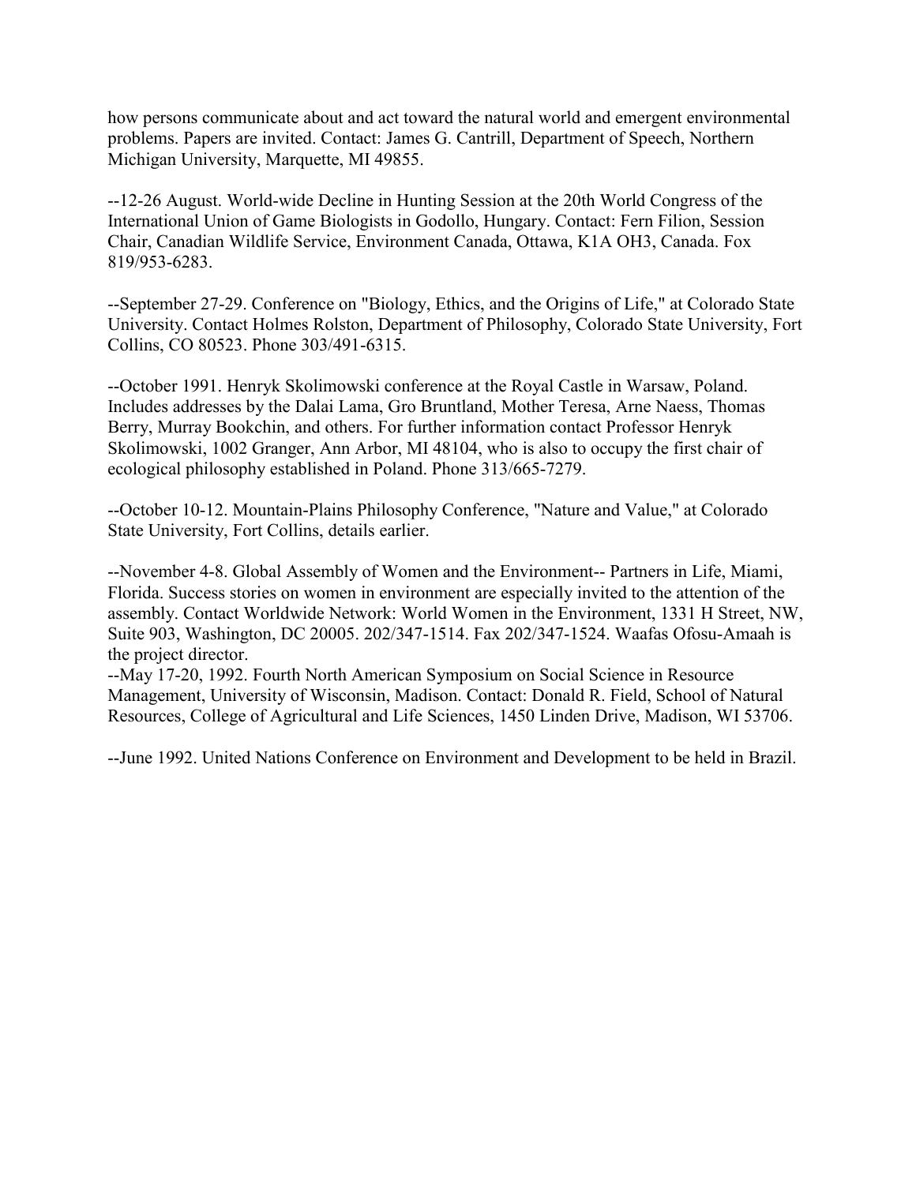how persons communicate about and act toward the natural world and emergent environmental problems. Papers are invited. Contact: James G. Cantrill, Department of Speech, Northern Michigan University, Marquette, MI 49855.

--12-26 August. World-wide Decline in Hunting Session at the 20th World Congress of the International Union of Game Biologists in Godollo, Hungary. Contact: Fern Filion, Session Chair, Canadian Wildlife Service, Environment Canada, Ottawa, K1A OH3, Canada. Fox 819/953-6283.

--September 27-29. Conference on "Biology, Ethics, and the Origins of Life," at Colorado State University. Contact Holmes Rolston, Department of Philosophy, Colorado State University, Fort Collins, CO 80523. Phone 303/491-6315.

--October 1991. Henryk Skolimowski conference at the Royal Castle in Warsaw, Poland. Includes addresses by the Dalai Lama, Gro Bruntland, Mother Teresa, Arne Naess, Thomas Berry, Murray Bookchin, and others. For further information contact Professor Henryk Skolimowski, 1002 Granger, Ann Arbor, MI 48104, who is also to occupy the first chair of ecological philosophy established in Poland. Phone 313/665-7279.

--October 10-12. Mountain-Plains Philosophy Conference, "Nature and Value," at Colorado State University, Fort Collins, details earlier.

--November 4-8. Global Assembly of Women and the Environment-- Partners in Life, Miami, Florida. Success stories on women in environment are especially invited to the attention of the assembly. Contact Worldwide Network: World Women in the Environment, 1331 H Street, NW, Suite 903, Washington, DC 20005. 202/347-1514. Fax 202/347-1524. Waafas Ofosu-Amaah is the project director.

--May 17-20, 1992. Fourth North American Symposium on Social Science in Resource Management, University of Wisconsin, Madison. Contact: Donald R. Field, School of Natural Resources, College of Agricultural and Life Sciences, 1450 Linden Drive, Madison, WI 53706.

--June 1992. United Nations Conference on Environment and Development to be held in Brazil.